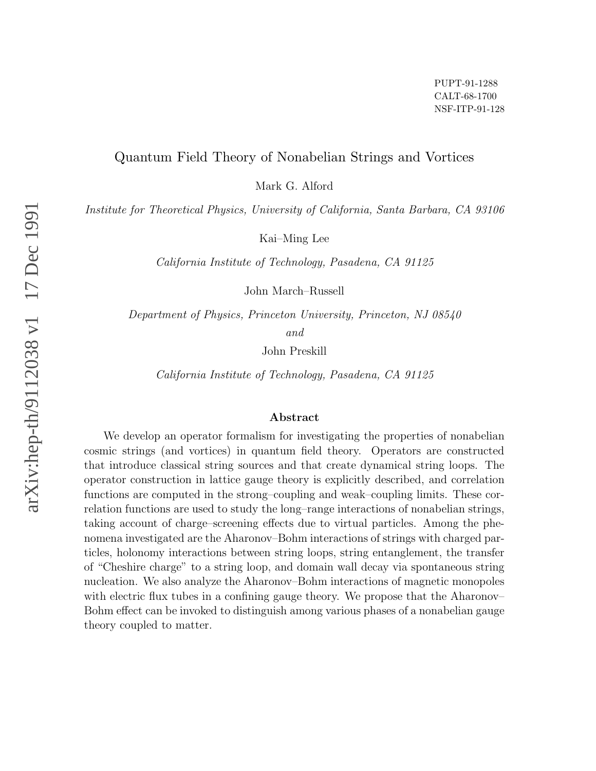PUPT-91-1288
CALT-68-1700
NSF-ITP-91-128

# Quantum Field Theory of Nonabelian Strings and Vortices

Mark G. Alford

*Institute for Theoretical Physics, University of California, Santa Barbara, CA 93106*

Kai–Ming Lee

*California Institute of Technology, Pasadena, CA 91125*

John March–Russell

*Department of Physics, Princeton University, Princeton, NJ 08540*

*and*

John Preskill

*California Institute of Technology, Pasadena, CA 91125*

## Abstract

We develop an operator formalism for investigating the properties of nonabelian cosmic strings (and vortices) in quantum field theory. Operators are constructed that introduce classical string sources and that create dynamical string loops. The operator construction in lattice gauge theory is explicitly described, and correlation functions are computed in the strong–coupling and weak–coupling limits. These correlation functions are used to study the long–range interactions of nonabelian strings, taking account of charge–screening effects due to virtual particles. Among the phenomena investigated are the Aharonov–Bohm interactions of strings with charged particles, holonomy interactions between string loops, string entanglement, the transfer of "Cheshire charge" to a string loop, and domain wall decay via spontaneous string nucleation. We also analyze the Aharonov–Bohm interactions of magnetic monopoles with electric flux tubes in a confining gauge theory. We propose that the Aharonov–Bohm effect can be invoked to distinguish among various phases of a nonabelian gauge theory coupled to matter.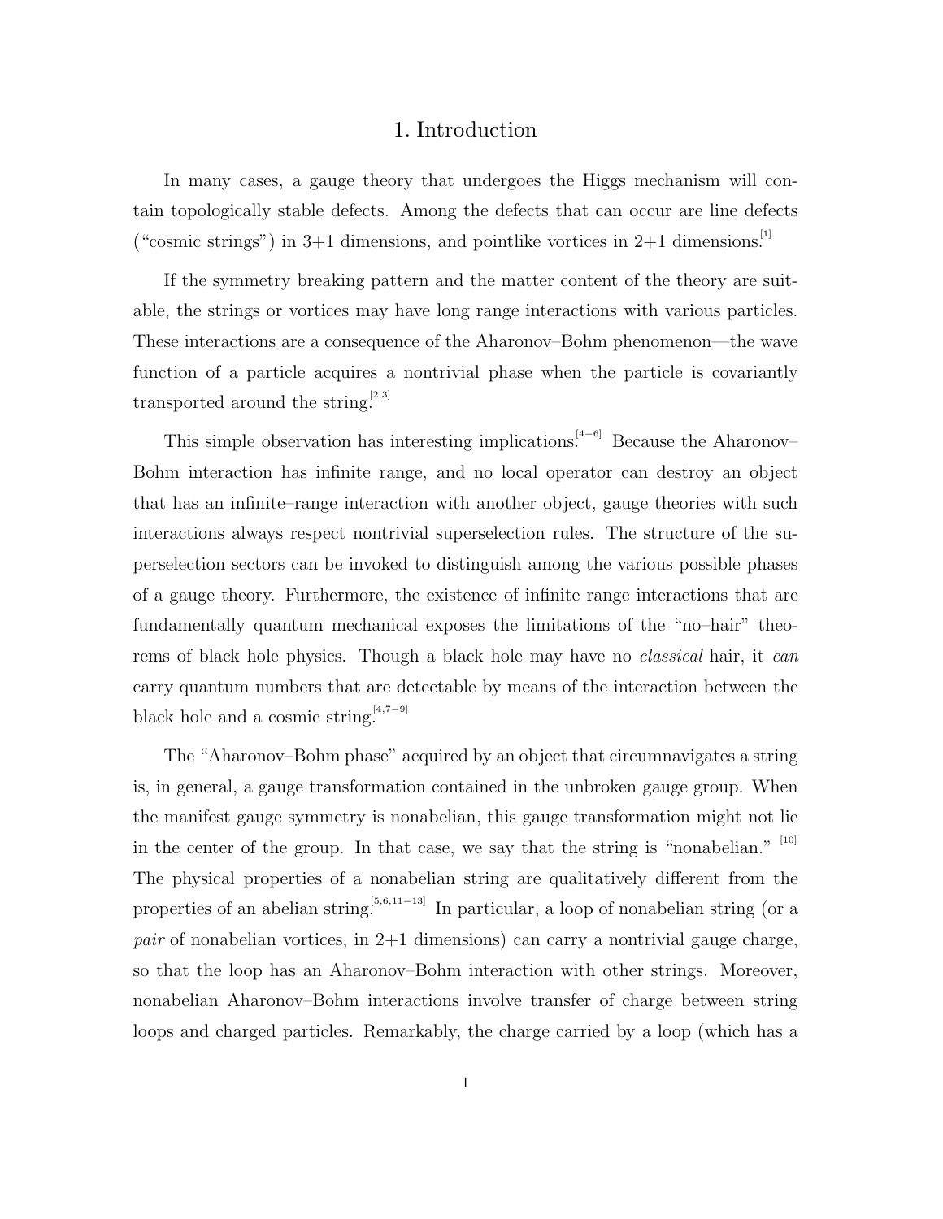# 1. Introduction

In many cases, a gauge theory that undergoes the Higgs mechanism will contain topologically stable defects. Among the defects that can occur are line defects ("cosmic strings") in 3+1 dimensions, and pointlike vortices in 2+1 dimensions.[1]

If the symmetry breaking pattern and the matter content of the theory are suitable, the strings or vortices may have long range interactions with various particles. These interactions are a consequence of the Aharonov–Bohm phenomenon—the wave function of a particle acquires a nontrivial phase when the particle is covariantly transported around the string.[2,3]

This simple observation has interesting implications.[4−6] Because the Aharonov–Bohm interaction has infinite range, and no local operator can destroy an object that has an infinite–range interaction with another object, gauge theories with such interactions always respect nontrivial superselection rules. The structure of the superselection sectors can be invoked to distinguish among the various possible phases of a gauge theory. Furthermore, the existence of infinite range interactions that are fundamentally quantum mechanical exposes the limitations of the "no–hair" theorems of black hole physics. Though a black hole may have no *classical* hair, it *can* carry quantum numbers that are detectable by means of the interaction between the black hole and a cosmic string.[4,7−9]

The "Aharonov–Bohm phase" acquired by an object that circumnavigates a string is, in general, a gauge transformation contained in the unbroken gauge group. When the manifest gauge symmetry is nonabelian, this gauge transformation might not lie in the center of the group. In that case, we say that the string is "nonabelian." [10] The physical properties of a nonabelian string are qualitatively different from the properties of an abelian string.[5,6,11−13] In particular, a loop of nonabelian string (or a *pair* of nonabelian vortices, in 2+1 dimensions) can carry a nontrivial gauge charge, so that the loop has an Aharonov–Bohm interaction with other strings. Moreover, nonabelian Aharonov–Bohm interactions involve transfer of charge between string loops and charged particles. Remarkably, the charge carried by a loop (which has a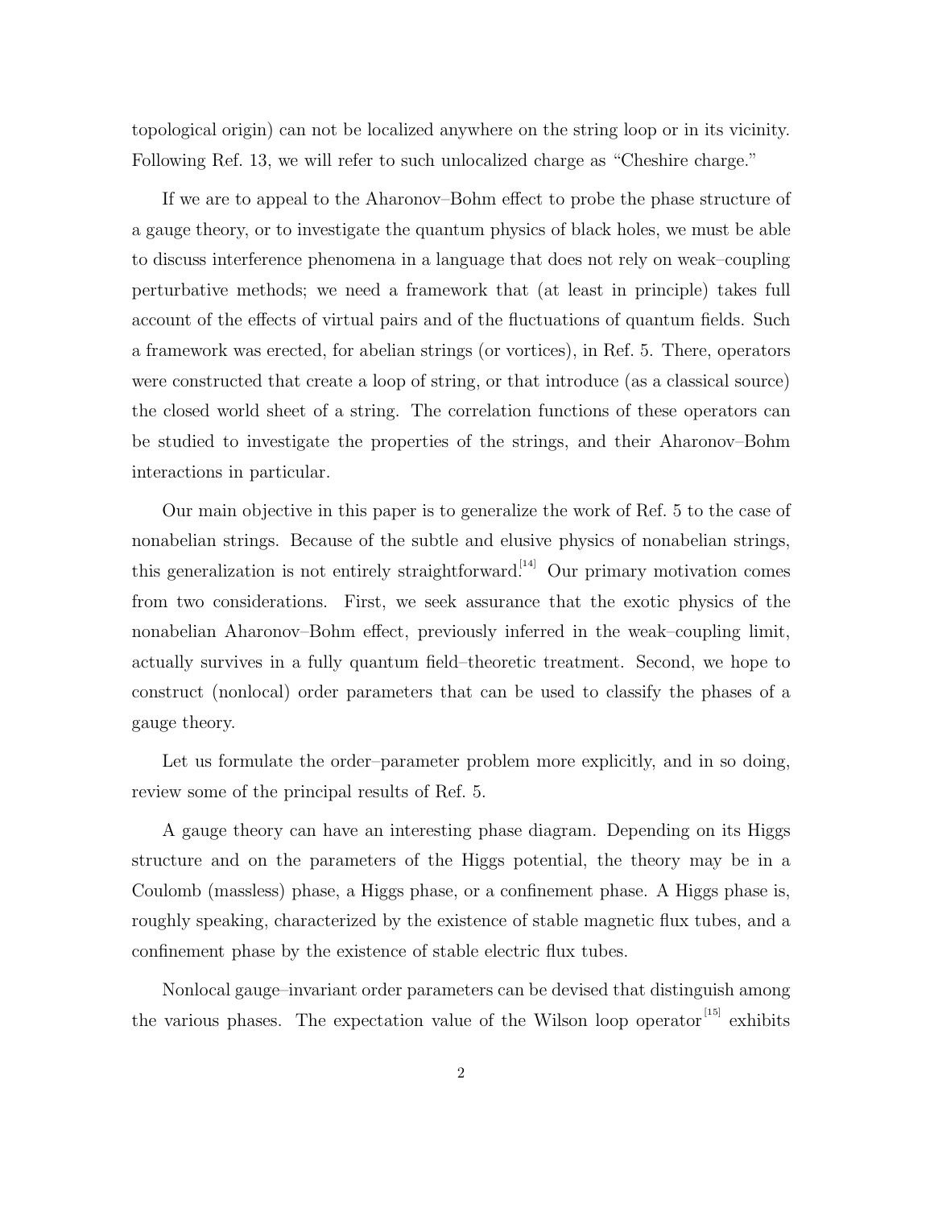topological origin) can not be localized anywhere on the string loop or in its vicinity. Following Ref. 13, we will refer to such unlocalized charge as "Cheshire charge."

If we are to appeal to the Aharonov–Bohm effect to probe the phase structure of a gauge theory, or to investigate the quantum physics of black holes, we must be able to discuss interference phenomena in a language that does not rely on weak–coupling perturbative methods; we need a framework that (at least in principle) takes full account of the effects of virtual pairs and of the fluctuations of quantum fields. Such a framework was erected, for abelian strings (or vortices), in Ref. 5. There, operators were constructed that create a loop of string, or that introduce (as a classical source) the closed world sheet of a string. The correlation functions of these operators can be studied to investigate the properties of the strings, and their Aharonov–Bohm interactions in particular.

Our main objective in this paper is to generalize the work of Ref. 5 to the case of nonabelian strings. Because of the subtle and elusive physics of nonabelian strings, this generalization is not entirely straightforward.[14] Our primary motivation comes from two considerations. First, we seek assurance that the exotic physics of the nonabelian Aharonov–Bohm effect, previously inferred in the weak–coupling limit, actually survives in a fully quantum field–theoretic treatment. Second, we hope to construct (nonlocal) order parameters that can be used to classify the phases of a gauge theory.

Let us formulate the order–parameter problem more explicitly, and in so doing, review some of the principal results of Ref. 5.

A gauge theory can have an interesting phase diagram. Depending on its Higgs structure and on the parameters of the Higgs potential, the theory may be in a Coulomb (massless) phase, a Higgs phase, or a confinement phase. A Higgs phase is, roughly speaking, characterized by the existence of stable magnetic flux tubes, and a confinement phase by the existence of stable electric flux tubes.

Nonlocal gauge–invariant order parameters can be devised that distinguish among the various phases. The expectation value of the Wilson loop operator[15] exhibits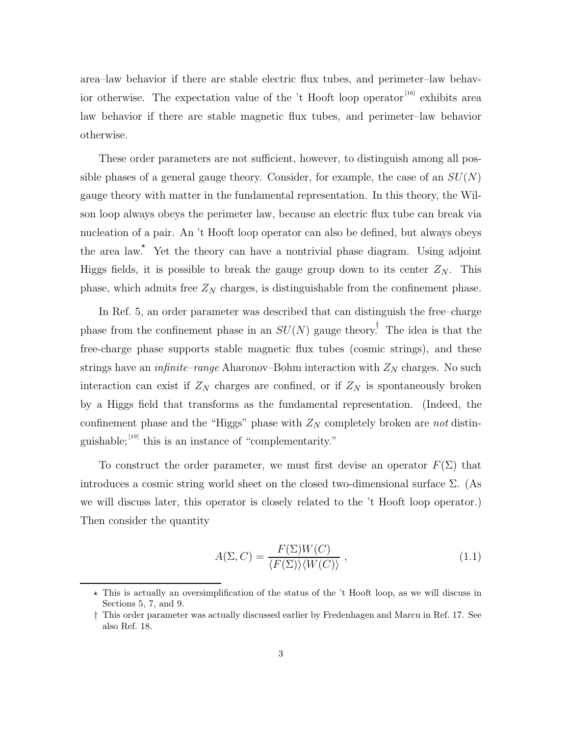area–law behavior if there are stable electric flux tubes, and perimeter–law behavior otherwise. The expectation value of the 't Hooft loop operator [16] exhibits area law behavior if there are stable magnetic flux tubes, and perimeter–law behavior otherwise.

These order parameters are not sufficient, however, to distinguish among all possible phases of a general gauge theory. Consider, for example, the case of an $SU(N)$ gauge theory with matter in the fundamental representation. In this theory, the Wilson loop always obeys the perimeter law, because an electric flux tube can break via nucleation of a pair. An 't Hooft loop operator can also be defined, but always obeys the area law.⋆ Yet the theory can have a nontrivial phase diagram. Using adjoint Higgs fields, it is possible to break the gauge group down to its center $Z_N$. This phase, which admits free $Z_N$ charges, is distinguishable from the confinement phase.

In Ref. 5, an order parameter was described that can distinguish the free–charge phase from the confinement phase in an $SU(N)$ gauge theory.† The idea is that the free-charge phase supports stable magnetic flux tubes (cosmic strings), and these strings have an *infinite–range* Aharonov–Bohm interaction with $Z_N$ charges. No such interaction can exist if $Z_N$ charges are confined, or if $Z_N$ is spontaneously broken by a Higgs field that transforms as the fundamental representation. (Indeed, the confinement phase and the "Higgs" phase with $Z_N$ completely broken are *not* distinguishable;[19] this is an instance of "complementarity."

To construct the order parameter, we must first devise an operator $F(\Sigma)$ that introduces a cosmic string world sheet on the closed two-dimensional surface $\Sigma$. (As we will discuss later, this operator is closely related to the 't Hooft loop operator.) Then consider the quantity

$$A(\Sigma, C) = \frac{F(\Sigma)W(C)}{\langle F(\Sigma)\rangle\langle W(C)\rangle} \ , \tag{1.1}$$

---

⋆ This is actually an oversimplification of the status of the 't Hooft loop, as we will discuss in Sections 5, 7, and 9.

† This order parameter was actually discussed earlier by Fredenhagen and Marcu in Ref. 17. See also Ref. 18.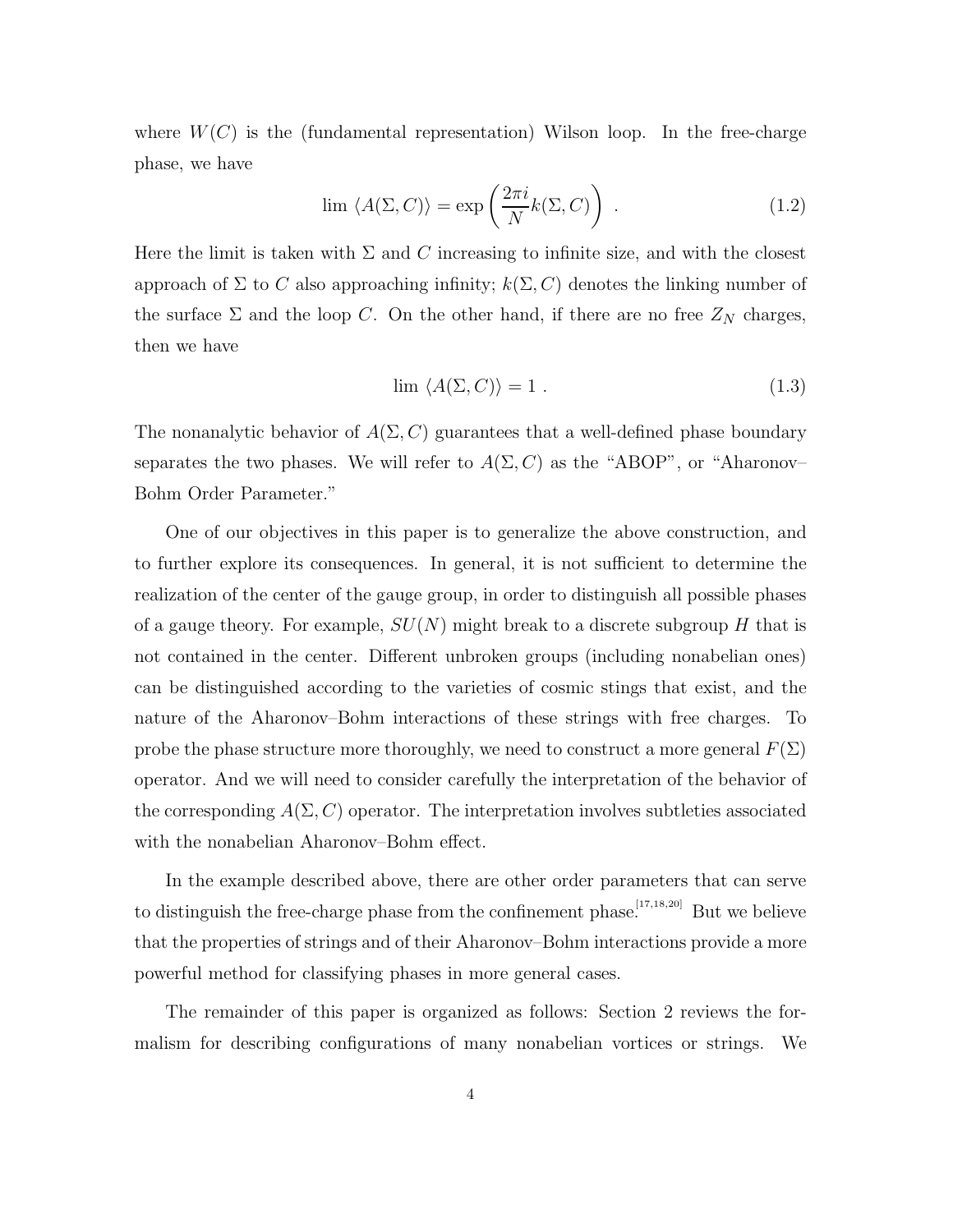where $W(C)$ is the (fundamental representation) Wilson loop. In the free-charge phase, we have

$$\lim \langle A(\Sigma, C)\rangle = \exp\left(\frac{2\pi i}{N} k(\Sigma, C)\right) \ . \tag{1.2}$$

Here the limit is taken with $\Sigma$ and $C$ increasing to infinite size, and with the closest approach of $\Sigma$ to $C$ also approaching infinity; $k(\Sigma, C)$ denotes the linking number of the surface $\Sigma$ and the loop $C$. On the other hand, if there are no free $Z_N$ charges, then we have

$$\lim \langle A(\Sigma, C)\rangle = 1 \ . \tag{1.3}$$

The nonanalytic behavior of $A(\Sigma, C)$ guarantees that a well-defined phase boundary separates the two phases. We will refer to $A(\Sigma, C)$ as the "ABOP", or "Aharonov–Bohm Order Parameter."

One of our objectives in this paper is to generalize the above construction, and to further explore its consequences. In general, it is not sufficient to determine the realization of the center of the gauge group, in order to distinguish all possible phases of a gauge theory. For example, $SU(N)$ might break to a discrete subgroup $H$ that is not contained in the center. Different unbroken groups (including nonabelian ones) can be distinguished according to the varieties of cosmic stings that exist, and the nature of the Aharonov–Bohm interactions of these strings with free charges. To probe the phase structure more thoroughly, we need to construct a more general $F(\Sigma)$ operator. And we will need to consider carefully the interpretation of the behavior of the corresponding $A(\Sigma, C)$ operator. The interpretation involves subtleties associated with the nonabelian Aharonov–Bohm effect.

In the example described above, there are other order parameters that can serve to distinguish the free-charge phase from the confinement phase.[17,18,20] But we believe that the properties of strings and of their Aharonov–Bohm interactions provide a more powerful method for classifying phases in more general cases.

The remainder of this paper is organized as follows: Section 2 reviews the formalism for describing configurations of many nonabelian vortices or strings. We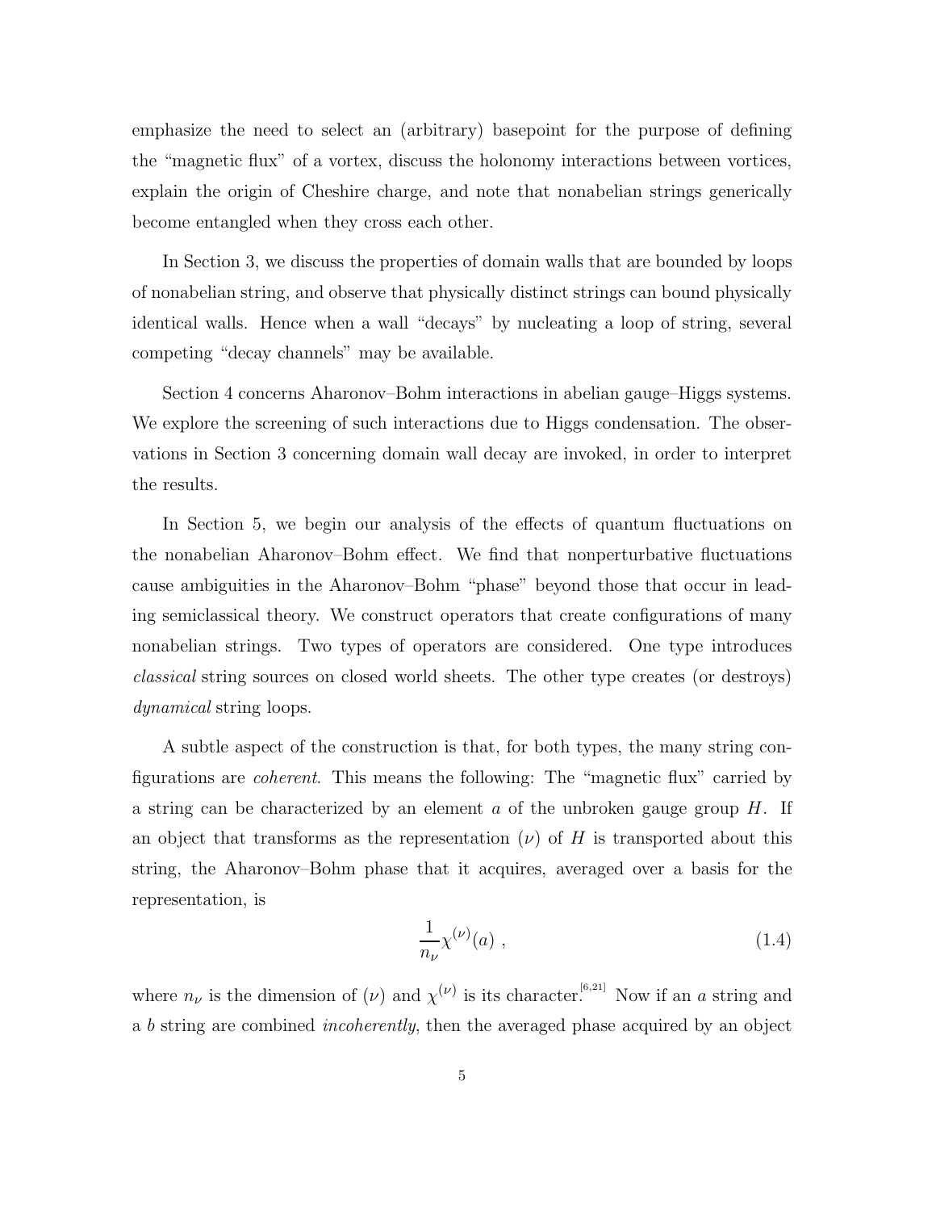emphasize the need to select an (arbitrary) basepoint for the purpose of defining the "magnetic flux" of a vortex, discuss the holonomy interactions between vortices, explain the origin of Cheshire charge, and note that nonabelian strings generically become entangled when they cross each other.

In Section 3, we discuss the properties of domain walls that are bounded by loops of nonabelian string, and observe that physically distinct strings can bound physically identical walls. Hence when a wall "decays" by nucleating a loop of string, several competing "decay channels" may be available.

Section 4 concerns Aharonov–Bohm interactions in abelian gauge–Higgs systems. We explore the screening of such interactions due to Higgs condensation. The observations in Section 3 concerning domain wall decay are invoked, in order to interpret the results.

In Section 5, we begin our analysis of the effects of quantum fluctuations on the nonabelian Aharonov–Bohm effect. We find that nonperturbative fluctuations cause ambiguities in the Aharonov–Bohm "phase" beyond those that occur in leading semiclassical theory. We construct operators that create configurations of many nonabelian strings. Two types of operators are considered. One type introduces *classical* string sources on closed world sheets. The other type creates (or destroys) *dynamical* string loops.

A subtle aspect of the construction is that, for both types, the many string configurations are *coherent*. This means the following: The "magnetic flux" carried by a string can be characterized by an element $a$ of the unbroken gauge group $H$. If an object that transforms as the representation $(\nu)$ of $H$ is transported about this string, the Aharonov–Bohm phase that it acquires, averaged over a basis for the representation, is

$$\frac{1}{n_\nu}\chi^{(\nu)}(a) \ , \tag{1.4}$$

where $n_\nu$ is the dimension of $(\nu)$ and $\chi^{(\nu)}$ is its character.[6,21] Now if an $a$ string and a $b$ string are combined *incoherently*, then the averaged phase acquired by an object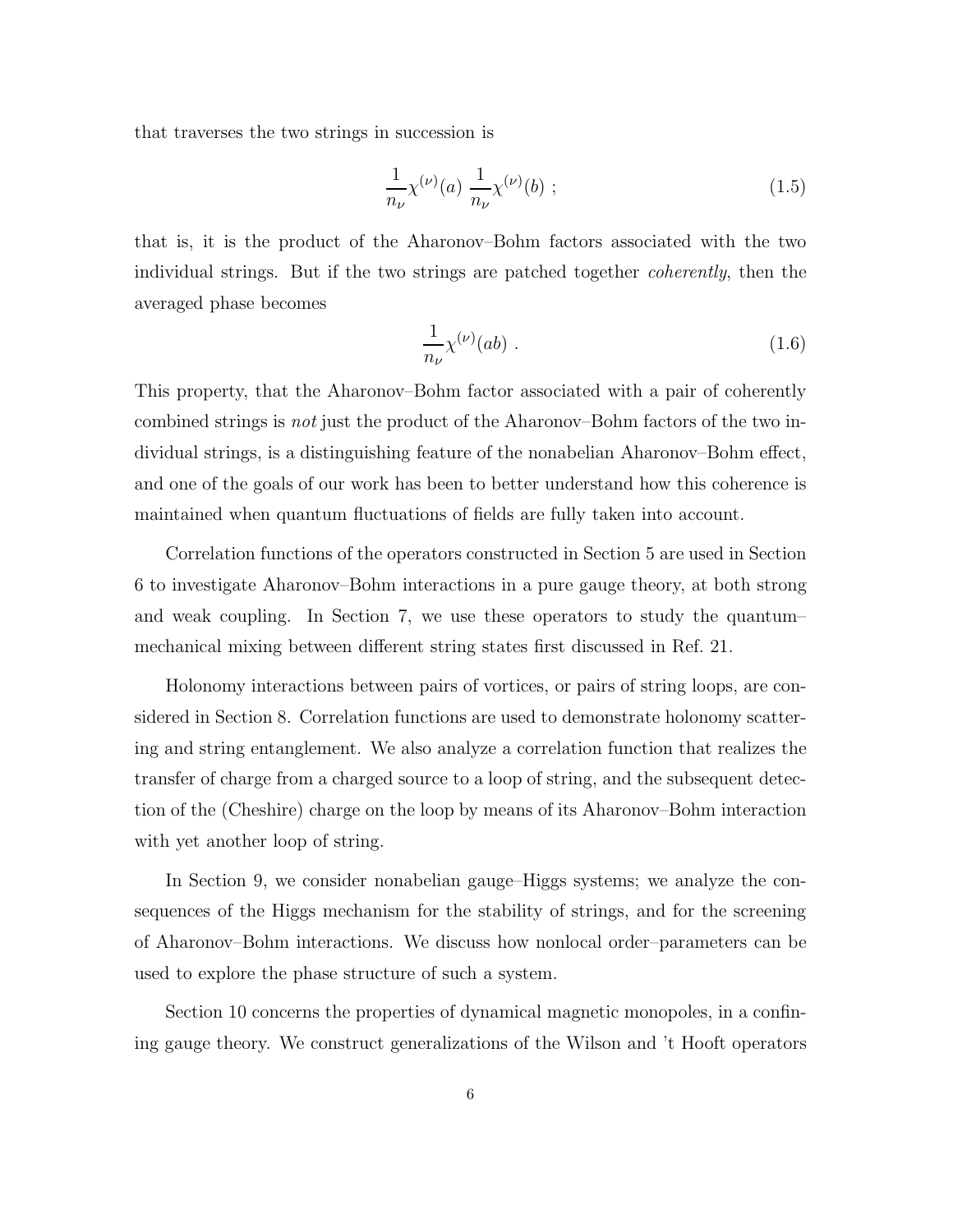that traverses the two strings in succession is

$$\frac{1}{n_\nu}\chi^{(\nu)}(a)\ \frac{1}{n_\nu}\chi^{(\nu)}(b)\ ; \tag{1.5}$$

that is, it is the product of the Aharonov–Bohm factors associated with the two individual strings. But if the two strings are patched together *coherently*, then the averaged phase becomes

$$\frac{1}{n_\nu}\chi^{(\nu)}(ab)\ . \tag{1.6}$$

This property, that the Aharonov–Bohm factor associated with a pair of coherently combined strings is *not* just the product of the Aharonov–Bohm factors of the two individual strings, is a distinguishing feature of the nonabelian Aharonov–Bohm effect, and one of the goals of our work has been to better understand how this coherence is maintained when quantum fluctuations of fields are fully taken into account.

Correlation functions of the operators constructed in Section 5 are used in Section 6 to investigate Aharonov–Bohm interactions in a pure gauge theory, at both strong and weak coupling. In Section 7, we use these operators to study the quantum–mechanical mixing between different string states first discussed in Ref. 21.

Holonomy interactions between pairs of vortices, or pairs of string loops, are considered in Section 8. Correlation functions are used to demonstrate holonomy scattering and string entanglement. We also analyze a correlation function that realizes the transfer of charge from a charged source to a loop of string, and the subsequent detection of the (Cheshire) charge on the loop by means of its Aharonov–Bohm interaction with yet another loop of string.

In Section 9, we consider nonabelian gauge–Higgs systems; we analyze the consequences of the Higgs mechanism for the stability of strings, and for the screening of Aharonov–Bohm interactions. We discuss how nonlocal order–parameters can be used to explore the phase structure of such a system.

Section 10 concerns the properties of dynamical magnetic monopoles, in a confining gauge theory. We construct generalizations of the Wilson and 't Hooft operators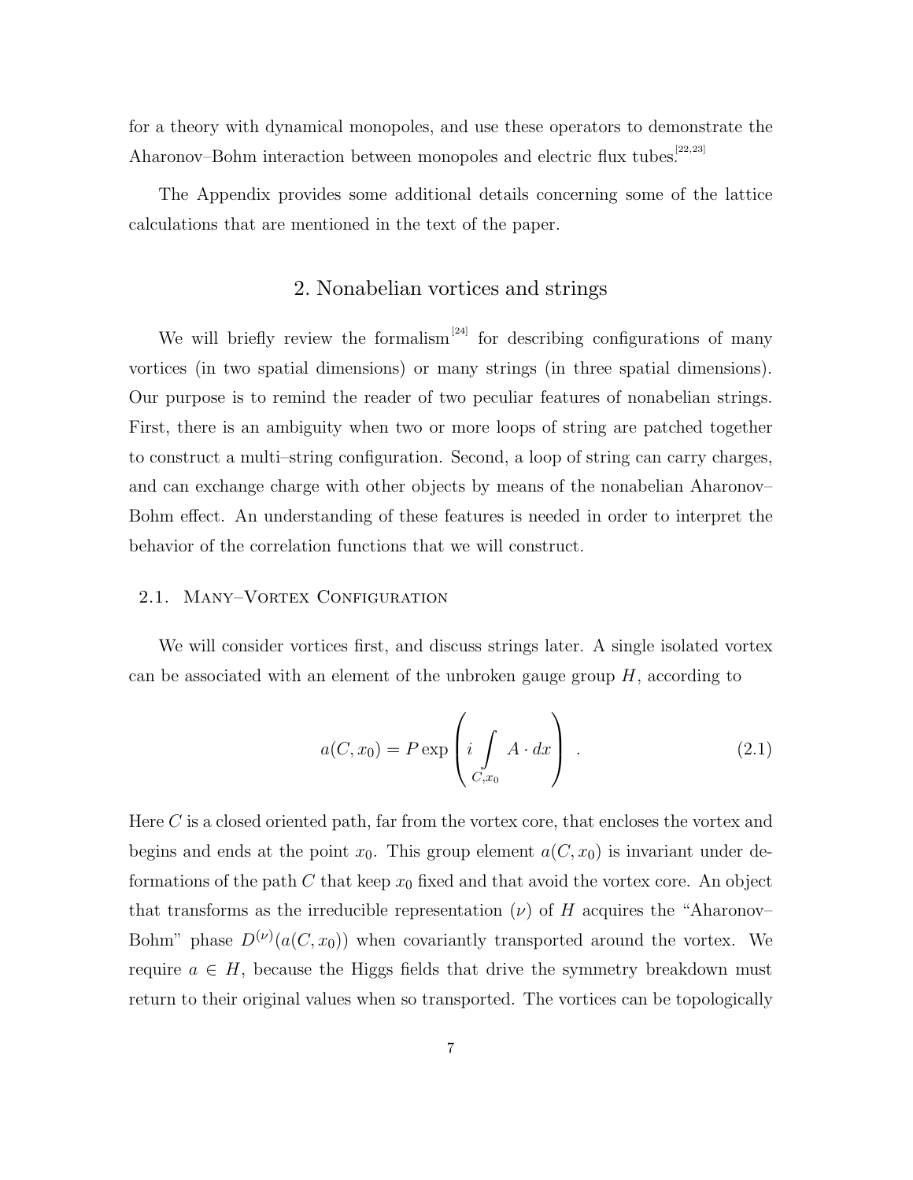for a theory with dynamical monopoles, and use these operators to demonstrate the Aharonov–Bohm interaction between monopoles and electric flux tubes.[22,23]

The Appendix provides some additional details concerning some of the lattice calculations that are mentioned in the text of the paper.

## 2. Nonabelian vortices and strings

We will briefly review the formalism[24] for describing configurations of many vortices (in two spatial dimensions) or many strings (in three spatial dimensions). Our purpose is to remind the reader of two peculiar features of nonabelian strings. First, there is an ambiguity when two or more loops of string are patched together to construct a multi–string configuration. Second, a loop of string can carry charges, and can exchange charge with other objects by means of the nonabelian Aharonov–Bohm effect. An understanding of these features is needed in order to interpret the behavior of the correlation functions that we will construct.

### 2.1. Many–Vortex Configuration

We will consider vortices first, and discuss strings later. A single isolated vortex can be associated with an element of the unbroken gauge group $H$, according to

$$a(C, x_0) = P \exp\left( i \int_{C,x_0} A \cdot dx \right) \quad . \tag{2.1}$$

Here $C$ is a closed oriented path, far from the vortex core, that encloses the vortex and begins and ends at the point $x_0$. This group element $a(C, x_0)$ is invariant under deformations of the path $C$ that keep $x_0$ fixed and that avoid the vortex core. An object that transforms as the irreducible representation $(\nu)$ of $H$ acquires the "Aharonov–Bohm" phase $D^{(\nu)}(a(C, x_0))$ when covariantly transported around the vortex. We require $a \in H$, because the Higgs fields that drive the symmetry breakdown must return to their original values when so transported. The vortices can be topologically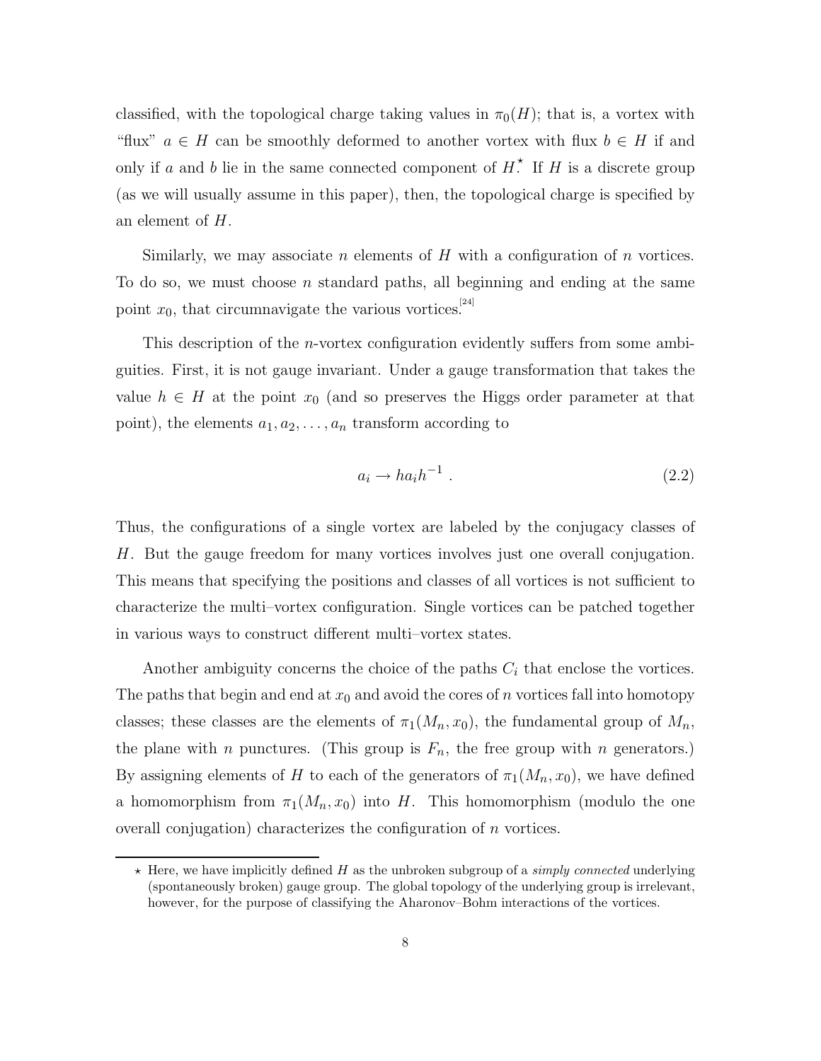classified, with the topological charge taking values in $\pi_0(H)$; that is, a vortex with "flux" $a \in H$ can be smoothly deformed to another vortex with flux $b \in H$ if and only if $a$ and $b$ lie in the same connected component of $H$.⋆ If $H$ is a discrete group (as we will usually assume in this paper), then, the topological charge is specified by an element of $H$.

Similarly, we may associate $n$ elements of $H$ with a configuration of $n$ vortices. To do so, we must choose $n$ standard paths, all beginning and ending at the same point $x_0$, that circumnavigate the various vortices.[24]

This description of the $n$-vortex configuration evidently suffers from some ambiguities. First, it is not gauge invariant. Under a gauge transformation that takes the value $h \in H$ at the point $x_0$ (and so preserves the Higgs order parameter at that point), the elements $a_1, a_2, \ldots, a_n$ transform according to

$$a_i \to h a_i h^{-1} \ . \tag{2.2}$$

Thus, the configurations of a single vortex are labeled by the conjugacy classes of $H$. But the gauge freedom for many vortices involves just one overall conjugation. This means that specifying the positions and classes of all vortices is not sufficient to characterize the multi–vortex configuration. Single vortices can be patched together in various ways to construct different multi–vortex states.

Another ambiguity concerns the choice of the paths $C_i$ that enclose the vortices. The paths that begin and end at $x_0$ and avoid the cores of $n$ vortices fall into homotopy classes; these classes are the elements of $\pi_1(M_n, x_0)$, the fundamental group of $M_n$, the plane with $n$ punctures. (This group is $F_n$, the free group with $n$ generators.) By assigning elements of $H$ to each of the generators of $\pi_1(M_n, x_0)$, we have defined a homomorphism from $\pi_1(M_n, x_0)$ into $H$. This homomorphism (modulo the one overall conjugation) characterizes the configuration of $n$ vortices.

---

⋆ Here, we have implicitly defined $H$ as the unbroken subgroup of a *simply connected* underlying (spontaneously broken) gauge group. The global topology of the underlying group is irrelevant, however, for the purpose of classifying the Aharonov–Bohm interactions of the vortices.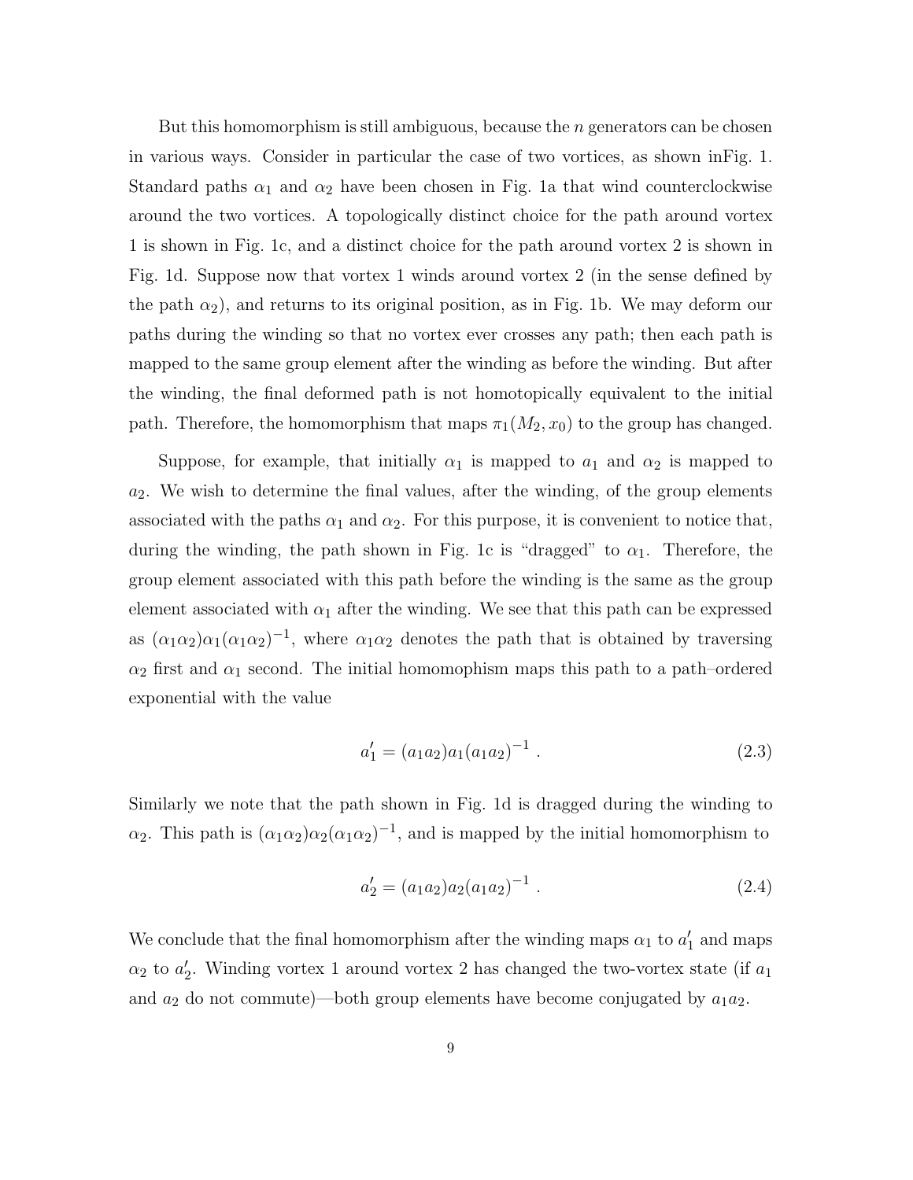But this homomorphism is still ambiguous, because the $n$ generators can be chosen in various ways. Consider in particular the case of two vortices, as shown inFig. 1. Standard paths $\alpha_1$ and $\alpha_2$ have been chosen in Fig. 1a that wind counterclockwise around the two vortices. A topologically distinct choice for the path around vortex 1 is shown in Fig. 1c, and a distinct choice for the path around vortex 2 is shown in Fig. 1d. Suppose now that vortex 1 winds around vortex 2 (in the sense defined by the path $\alpha_2$), and returns to its original position, as in Fig. 1b. We may deform our paths during the winding so that no vortex ever crosses any path; then each path is mapped to the same group element after the winding as before the winding. But after the winding, the final deformed path is not homotopically equivalent to the initial path. Therefore, the homomorphism that maps $\pi_1(M_2, x_0)$ to the group has changed.

Suppose, for example, that initially $\alpha_1$ is mapped to $a_1$ and $\alpha_2$ is mapped to $a_2$. We wish to determine the final values, after the winding, of the group elements associated with the paths $\alpha_1$ and $\alpha_2$. For this purpose, it is convenient to notice that, during the winding, the path shown in Fig. 1c is "dragged" to $\alpha_1$. Therefore, the group element associated with this path before the winding is the same as the group element associated with $\alpha_1$ after the winding. We see that this path can be expressed as $(\alpha_1\alpha_2)\alpha_1(\alpha_1\alpha_2)^{-1}$, where $\alpha_1\alpha_2$ denotes the path that is obtained by traversing $\alpha_2$ first and $\alpha_1$ second. The initial homomophism maps this path to a path–ordered exponential with the value

$$a_1' = (a_1 a_2) a_1 (a_1 a_2)^{-1} \ . \tag{2.3}$$

Similarly we note that the path shown in Fig. 1d is dragged during the winding to $\alpha_2$. This path is $(\alpha_1\alpha_2)\alpha_2(\alpha_1\alpha_2)^{-1}$, and is mapped by the initial homomorphism to

$$a_2' = (a_1 a_2) a_2 (a_1 a_2)^{-1} \ . \tag{2.4}$$

We conclude that the final homomorphism after the winding maps $\alpha_1$ to $a_1'$ and maps $\alpha_2$ to $a_2'$. Winding vortex 1 around vortex 2 has changed the two-vortex state (if $a_1$ and $a_2$ do not commute)—both group elements have become conjugated by $a_1 a_2$.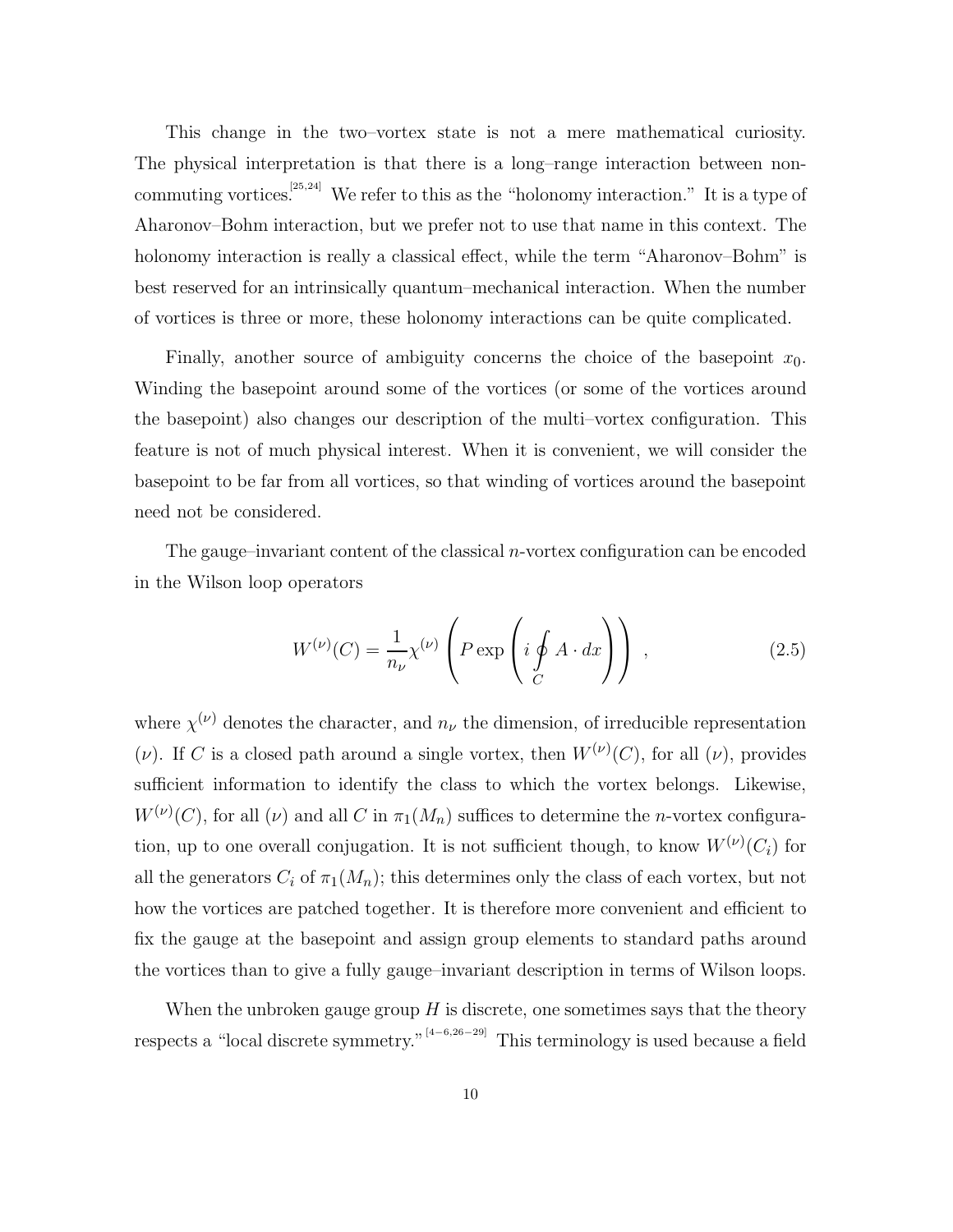This change in the two–vortex state is not a mere mathematical curiosity. The physical interpretation is that there is a long–range interaction between non-commuting vortices.[25,24] We refer to this as the "holonomy interaction." It is a type of Aharonov–Bohm interaction, but we prefer not to use that name in this context. The holonomy interaction is really a classical effect, while the term "Aharonov–Bohm" is best reserved for an intrinsically quantum–mechanical interaction. When the number of vortices is three or more, these holonomy interactions can be quite complicated.

Finally, another source of ambiguity concerns the choice of the basepoint $x_0$. Winding the basepoint around some of the vortices (or some of the vortices around the basepoint) also changes our description of the multi–vortex configuration. This feature is not of much physical interest. When it is convenient, we will consider the basepoint to be far from all vortices, so that winding of vortices around the basepoint need not be considered.

The gauge–invariant content of the classical $n$-vortex configuration can be encoded in the Wilson loop operators

$$W^{(\nu)}(C) = \frac{1}{n_\nu}\chi^{(\nu)}\left(P\exp\left(i\oint_C A\cdot dx\right)\right) \ , \tag{2.5}$$

where $\chi^{(\nu)}$ denotes the character, and $n_\nu$ the dimension, of irreducible representation $(\nu)$. If $C$ is a closed path around a single vortex, then $W^{(\nu)}(C)$, for all $(\nu)$, provides sufficient information to identify the class to which the vortex belongs. Likewise, $W^{(\nu)}(C)$, for all $(\nu)$ and all $C$ in $\pi_1(M_n)$ suffices to determine the $n$-vortex configuration, up to one overall conjugation. It is not sufficient though, to know $W^{(\nu)}(C_i)$ for all the generators $C_i$ of $\pi_1(M_n)$; this determines only the class of each vortex, but not how the vortices are patched together. It is therefore more convenient and efficient to fix the gauge at the basepoint and assign group elements to standard paths around the vortices than to give a fully gauge–invariant description in terms of Wilson loops.

When the unbroken gauge group $H$ is discrete, one sometimes says that the theory respects a "local discrete symmetry."[4−6,26−29] This terminology is used because a field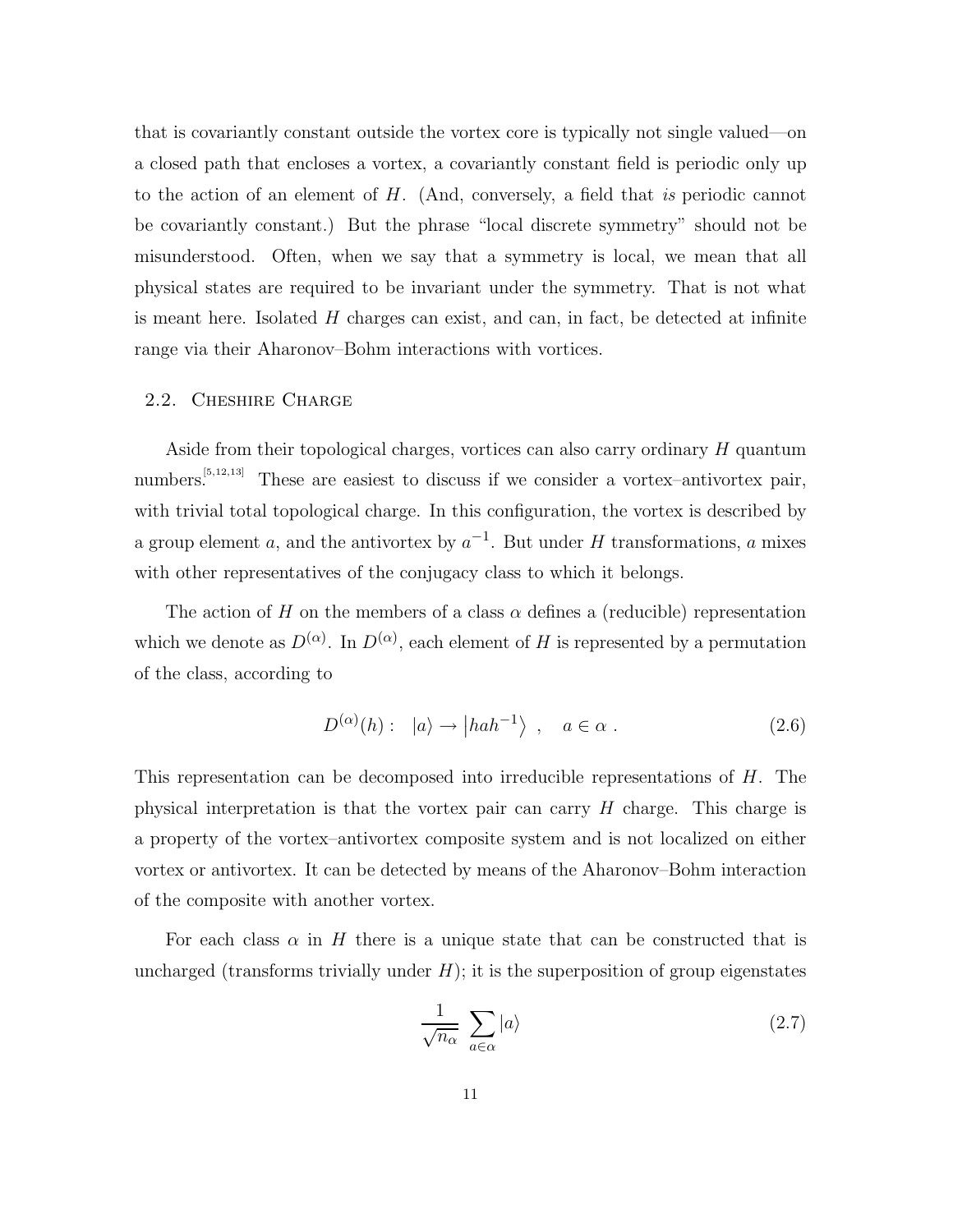that is covariantly constant outside the vortex core is typically not single valued—on a closed path that encloses a vortex, a covariantly constant field is periodic only up to the action of an element of $H$. (And, conversely, a field that *is* periodic cannot be covariantly constant.) But the phrase "local discrete symmetry" should not be misunderstood. Often, when we say that a symmetry is local, we mean that all physical states are required to be invariant under the symmetry. That is not what is meant here. Isolated $H$ charges can exist, and can, in fact, be detected at infinite range via their Aharonov–Bohm interactions with vortices.

## 2.2. Cheshire Charge

Aside from their topological charges, vortices can also carry ordinary $H$ quantum numbers.[5,12,13] These are easiest to discuss if we consider a vortex–antivortex pair, with trivial total topological charge. In this configuration, the vortex is described by a group element $a$, and the antivortex by $a^{-1}$. But under $H$ transformations, $a$ mixes with other representatives of the conjugacy class to which it belongs.

The action of $H$ on the members of a class $\alpha$ defines a (reducible) representation which we denote as $D^{(\alpha)}$. In $D^{(\alpha)}$, each element of $H$ is represented by a permutation of the class, according to

$$D^{(\alpha)}(h): \quad |a\rangle \to \left|hah^{-1}\right\rangle \ , \quad a \in \alpha \ . \tag{2.6}$$

This representation can be decomposed into irreducible representations of $H$. The physical interpretation is that the vortex pair can carry $H$ charge. This charge is a property of the vortex–antivortex composite system and is not localized on either vortex or antivortex. It can be detected by means of the Aharonov–Bohm interaction of the composite with another vortex.

For each class $\alpha$ in $H$ there is a unique state that can be constructed that is uncharged (transforms trivially under $H$); it is the superposition of group eigenstates

$$\frac{1}{\sqrt{n_\alpha}} \sum_{a\in\alpha} |a\rangle \tag{2.7}$$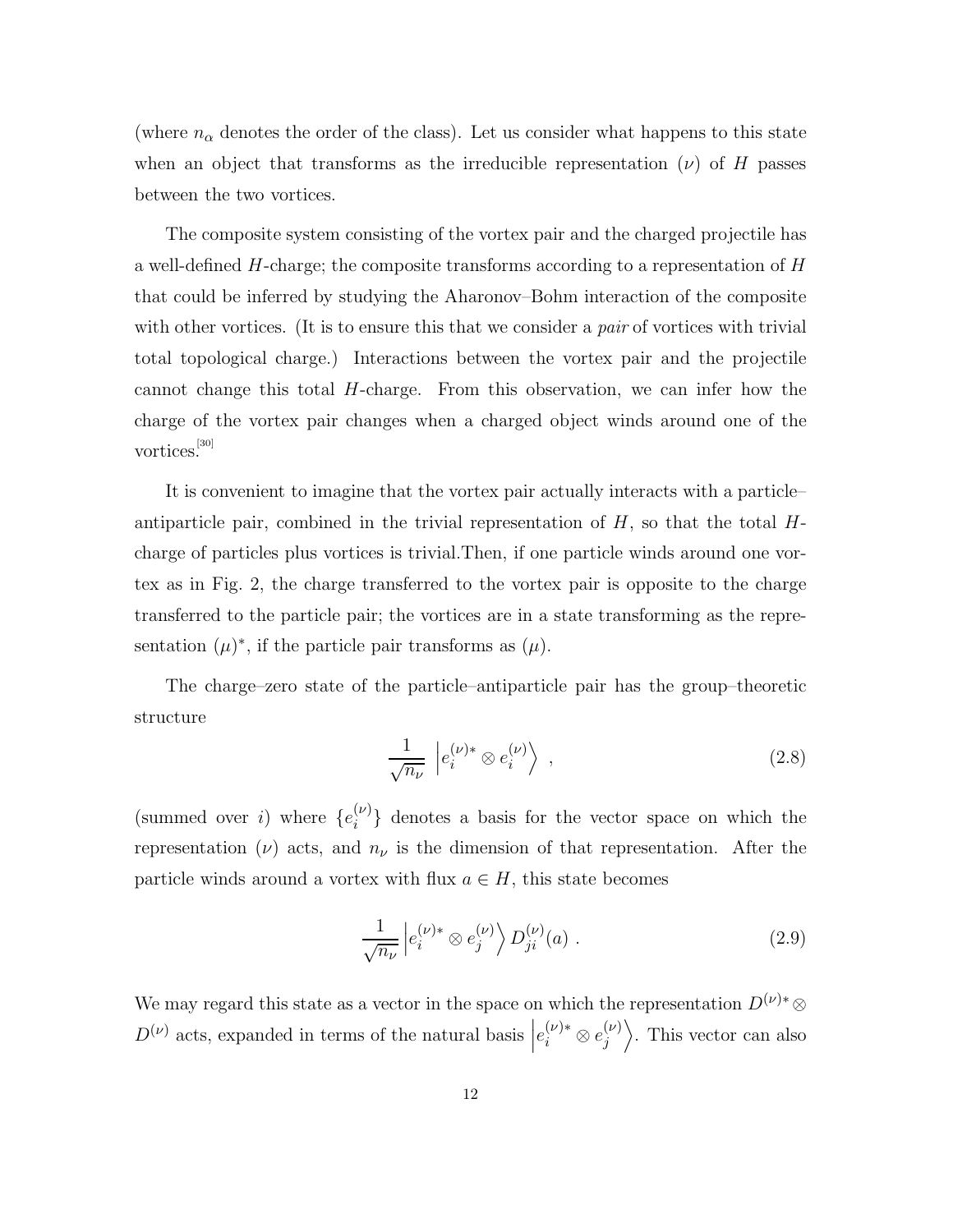(where $n_\alpha$ denotes the order of the class). Let us consider what happens to this state when an object that transforms as the irreducible representation $(\nu)$ of $H$ passes between the two vortices.

The composite system consisting of the vortex pair and the charged projectile has a well-defined $H$-charge; the composite transforms according to a representation of $H$ that could be inferred by studying the Aharonov–Bohm interaction of the composite with other vortices. (It is to ensure this that we consider a *pair* of vortices with trivial total topological charge.) Interactions between the vortex pair and the projectile cannot change this total $H$-charge. From this observation, we can infer how the charge of the vortex pair changes when a charged object winds around one of the vortices.[30]

It is convenient to imagine that the vortex pair actually interacts with a particle–antiparticle pair, combined in the trivial representation of $H$, so that the total $H$-charge of particles plus vortices is trivial.Then, if one particle winds around one vortex as in Fig. 2, the charge transferred to the vortex pair is opposite to the charge transferred to the particle pair; the vortices are in a state transforming as the representation $(\mu)^*$, if the particle pair transforms as $(\mu)$.

The charge–zero state of the particle–antiparticle pair has the group–theoretic structure

$$\frac{1}{\sqrt{n_\nu}}\ \left|e_i^{(\nu)*}\otimes e_i^{(\nu)}\right\rangle\ , \tag{2.8}$$

(summed over $i$) where $\{e_i^{(\nu)}\}$ denotes a basis for the vector space on which the representation $(\nu)$ acts, and $n_\nu$ is the dimension of that representation. After the particle winds around a vortex with flux $a\in H$, this state becomes

$$\frac{1}{\sqrt{n_\nu}}\left|e_i^{(\nu)*}\otimes e_j^{(\nu)}\right\rangle D_{ji}^{(\nu)}(a)\ . \tag{2.9}$$

We may regard this state as a vector in the space on which the representation $D^{(\nu)*}\otimes D^{(\nu)}$ acts, expanded in terms of the natural basis $\left|e_i^{(\nu)*}\otimes e_j^{(\nu)}\right\rangle$. This vector can also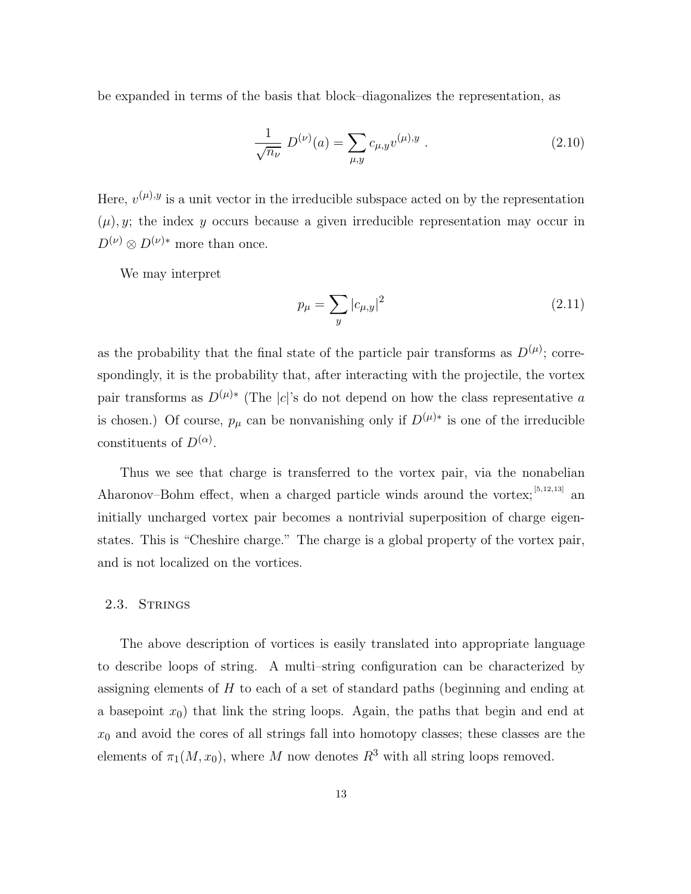be expanded in terms of the basis that block–diagonalizes the representation, as

$$\frac{1}{\sqrt{n_\nu}}\ D^{(\nu)}(a) = \sum_{\mu,y} c_{\mu,y} v^{(\mu),y}\ . \tag{2.10}$$

Here, $v^{(\mu),y}$ is a unit vector in the irreducible subspace acted on by the representation $(\mu), y$; the index $y$ occurs because a given irreducible representation may occur in $D^{(\nu)} \otimes D^{(\nu)*}$ more than once.

We may interpret

$$p_\mu = \sum_y |c_{\mu,y}|^2 \tag{2.11}$$

as the probability that the final state of the particle pair transforms as $D^{(\mu)}$; correspondingly, it is the probability that, after interacting with the projectile, the vortex pair transforms as $D^{(\mu)*}$ (The $|c|$'s do not depend on how the class representative $a$ is chosen.) Of course, $p_\mu$ can be nonvanishing only if $D^{(\mu)*}$ is one of the irreducible constituents of $D^{(\alpha)}$.

Thus we see that charge is transferred to the vortex pair, via the nonabelian Aharonov–Bohm effect, when a charged particle winds around the vortex;[5,12,13] an initially uncharged vortex pair becomes a nontrivial superposition of charge eigenstates. This is "Cheshire charge." The charge is a global property of the vortex pair, and is not localized on the vortices.

### 2.3. Strings

The above description of vortices is easily translated into appropriate language to describe loops of string. A multi–string configuration can be characterized by assigning elements of $H$ to each of a set of standard paths (beginning and ending at a basepoint $x_0$) that link the string loops. Again, the paths that begin and end at $x_0$ and avoid the cores of all strings fall into homotopy classes; these classes are the elements of $\pi_1(M, x_0)$, where $M$ now denotes $R^3$ with all string loops removed.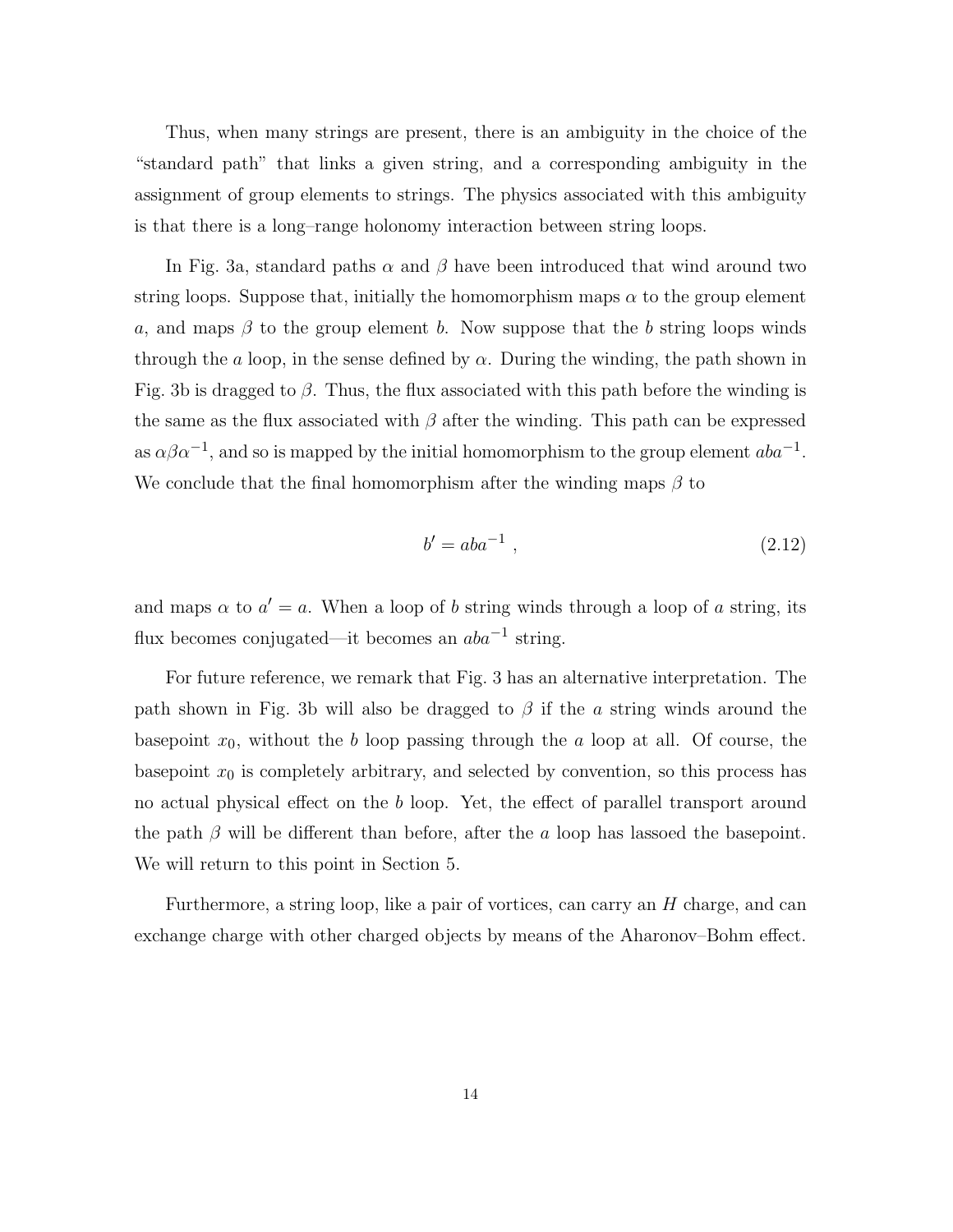Thus, when many strings are present, there is an ambiguity in the choice of the "standard path" that links a given string, and a corresponding ambiguity in the assignment of group elements to strings. The physics associated with this ambiguity is that there is a long–range holonomy interaction between string loops.

In Fig. 3a, standard paths $\alpha$ and $\beta$ have been introduced that wind around two string loops. Suppose that, initially the homomorphism maps $\alpha$ to the group element $a$, and maps $\beta$ to the group element $b$. Now suppose that the $b$ string loops winds through the $a$ loop, in the sense defined by $\alpha$. During the winding, the path shown in Fig. 3b is dragged to $\beta$. Thus, the flux associated with this path before the winding is the same as the flux associated with $\beta$ after the winding. This path can be expressed as $\alpha\beta\alpha^{-1}$, and so is mapped by the initial homomorphism to the group element $aba^{-1}$. We conclude that the final homomorphism after the winding maps $\beta$ to

$$b' = aba^{-1} \ , \tag{2.12}$$

and maps $\alpha$ to $a' = a$. When a loop of $b$ string winds through a loop of $a$ string, its flux becomes conjugated—it becomes an $aba^{-1}$ string.

For future reference, we remark that Fig. 3 has an alternative interpretation. The path shown in Fig. 3b will also be dragged to $\beta$ if the $a$ string winds around the basepoint $x_0$, without the $b$ loop passing through the $a$ loop at all. Of course, the basepoint $x_0$ is completely arbitrary, and selected by convention, so this process has no actual physical effect on the $b$ loop. Yet, the effect of parallel transport around the path $\beta$ will be different than before, after the $a$ loop has lassoed the basepoint. We will return to this point in Section 5.

Furthermore, a string loop, like a pair of vortices, can carry an $H$ charge, and can exchange charge with other charged objects by means of the Aharonov–Bohm effect.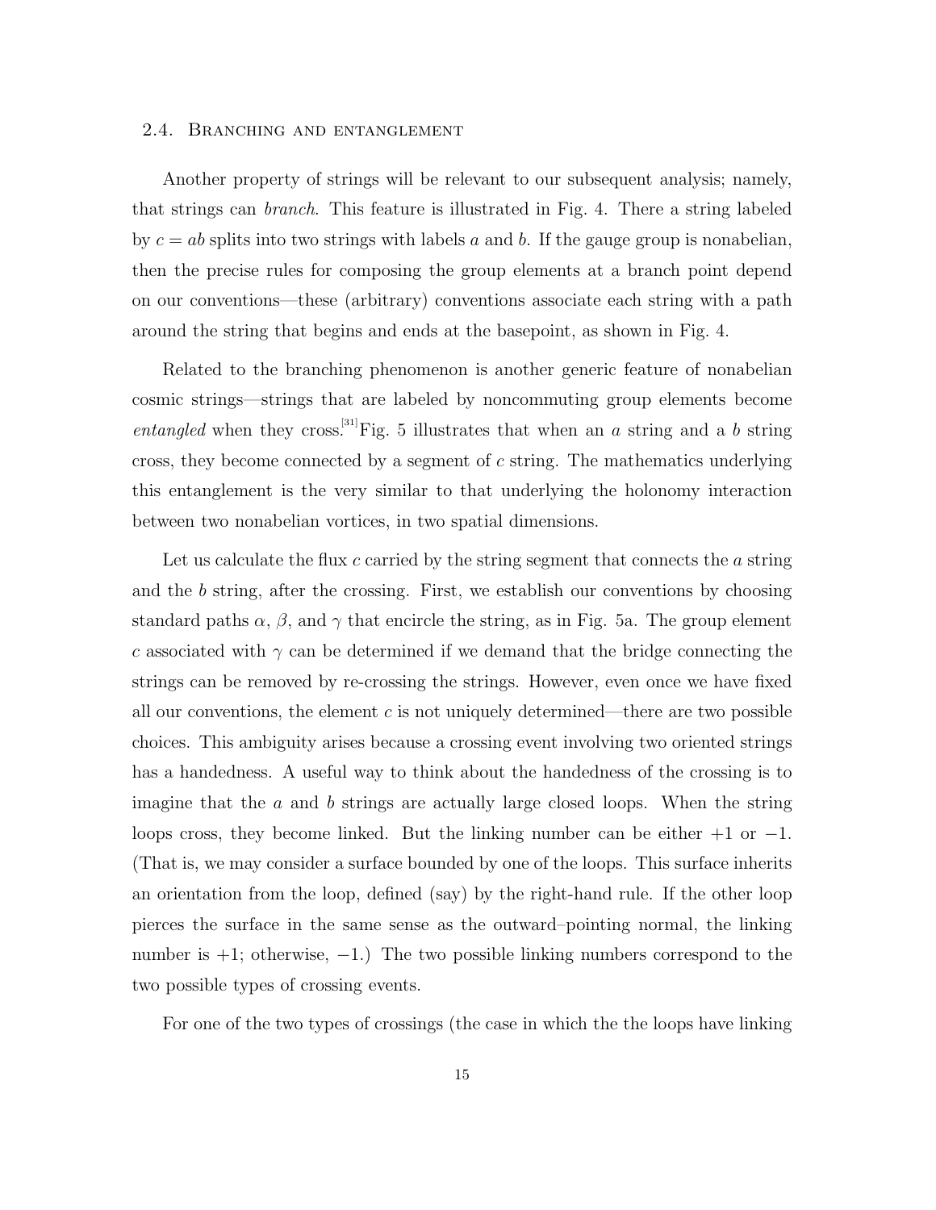### 2.4. Branching and entanglement

Another property of strings will be relevant to our subsequent analysis; namely, that strings can *branch*. This feature is illustrated in Fig. 4. There a string labeled by $c = ab$ splits into two strings with labels $a$ and $b$. If the gauge group is nonabelian, then the precise rules for composing the group elements at a branch point depend on our conventions—these (arbitrary) conventions associate each string with a path around the string that begins and ends at the basepoint, as shown in Fig. 4.

Related to the branching phenomenon is another generic feature of nonabelian cosmic strings—strings that are labeled by noncommuting group elements become *entangled* when they cross.[31] Fig. 5 illustrates that when an $a$ string and a $b$ string cross, they become connected by a segment of $c$ string. The mathematics underlying this entanglement is the very similar to that underlying the holonomy interaction between two nonabelian vortices, in two spatial dimensions.

Let us calculate the flux $c$ carried by the string segment that connects the $a$ string and the $b$ string, after the crossing. First, we establish our conventions by choosing standard paths $\alpha$, $\beta$, and $\gamma$ that encircle the string, as in Fig. 5a. The group element $c$ associated with $\gamma$ can be determined if we demand that the bridge connecting the strings can be removed by re-crossing the strings. However, even once we have fixed all our conventions, the element $c$ is not uniquely determined—there are two possible choices. This ambiguity arises because a crossing event involving two oriented strings has a handedness. A useful way to think about the handedness of the crossing is to imagine that the $a$ and $b$ strings are actually large closed loops. When the string loops cross, they become linked. But the linking number can be either $+1$ or $-1$. (That is, we may consider a surface bounded by one of the loops. This surface inherits an orientation from the loop, defined (say) by the right-hand rule. If the other loop pierces the surface in the same sense as the outward–pointing normal, the linking number is $+1$; otherwise, $-1$.) The two possible linking numbers correspond to the two possible types of crossing events.

For one of the two types of crossings (the case in which the the loops have linking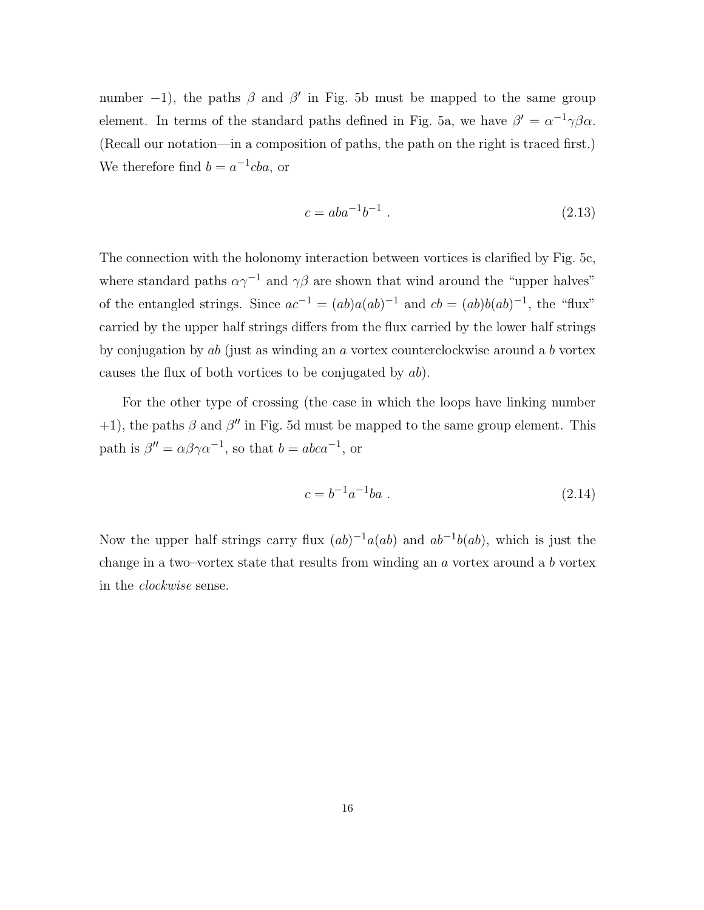number $-1$), the paths $\beta$ and $\beta'$ in Fig. 5b must be mapped to the same group element. In terms of the standard paths defined in Fig. 5a, we have $\beta' = \alpha^{-1}\gamma\beta\alpha$. (Recall our notation—in a composition of paths, the path on the right is traced first.) We therefore find $b = a^{-1}cba$, or

$$c = aba^{-1}b^{-1} \ . \tag{2.13}$$

The connection with the holonomy interaction between vortices is clarified by Fig. 5c, where standard paths $\alpha\gamma^{-1}$ and $\gamma\beta$ are shown that wind around the "upper halves" of the entangled strings. Since $ac^{-1} = (ab)a(ab)^{-1}$ and $cb = (ab)b(ab)^{-1}$, the "flux" carried by the upper half strings differs from the flux carried by the lower half strings by conjugation by $ab$ (just as winding an $a$ vortex counterclockwise around a $b$ vortex causes the flux of both vortices to be conjugated by $ab$).

For the other type of crossing (the case in which the loops have linking number $+1$), the paths $\beta$ and $\beta''$ in Fig. 5d must be mapped to the same group element. This path is $\beta'' = \alpha\beta\gamma\alpha^{-1}$, so that $b = abca^{-1}$, or

$$c = b^{-1}a^{-1}ba \ . \tag{2.14}$$

Now the upper half strings carry flux $(ab)^{-1}a(ab)$ and $ab^{-1}b(ab)$, which is just the change in a two–vortex state that results from winding an $a$ vortex around a $b$ vortex in the *clockwise* sense.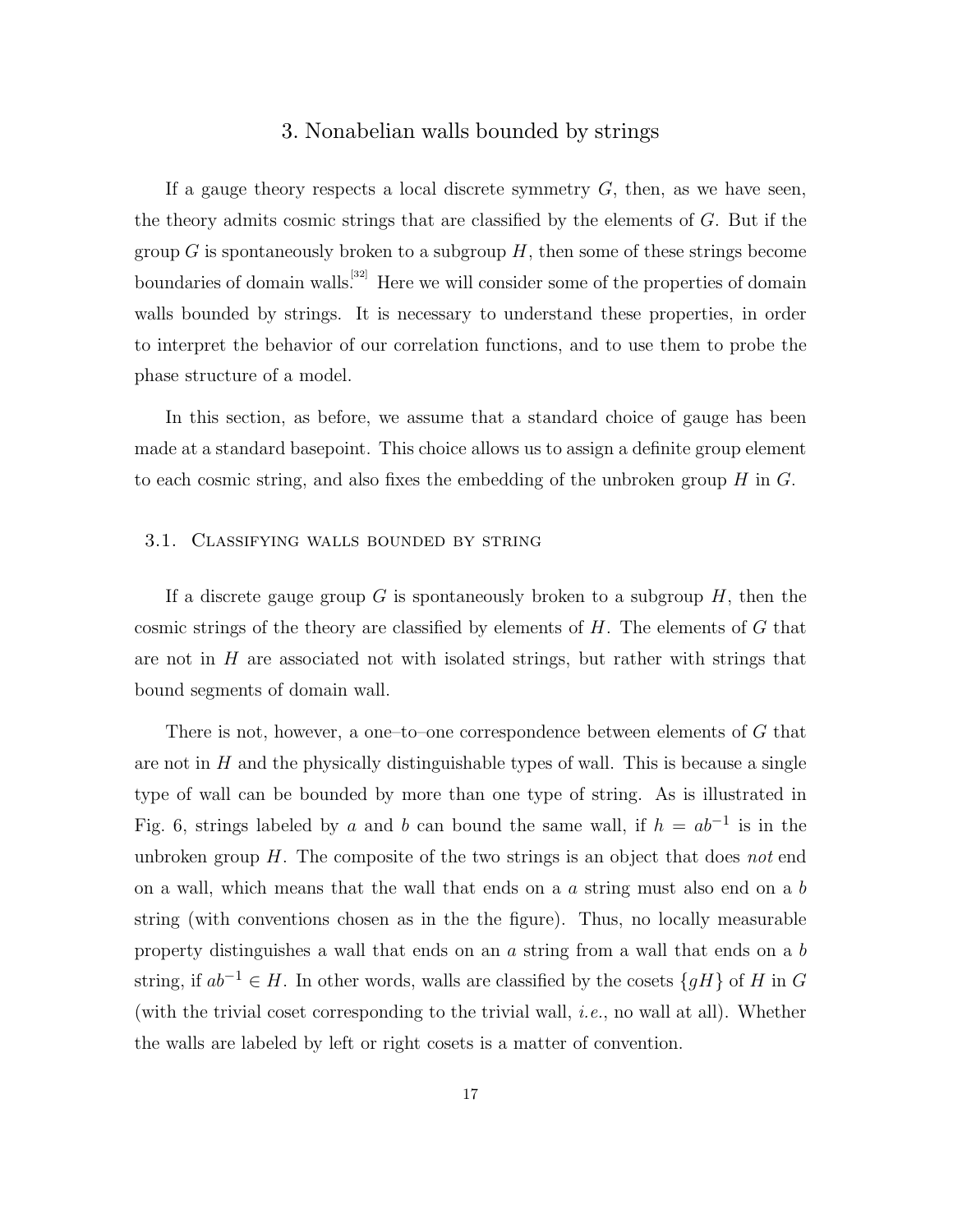# 3. Nonabelian walls bounded by strings

If a gauge theory respects a local discrete symmetry $G$, then, as we have seen, the theory admits cosmic strings that are classified by the elements of $G$. But if the group $G$ is spontaneously broken to a subgroup $H$, then some of these strings become boundaries of domain walls.[32] Here we will consider some of the properties of domain walls bounded by strings. It is necessary to understand these properties, in order to interpret the behavior of our correlation functions, and to use them to probe the phase structure of a model.

In this section, as before, we assume that a standard choice of gauge has been made at a standard basepoint. This choice allows us to assign a definite group element to each cosmic string, and also fixes the embedding of the unbroken group $H$ in $G$.

## 3.1. Classifying walls bounded by string

If a discrete gauge group $G$ is spontaneously broken to a subgroup $H$, then the cosmic strings of the theory are classified by elements of $H$. The elements of $G$ that are not in $H$ are associated not with isolated strings, but rather with strings that bound segments of domain wall.

There is not, however, a one–to–one correspondence between elements of $G$ that are not in $H$ and the physically distinguishable types of wall. This is because a single type of wall can be bounded by more than one type of string. As is illustrated in Fig. 6, strings labeled by $a$ and $b$ can bound the same wall, if $h = ab^{-1}$ is in the unbroken group $H$. The composite of the two strings is an object that does *not* end on a wall, which means that the wall that ends on a $a$ string must also end on a $b$ string (with conventions chosen as in the the figure). Thus, no locally measurable property distinguishes a wall that ends on an $a$ string from a wall that ends on a $b$ string, if $ab^{-1} \in H$. In other words, walls are classified by the cosets $\{gH\}$ of $H$ in $G$ (with the trivial coset corresponding to the trivial wall, *i.e.*, no wall at all). Whether the walls are labeled by left or right cosets is a matter of convention.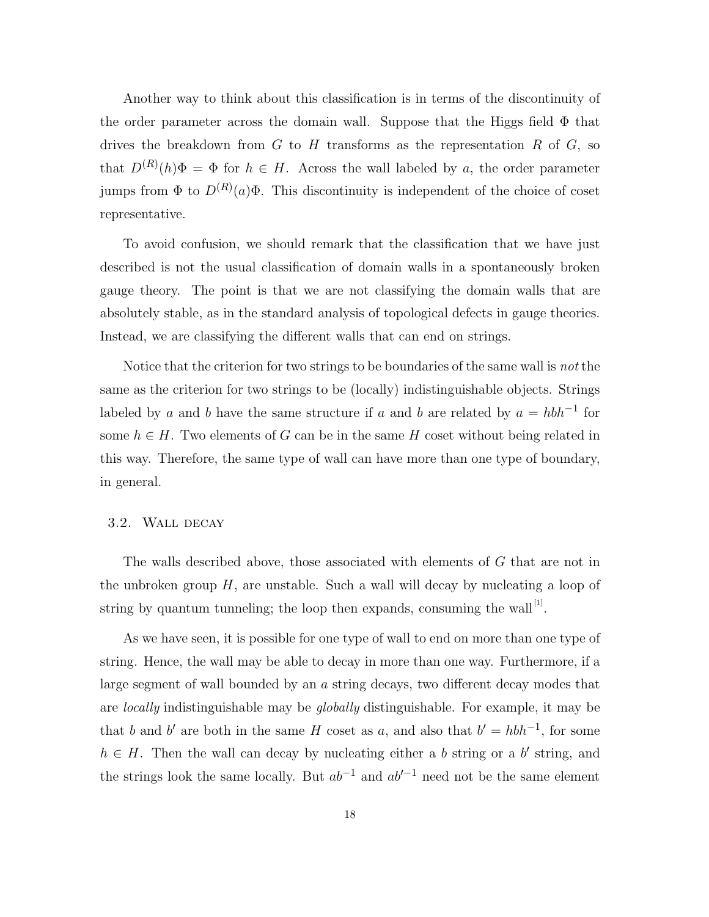Another way to think about this classification is in terms of the discontinuity of the order parameter across the domain wall. Suppose that the Higgs field $\Phi$ that drives the breakdown from $G$ to $H$ transforms as the representation $R$ of $G$, so that $D^{(R)}(h)\Phi = \Phi$ for $h \in H$. Across the wall labeled by $a$, the order parameter jumps from $\Phi$ to $D^{(R)}(a)\Phi$. This discontinuity is independent of the choice of coset representative.

To avoid confusion, we should remark that the classification that we have just described is not the usual classification of domain walls in a spontaneously broken gauge theory. The point is that we are not classifying the domain walls that are absolutely stable, as in the standard analysis of topological defects in gauge theories. Instead, we are classifying the different walls that can end on strings.

Notice that the criterion for two strings to be boundaries of the same wall is *not* the same as the criterion for two strings to be (locally) indistinguishable objects. Strings labeled by $a$ and $b$ have the same structure if $a$ and $b$ are related by $a = hbh^{-1}$ for some $h \in H$. Two elements of $G$ can be in the same $H$ coset without being related in this way. Therefore, the same type of wall can have more than one type of boundary, in general.

### 3.2. Wall decay

The walls described above, those associated with elements of $G$ that are not in the unbroken group $H$, are unstable. Such a wall will decay by nucleating a loop of string by quantum tunneling; the loop then expands, consuming the wall[1].

As we have seen, it is possible for one type of wall to end on more than one type of string. Hence, the wall may be able to decay in more than one way. Furthermore, if a large segment of wall bounded by an $a$ string decays, two different decay modes that are *locally* indistinguishable may be *globally* distinguishable. For example, it may be that $b$ and $b'$ are both in the same $H$ coset as $a$, and also that $b' = hbh^{-1}$, for some $h \in H$. Then the wall can decay by nucleating either a $b$ string or a $b'$ string, and the strings look the same locally. But $ab^{-1}$ and $ab'^{-1}$ need not be the same element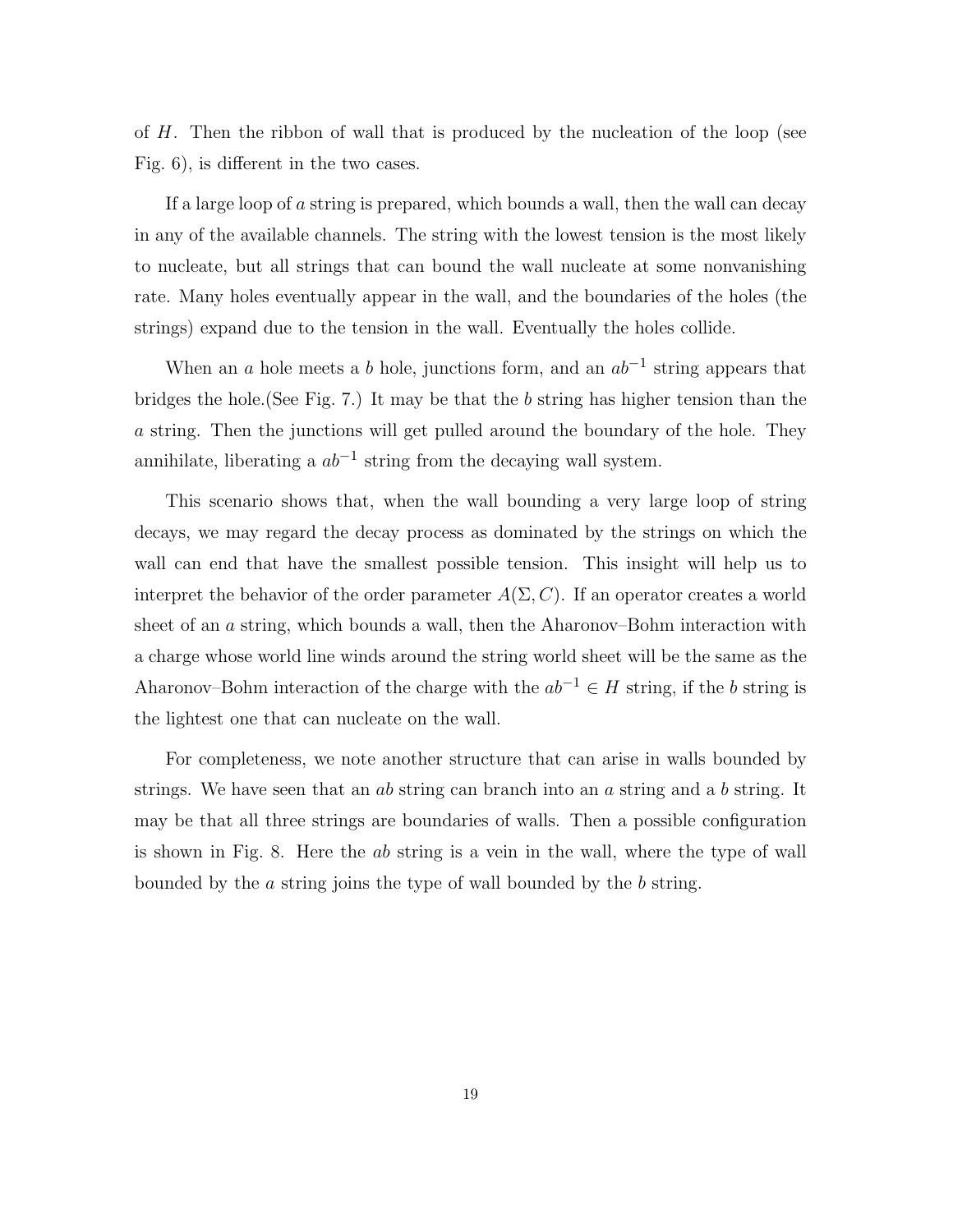of $H$. Then the ribbon of wall that is produced by the nucleation of the loop (see Fig. 6), is different in the two cases.

If a large loop of $a$ string is prepared, which bounds a wall, then the wall can decay in any of the available channels. The string with the lowest tension is the most likely to nucleate, but all strings that can bound the wall nucleate at some nonvanishing rate. Many holes eventually appear in the wall, and the boundaries of the holes (the strings) expand due to the tension in the wall. Eventually the holes collide.

When an $a$ hole meets a $b$ hole, junctions form, and an $ab^{-1}$ string appears that bridges the hole.(See Fig. 7.) It may be that the $b$ string has higher tension than the $a$ string. Then the junctions will get pulled around the boundary of the hole. They annihilate, liberating a $ab^{-1}$ string from the decaying wall system.

This scenario shows that, when the wall bounding a very large loop of string decays, we may regard the decay process as dominated by the strings on which the wall can end that have the smallest possible tension. This insight will help us to interpret the behavior of the order parameter $A(\Sigma, C)$. If an operator creates a world sheet of an $a$ string, which bounds a wall, then the Aharonov–Bohm interaction with a charge whose world line winds around the string world sheet will be the same as the Aharonov–Bohm interaction of the charge with the $ab^{-1} \in H$ string, if the $b$ string is the lightest one that can nucleate on the wall.

For completeness, we note another structure that can arise in walls bounded by strings. We have seen that an $ab$ string can branch into an $a$ string and a $b$ string. It may be that all three strings are boundaries of walls. Then a possible configuration is shown in Fig. 8. Here the $ab$ string is a vein in the wall, where the type of wall bounded by the $a$ string joins the type of wall bounded by the $b$ string.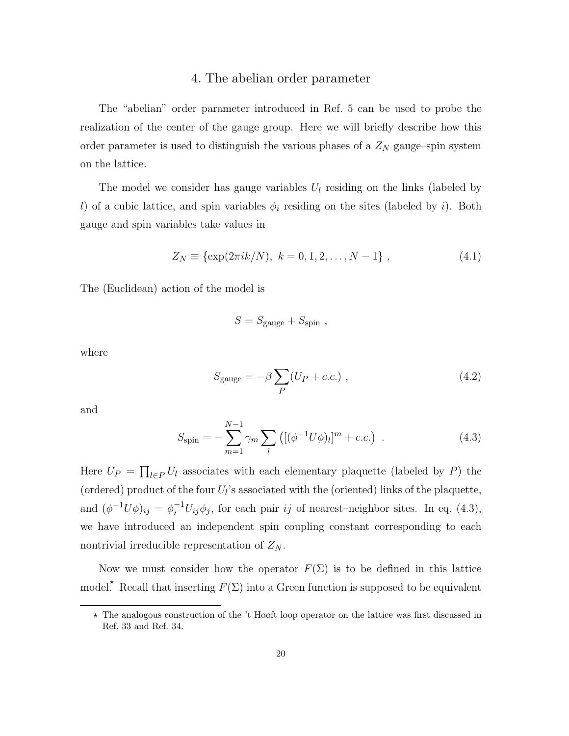## 4. The abelian order parameter

The "abelian" order parameter introduced in Ref. 5 can be used to probe the realization of the center of the gauge group. Here we will briefly describe how this order parameter is used to distinguish the various phases of a $Z_N$ gauge–spin system on the lattice.

The model we consider has gauge variables $U_l$ residing on the links (labeled by $l$) of a cubic lattice, and spin variables $\phi_i$ residing on the sites (labeled by $i$). Both gauge and spin variables take values in

$$
Z_N \equiv \{\exp(2\pi ik/N),\ k = 0, 1, 2, \ldots, N-1\} \ , \tag{4.1}
$$

The (Euclidean) action of the model is

$$
S = S_{\text{gauge}} + S_{\text{spin}} \ ,
$$

where

$$
S_{\text{gauge}} = -\beta \sum_P (U_P + c.c.) \ , \tag{4.2}
$$

and

$$
S_{\text{spin}} = -\sum_{m=1}^{N-1} \gamma_m \sum_l \left( [(\phi^{-1}U\phi)_l]^m + c.c. \right) \ . \tag{4.3}
$$

Here $U_P = \prod_{l \in P} U_l$ associates with each elementary plaquette (labeled by $P$) the (ordered) product of the four $U_l$'s associated with the (oriented) links of the plaquette, and $(\phi^{-1}U\phi)_{ij} = \phi_i^{-1}U_{ij}\phi_j$, for each pair $ij$ of nearest–neighbor sites. In eq. (4.3), we have introduced an independent spin coupling constant corresponding to each nontrivial irreducible representation of $Z_N$.

Now we must consider how the operator $F(\Sigma)$ is to be defined in this lattice model.[⋆] Recall that inserting $F(\Sigma)$ into a Green function is supposed to be equivalent

[⋆] The analogous construction of the 't Hooft loop operator on the lattice was first discussed in Ref. 33 and Ref. 34.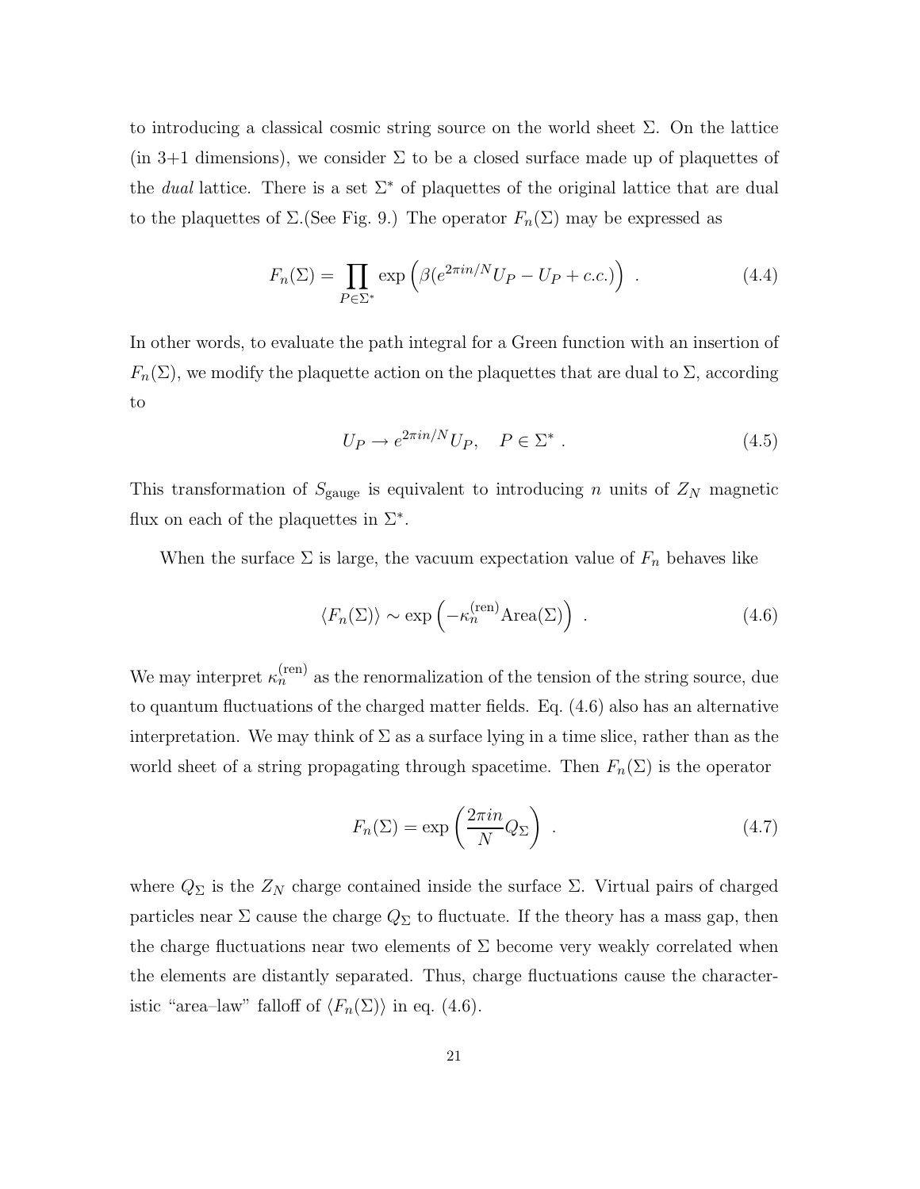to introducing a classical cosmic string source on the world sheet $\Sigma$. On the lattice (in 3+1 dimensions), we consider $\Sigma$ to be a closed surface made up of plaquettes of the *dual* lattice. There is a set $\Sigma^*$ of plaquettes of the original lattice that are dual to the plaquettes of $\Sigma$.(See Fig. 9.) The operator $F_n(\Sigma)$ may be expressed as

$$F_n(\Sigma) = \prod_{P \in \Sigma^*} \exp\left(\beta(e^{2\pi i n/N} U_P - U_P + c.c.)\right) \ . \tag{4.4}$$

In other words, to evaluate the path integral for a Green function with an insertion of $F_n(\Sigma)$, we modify the plaquette action on the plaquettes that are dual to $\Sigma$, according to

$$U_P \to e^{2\pi i n/N} U_P, \quad P \in \Sigma^* \ . \tag{4.5}$$

This transformation of $S_{\text{gauge}}$ is equivalent to introducing $n$ units of $Z_N$ magnetic flux on each of the plaquettes in $\Sigma^*$.

When the surface $\Sigma$ is large, the vacuum expectation value of $F_n$ behaves like

$$\langle F_n(\Sigma) \rangle \sim \exp\left(-\kappa_n^{(\text{ren})} \text{Area}(\Sigma)\right) \ . \tag{4.6}$$

We may interpret $\kappa_n^{(\text{ren})}$ as the renormalization of the tension of the string source, due to quantum fluctuations of the charged matter fields. Eq. (4.6) also has an alternative interpretation. We may think of $\Sigma$ as a surface lying in a time slice, rather than as the world sheet of a string propagating through spacetime. Then $F_n(\Sigma)$ is the operator

$$F_n(\Sigma) = \exp\left(\frac{2\pi i n}{N} Q_\Sigma\right) \ . \tag{4.7}$$

where $Q_\Sigma$ is the $Z_N$ charge contained inside the surface $\Sigma$. Virtual pairs of charged particles near $\Sigma$ cause the charge $Q_\Sigma$ to fluctuate. If the theory has a mass gap, then the charge fluctuations near two elements of $\Sigma$ become very weakly correlated when the elements are distantly separated. Thus, charge fluctuations cause the characteristic "area–law" falloff of $\langle F_n(\Sigma) \rangle$ in eq. (4.6).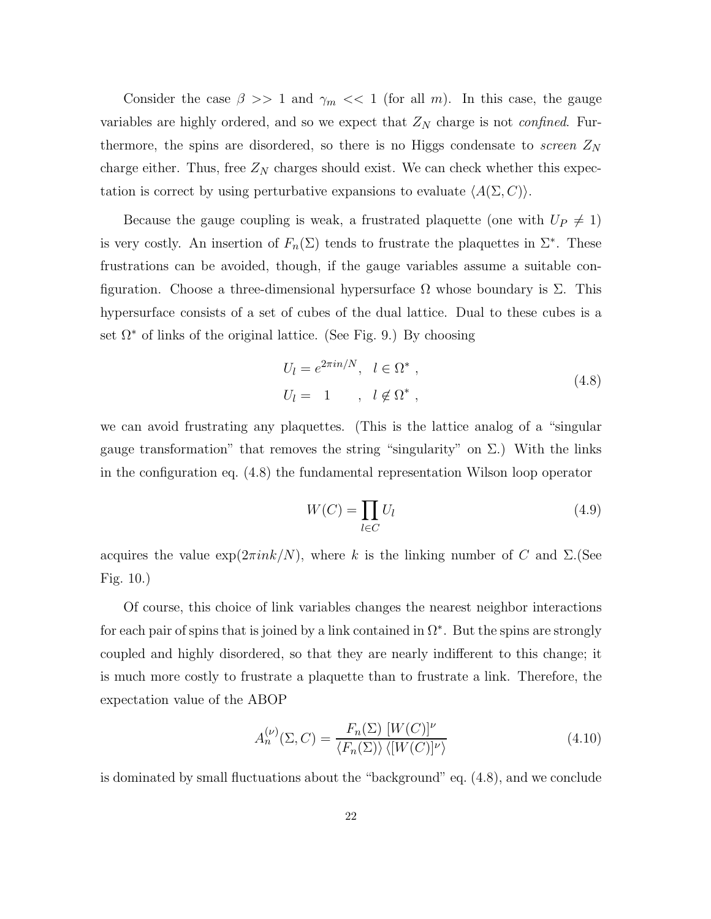Consider the case $\beta >> 1$ and $\gamma_m << 1$ (for all $m$). In this case, the gauge variables are highly ordered, and so we expect that $Z_N$ charge is not *confined*. Furthermore, the spins are disordered, so there is no Higgs condensate to *screen* $Z_N$ charge either. Thus, free $Z_N$ charges should exist. We can check whether this expectation is correct by using perturbative expansions to evaluate $\langle A(\Sigma, C)\rangle$.

Because the gauge coupling is weak, a frustrated plaquette (one with $U_P \neq 1$) is very costly. An insertion of $F_n(\Sigma)$ tends to frustrate the plaquettes in $\Sigma^*$. These frustrations can be avoided, though, if the gauge variables assume a suitable configuration. Choose a three-dimensional hypersurface $\Omega$ whose boundary is $\Sigma$. This hypersurface consists of a set of cubes of the dual lattice. Dual to these cubes is a set $\Omega^*$ of links of the original lattice. (See Fig. 9.) By choosing

$$\begin{aligned} U_l &= e^{2\pi i n/N}, \quad l \in \Omega^* , \\ U_l &= \quad 1 \qquad , \quad l \notin \Omega^* , \end{aligned} \tag{4.8}$$

we can avoid frustrating any plaquettes. (This is the lattice analog of a "singular gauge transformation" that removes the string "singularity" on $\Sigma$.) With the links in the configuration eq. (4.8) the fundamental representation Wilson loop operator

$$W(C) = \prod_{l \in C} U_l \tag{4.9}$$

acquires the value $\exp(2\pi i n k/N)$, where $k$ is the linking number of $C$ and $\Sigma$.(See Fig. 10.)

Of course, this choice of link variables changes the nearest neighbor interactions for each pair of spins that is joined by a link contained in $\Omega^*$. But the spins are strongly coupled and highly disordered, so that they are nearly indifferent to this change; it is much more costly to frustrate a plaquette than to frustrate a link. Therefore, the expectation value of the ABOP

$$A_n^{(\nu)}(\Sigma, C) = \frac{F_n(\Sigma)\ [W(C)]^\nu}{\langle F_n(\Sigma)\rangle\, \langle [W(C)]^\nu\rangle} \tag{4.10}$$

is dominated by small fluctuations about the "background" eq. (4.8), and we conclude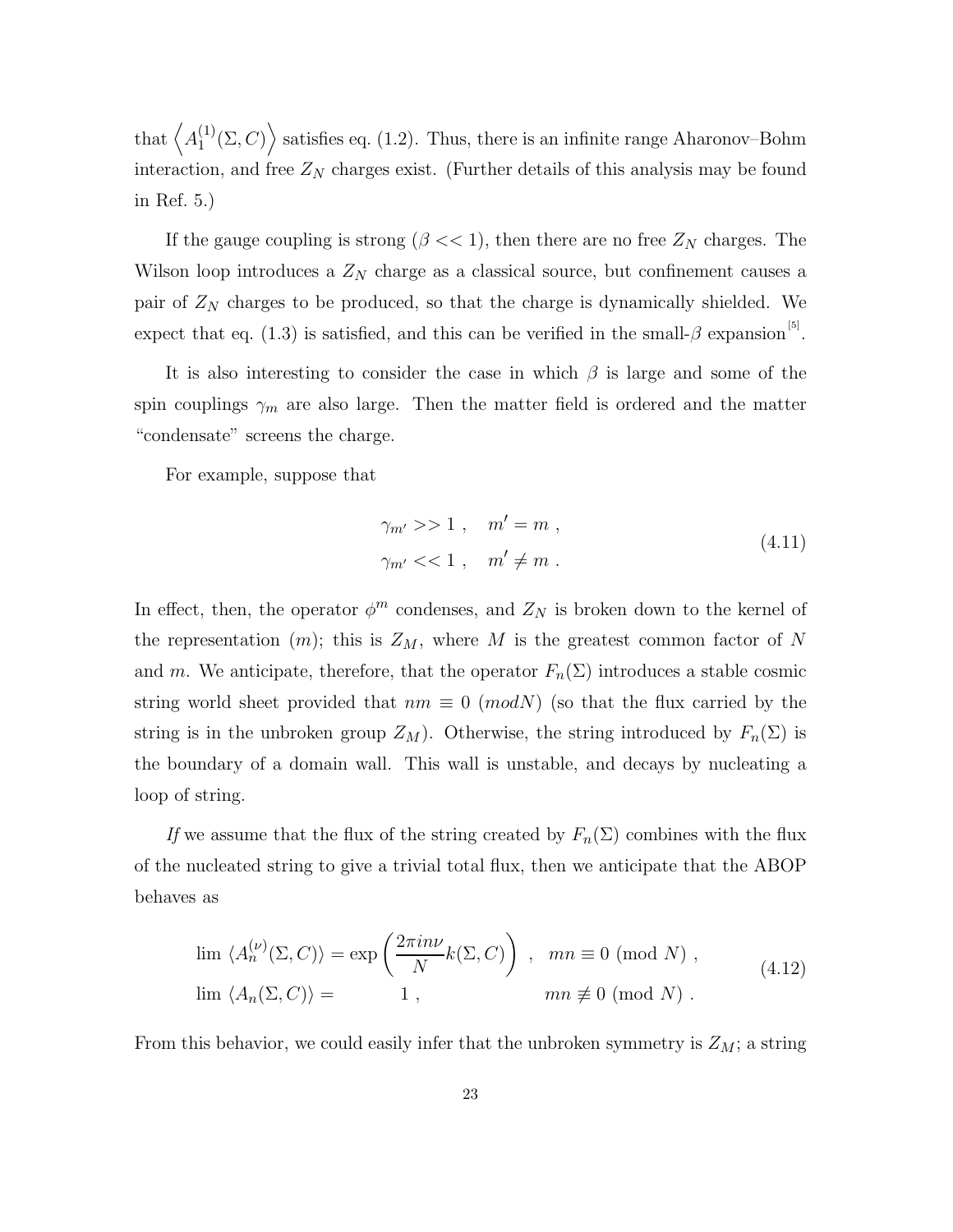that $\left\langle A_1^{(1)}(\Sigma, C)\right\rangle$ satisfies eq. (1.2). Thus, there is an infinite range Aharonov–Bohm interaction, and free $Z_N$ charges exist. (Further details of this analysis may be found in Ref. 5.)

If the gauge coupling is strong ($\beta << 1$), then there are no free $Z_N$ charges. The Wilson loop introduces a $Z_N$ charge as a classical source, but confinement causes a pair of $Z_N$ charges to be produced, so that the charge is dynamically shielded. We expect that eq. (1.3) is satisfied, and this can be verified in the small-$\beta$ expansion[5].

It is also interesting to consider the case in which $\beta$ is large and some of the spin couplings $\gamma_m$ are also large. Then the matter field is ordered and the matter "condensate" screens the charge.

For example, suppose that

$$
\begin{aligned}
&\gamma_{m'} >> 1 \ , \quad m' = m \ , \\
&\gamma_{m'} << 1 \ , \quad m' \neq m \ .
\end{aligned}
\tag{4.11}
$$

In effect, then, the operator $\phi^m$ condenses, and $Z_N$ is broken down to the kernel of the representation $(m)$; this is $Z_M$, where $M$ is the greatest common factor of $N$ and $m$. We anticipate, therefore, that the operator $F_n(\Sigma)$ introduces a stable cosmic string world sheet provided that $nm \equiv 0 \ (modN)$ (so that the flux carried by the string is in the unbroken group $Z_M$). Otherwise, the string introduced by $F_n(\Sigma)$ is the boundary of a domain wall. This wall is unstable, and decays by nucleating a loop of string.

*If* we assume that the flux of the string created by $F_n(\Sigma)$ combines with the flux of the nucleated string to give a trivial total flux, then we anticipate that the ABOP behaves as

$$
\begin{aligned}
&\lim \ \langle A_n^{(\nu)}(\Sigma, C)\rangle = \exp\left(\frac{2\pi i n\nu}{N} k(\Sigma, C)\right) \ , \quad mn \equiv 0 \ (\text{mod} \ N) \ , \\
&\lim \ \langle A_n(\Sigma, C)\rangle = \qquad\quad 1 \ , \qquad\qquad\quad mn \not\equiv 0 \ (\text{mod} \ N) \ .
\end{aligned}
\tag{4.12}
$$

From this behavior, we could easily infer that the unbroken symmetry is $Z_M$; a string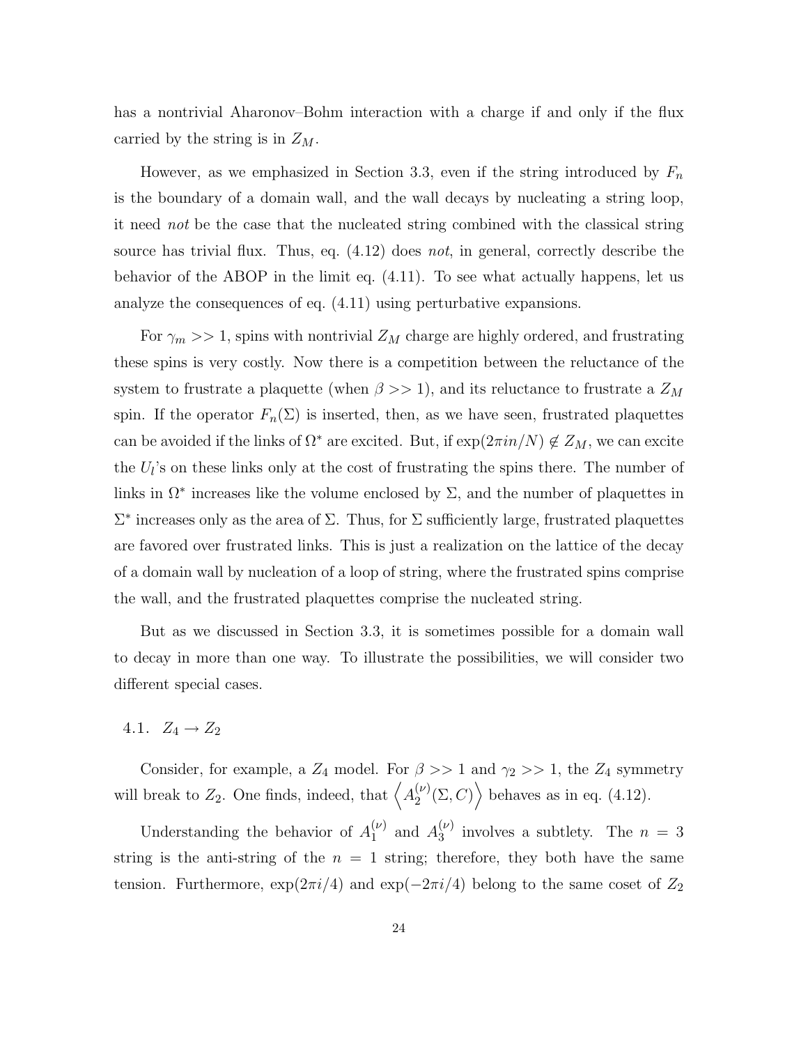has a nontrivial Aharonov–Bohm interaction with a charge if and only if the flux carried by the string is in $Z_M$.

However, as we emphasized in Section 3.3, even if the string introduced by $F_n$ is the boundary of a domain wall, and the wall decays by nucleating a string loop, it need *not* be the case that the nucleated string combined with the classical string source has trivial flux. Thus, eq. (4.12) does *not*, in general, correctly describe the behavior of the ABOP in the limit eq. (4.11). To see what actually happens, let us analyze the consequences of eq. (4.11) using perturbative expansions.

For $\gamma_m >> 1$, spins with nontrivial $Z_M$ charge are highly ordered, and frustrating these spins is very costly. Now there is a competition between the reluctance of the system to frustrate a plaquette (when $\beta >> 1$), and its reluctance to frustrate a $Z_M$ spin. If the operator $F_n(\Sigma)$ is inserted, then, as we have seen, frustrated plaquettes can be avoided if the links of $\Omega^*$ are excited. But, if $\exp(2\pi in/N) \notin Z_M$, we can excite the $U_l$'s on these links only at the cost of frustrating the spins there. The number of links in $\Omega^*$ increases like the volume enclosed by $\Sigma$, and the number of plaquettes in $\Sigma^*$ increases only as the area of $\Sigma$. Thus, for $\Sigma$ sufficiently large, frustrated plaquettes are favored over frustrated links. This is just a realization on the lattice of the decay of a domain wall by nucleation of a loop of string, where the frustrated spins comprise the wall, and the frustrated plaquettes comprise the nucleated string.

But as we discussed in Section 3.3, it is sometimes possible for a domain wall to decay in more than one way. To illustrate the possibilities, we will consider two different special cases.

## 4.1. $Z_4 \to Z_2$

Consider, for example, a $Z_4$ model. For $\beta >> 1$ and $\gamma_2 >> 1$, the $Z_4$ symmetry will break to $Z_2$. One finds, indeed, that $\left\langle A_2^{(\nu)}(\Sigma, C)\right\rangle$ behaves as in eq. (4.12).

Understanding the behavior of $A_1^{(\nu)}$ and $A_3^{(\nu)}$ involves a subtlety. The $n = 3$ string is the anti-string of the $n = 1$ string; therefore, they both have the same tension. Furthermore, $\exp(2\pi i/4)$ and $\exp(-2\pi i/4)$ belong to the same coset of $Z_2$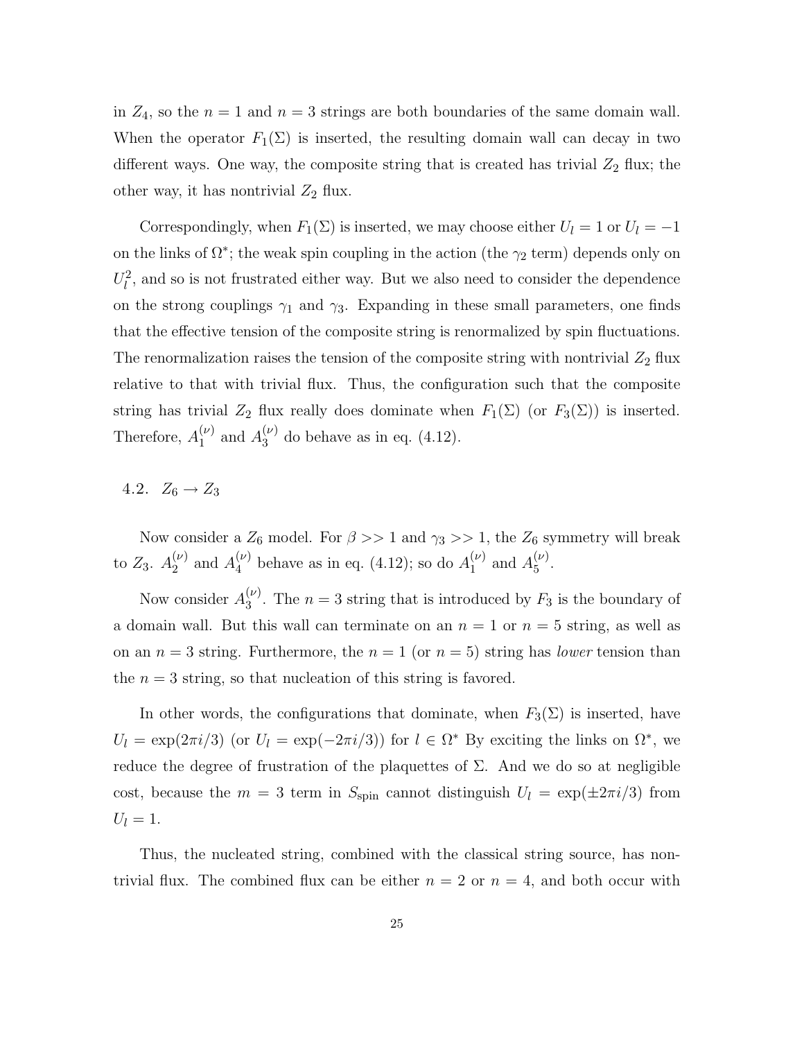in $Z_4$, so the $n = 1$ and $n = 3$ strings are both boundaries of the same domain wall. When the operator $F_1(\Sigma)$ is inserted, the resulting domain wall can decay in two different ways. One way, the composite string that is created has trivial $Z_2$ flux; the other way, it has nontrivial $Z_2$ flux.

Correspondingly, when $F_1(\Sigma)$ is inserted, we may choose either $U_l = 1$ or $U_l = -1$ on the links of $\Omega^*$; the weak spin coupling in the action (the $\gamma_2$ term) depends only on $U_l^2$, and so is not frustrated either way. But we also need to consider the dependence on the strong couplings $\gamma_1$ and $\gamma_3$. Expanding in these small parameters, one finds that the effective tension of the composite string is renormalized by spin fluctuations. The renormalization raises the tension of the composite string with nontrivial $Z_2$ flux relative to that with trivial flux. Thus, the configuration such that the composite string has trivial $Z_2$ flux really does dominate when $F_1(\Sigma)$ (or $F_3(\Sigma)$) is inserted. Therefore, $A_1^{(\nu)}$ and $A_3^{(\nu)}$ do behave as in eq. (4.12).

## 4.2. $Z_6 \to Z_3$

Now consider a $Z_6$ model. For $\beta >> 1$ and $\gamma_3 >> 1$, the $Z_6$ symmetry will break to $Z_3$. $A_2^{(\nu)}$ and $A_4^{(\nu)}$ behave as in eq. (4.12); so do $A_1^{(\nu)}$ and $A_5^{(\nu)}$.

Now consider $A_3^{(\nu)}$. The $n = 3$ string that is introduced by $F_3$ is the boundary of a domain wall. But this wall can terminate on an $n = 1$ or $n = 5$ string, as well as on an $n = 3$ string. Furthermore, the $n = 1$ (or $n = 5$) string has *lower* tension than the $n = 3$ string, so that nucleation of this string is favored.

In other words, the configurations that dominate, when $F_3(\Sigma)$ is inserted, have $U_l = \exp(2\pi i/3)$ (or $U_l = \exp(-2\pi i/3)$) for $l \in \Omega^*$ By exciting the links on $\Omega^*$, we reduce the degree of frustration of the plaquettes of $\Sigma$. And we do so at negligible cost, because the $m = 3$ term in $S_{\text{spin}}$ cannot distinguish $U_l = \exp(\pm 2\pi i/3)$ from $U_l = 1$.

Thus, the nucleated string, combined with the classical string source, has nontrivial flux. The combined flux can be either $n = 2$ or $n = 4$, and both occur with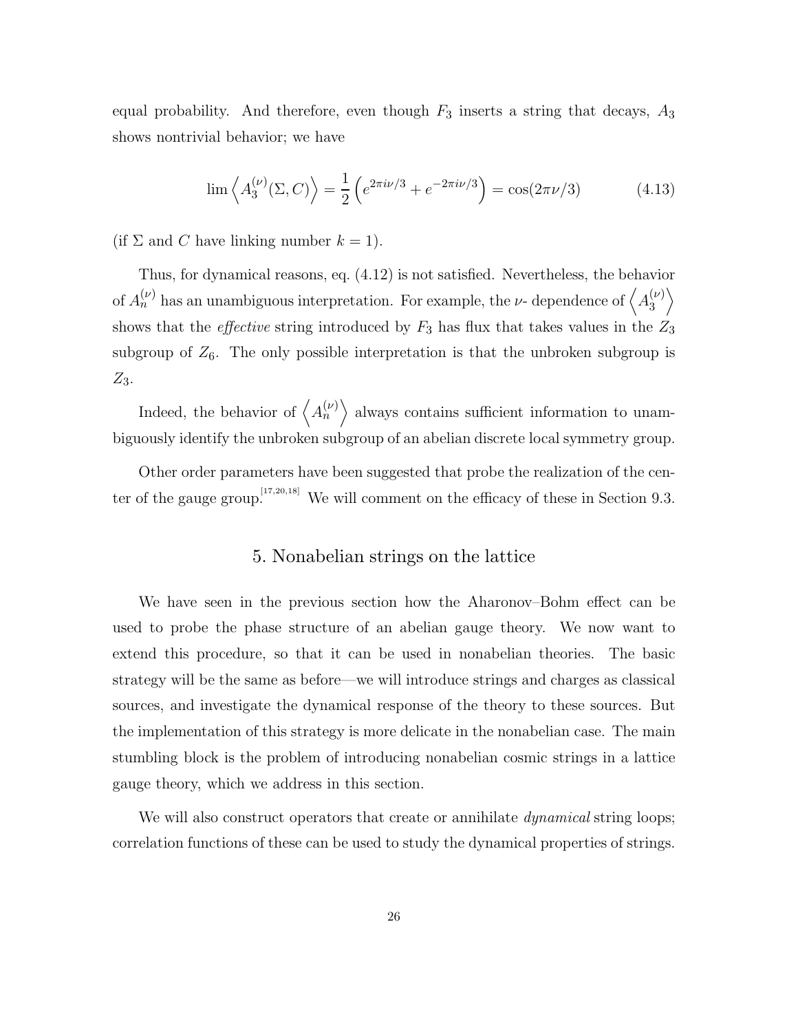equal probability. And therefore, even though $F_3$ inserts a string that decays, $A_3$ shows nontrivial behavior; we have

$$\lim \left\langle A_3^{(\nu)}(\Sigma, C) \right\rangle = \frac{1}{2} \left( e^{2\pi i \nu/3} + e^{-2\pi i \nu/3} \right) = \cos(2\pi\nu/3) \tag{4.13}$$

(if $\Sigma$ and $C$ have linking number $k = 1$).

Thus, for dynamical reasons, eq. (4.12) is not satisfied. Nevertheless, the behavior of $A_n^{(\nu)}$ has an unambiguous interpretation. For example, the $\nu$- dependence of $\left\langle A_3^{(\nu)} \right\rangle$ shows that the *effective* string introduced by $F_3$ has flux that takes values in the $Z_3$ subgroup of $Z_6$. The only possible interpretation is that the unbroken subgroup is $Z_3$.

Indeed, the behavior of $\left\langle A_n^{(\nu)} \right\rangle$ always contains sufficient information to unambiguously identify the unbroken subgroup of an abelian discrete local symmetry group.

Other order parameters have been suggested that probe the realization of the center of the gauge group.[17,20,18] We will comment on the efficacy of these in Section 9.3.

## 5. Nonabelian strings on the lattice

We have seen in the previous section how the Aharonov–Bohm effect can be used to probe the phase structure of an abelian gauge theory. We now want to extend this procedure, so that it can be used in nonabelian theories. The basic strategy will be the same as before—we will introduce strings and charges as classical sources, and investigate the dynamical response of the theory to these sources. But the implementation of this strategy is more delicate in the nonabelian case. The main stumbling block is the problem of introducing nonabelian cosmic strings in a lattice gauge theory, which we address in this section.

We will also construct operators that create or annihilate *dynamical* string loops; correlation functions of these can be used to study the dynamical properties of strings.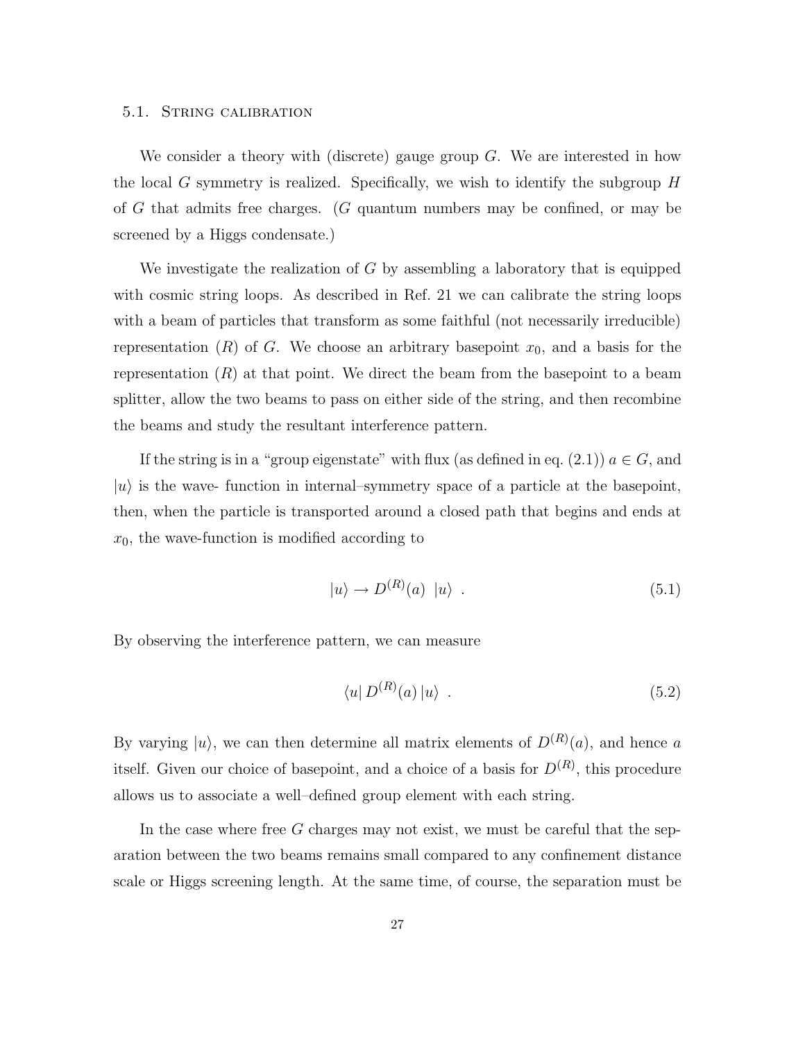### 5.1. String calibration

We consider a theory with (discrete) gauge group $G$. We are interested in how the local $G$ symmetry is realized. Specifically, we wish to identify the subgroup $H$ of $G$ that admits free charges. ($G$ quantum numbers may be confined, or may be screened by a Higgs condensate.)

We investigate the realization of $G$ by assembling a laboratory that is equipped with cosmic string loops. As described in Ref. 21 we can calibrate the string loops with a beam of particles that transform as some faithful (not necessarily irreducible) representation $(R)$ of $G$. We choose an arbitrary basepoint $x_0$, and a basis for the representation $(R)$ at that point. We direct the beam from the basepoint to a beam splitter, allow the two beams to pass on either side of the string, and then recombine the beams and study the resultant interference pattern.

If the string is in a "group eigenstate" with flux (as defined in eq. (2.1)) $a \in G$, and $|u\rangle$ is the wave- function in internal–symmetry space of a particle at the basepoint, then, when the particle is transported around a closed path that begins and ends at $x_0$, the wave-function is modified according to

$$|u\rangle \to D^{(R)}(a) \ |u\rangle \ . \tag{5.1}$$

By observing the interference pattern, we can measure

$$\langle u| \, D^{(R)}(a) \, |u\rangle \ . \tag{5.2}$$

By varying $|u\rangle$, we can then determine all matrix elements of $D^{(R)}(a)$, and hence $a$ itself. Given our choice of basepoint, and a choice of a basis for $D^{(R)}$, this procedure allows us to associate a well–defined group element with each string.

In the case where free $G$ charges may not exist, we must be careful that the separation between the two beams remains small compared to any confinement distance scale or Higgs screening length. At the same time, of course, the separation must be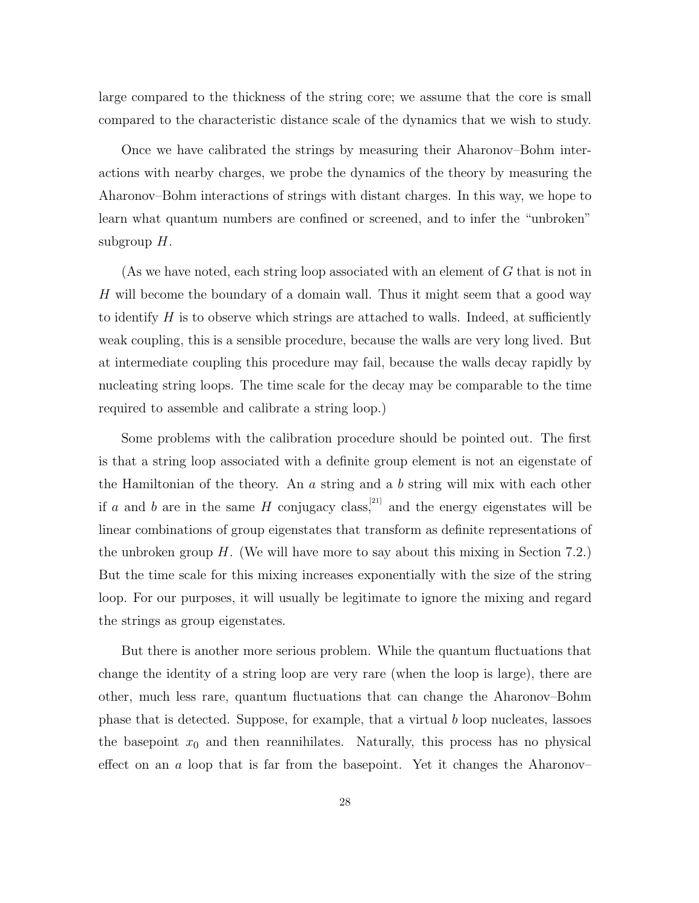large compared to the thickness of the string core; we assume that the core is small compared to the characteristic distance scale of the dynamics that we wish to study.

Once we have calibrated the strings by measuring their Aharonov–Bohm interactions with nearby charges, we probe the dynamics of the theory by measuring the Aharonov–Bohm interactions of strings with distant charges. In this way, we hope to learn what quantum numbers are confined or screened, and to infer the "unbroken" subgroup $H$.

(As we have noted, each string loop associated with an element of $G$ that is not in $H$ will become the boundary of a domain wall. Thus it might seem that a good way to identify $H$ is to observe which strings are attached to walls. Indeed, at sufficiently weak coupling, this is a sensible procedure, because the walls are very long lived. But at intermediate coupling this procedure may fail, because the walls decay rapidly by nucleating string loops. The time scale for the decay may be comparable to the time required to assemble and calibrate a string loop.)

Some problems with the calibration procedure should be pointed out. The first is that a string loop associated with a definite group element is not an eigenstate of the Hamiltonian of the theory. An $a$ string and a $b$ string will mix with each other if $a$ and $b$ are in the same $H$ conjugacy class,[21] and the energy eigenstates will be linear combinations of group eigenstates that transform as definite representations of the unbroken group $H$. (We will have more to say about this mixing in Section 7.2.) But the time scale for this mixing increases exponentially with the size of the string loop. For our purposes, it will usually be legitimate to ignore the mixing and regard the strings as group eigenstates.

But there is another more serious problem. While the quantum fluctuations that change the identity of a string loop are very rare (when the loop is large), there are other, much less rare, quantum fluctuations that can change the Aharonov–Bohm phase that is detected. Suppose, for example, that a virtual $b$ loop nucleates, lassoes the basepoint $x_0$ and then reannihilates. Naturally, this process has no physical effect on an $a$ loop that is far from the basepoint. Yet it changes the Aharonov–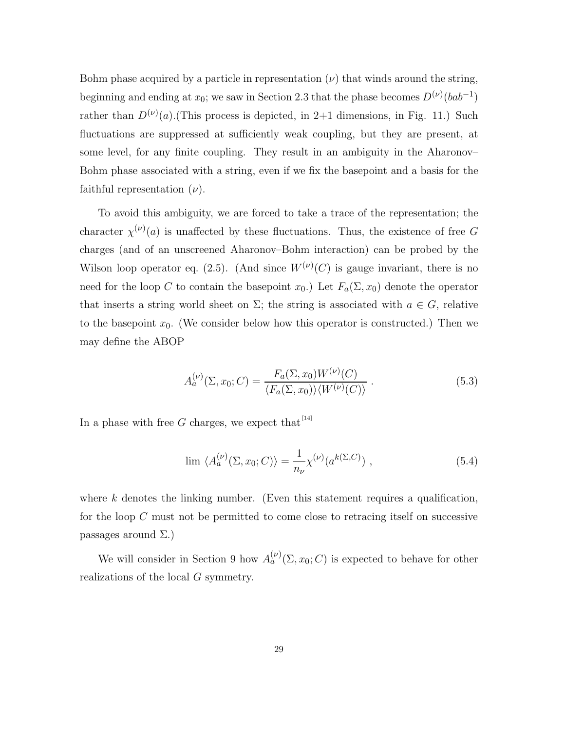Bohm phase acquired by a particle in representation $(\nu)$ that winds around the string, beginning and ending at $x_0$; we saw in Section 2.3 that the phase becomes $D^{(\nu)}(bab^{-1})$ rather than $D^{(\nu)}(a)$.(This process is depicted, in 2+1 dimensions, in Fig. 11.) Such fluctuations are suppressed at sufficiently weak coupling, but they are present, at some level, for any finite coupling. They result in an ambiguity in the Aharonov–Bohm phase associated with a string, even if we fix the basepoint and a basis for the faithful representation $(\nu)$.

To avoid this ambiguity, we are forced to take a trace of the representation; the character $\chi^{(\nu)}(a)$ is unaffected by these fluctuations. Thus, the existence of free $G$ charges (and of an unscreened Aharonov–Bohm interaction) can be probed by the Wilson loop operator eq. (2.5). (And since $W^{(\nu)}(C)$ is gauge invariant, there is no need for the loop $C$ to contain the basepoint $x_0$.) Let $F_a(\Sigma, x_0)$ denote the operator that inserts a string world sheet on $\Sigma$; the string is associated with $a \in G$, relative to the basepoint $x_0$. (We consider below how this operator is constructed.) Then we may define the ABOP

$$A_a^{(\nu)}(\Sigma, x_0; C) = \frac{F_a(\Sigma, x_0) W^{(\nu)}(C)}{\langle F_a(\Sigma, x_0)\rangle \langle W^{(\nu)}(C)\rangle} \ . \tag{5.3}$$

In a phase with free $G$ charges, we expect that [14]

$$\lim \ \langle A_a^{(\nu)}(\Sigma, x_0; C)\rangle = \frac{1}{n_\nu} \chi^{(\nu)}(a^{k(\Sigma, C)}) \ , \tag{5.4}$$

where $k$ denotes the linking number. (Even this statement requires a qualification, for the loop $C$ must not be permitted to come close to retracing itself on successive passages around $\Sigma$.)

We will consider in Section 9 how $A_a^{(\nu)}(\Sigma, x_0; C)$ is expected to behave for other realizations of the local $G$ symmetry.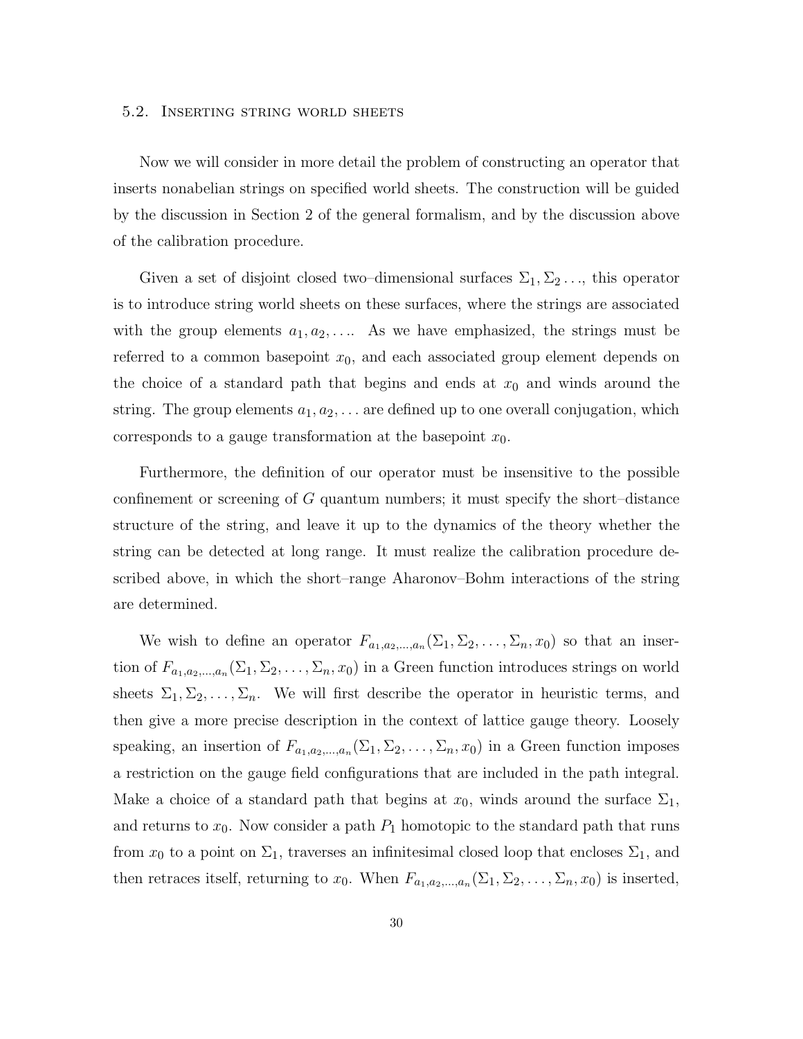### 5.2. Inserting string world sheets

Now we will consider in more detail the problem of constructing an operator that inserts nonabelian strings on specified world sheets. The construction will be guided by the discussion in Section 2 of the general formalism, and by the discussion above of the calibration procedure.

Given a set of disjoint closed two–dimensional surfaces $\Sigma_1, \Sigma_2 \ldots$, this operator is to introduce string world sheets on these surfaces, where the strings are associated with the group elements $a_1, a_2, \ldots$. As we have emphasized, the strings must be referred to a common basepoint $x_0$, and each associated group element depends on the choice of a standard path that begins and ends at $x_0$ and winds around the string. The group elements $a_1, a_2, \ldots$ are defined up to one overall conjugation, which corresponds to a gauge transformation at the basepoint $x_0$.

Furthermore, the definition of our operator must be insensitive to the possible confinement or screening of $G$ quantum numbers; it must specify the short–distance structure of the string, and leave it up to the dynamics of the theory whether the string can be detected at long range. It must realize the calibration procedure described above, in which the short–range Aharonov–Bohm interactions of the string are determined.

We wish to define an operator $F_{a_1,a_2,\ldots,a_n}(\Sigma_1, \Sigma_2, \ldots, \Sigma_n, x_0)$ so that an insertion of $F_{a_1,a_2,\ldots,a_n}(\Sigma_1, \Sigma_2, \ldots, \Sigma_n, x_0)$ in a Green function introduces strings on world sheets $\Sigma_1, \Sigma_2, \ldots, \Sigma_n$. We will first describe the operator in heuristic terms, and then give a more precise description in the context of lattice gauge theory. Loosely speaking, an insertion of $F_{a_1,a_2,\ldots,a_n}(\Sigma_1, \Sigma_2, \ldots, \Sigma_n, x_0)$ in a Green function imposes a restriction on the gauge field configurations that are included in the path integral. Make a choice of a standard path that begins at $x_0$, winds around the surface $\Sigma_1$, and returns to $x_0$. Now consider a path $P_1$ homotopic to the standard path that runs from $x_0$ to a point on $\Sigma_1$, traverses an infinitesimal closed loop that encloses $\Sigma_1$, and then retraces itself, returning to $x_0$. When $F_{a_1,a_2,\ldots,a_n}(\Sigma_1, \Sigma_2, \ldots, \Sigma_n, x_0)$ is inserted,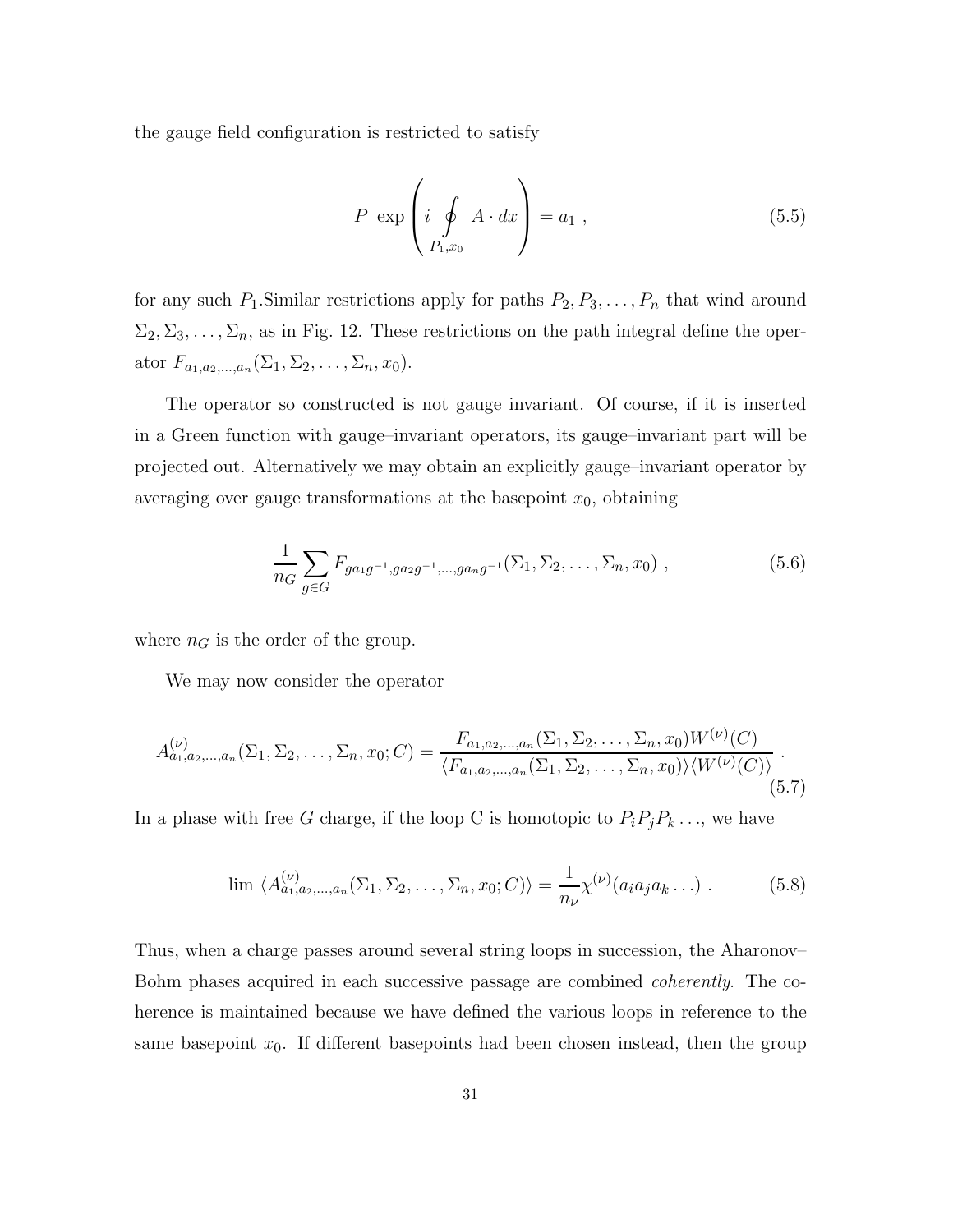the gauge field configuration is restricted to satisfy

$$
P \ \exp\left( i \oint_{P_1, x_0} A \cdot dx \right) = a_1 \ , \tag{5.5}
$$

for any such $P_1$.Similar restrictions apply for paths $P_2, P_3, \ldots, P_n$ that wind around $\Sigma_2, \Sigma_3, \ldots, \Sigma_n$, as in Fig. 12. These restrictions on the path integral define the operator $F_{a_1, a_2, \ldots, a_n}(\Sigma_1, \Sigma_2, \ldots, \Sigma_n, x_0)$.

The operator so constructed is not gauge invariant. Of course, if it is inserted in a Green function with gauge–invariant operators, its gauge–invariant part will be projected out. Alternatively we may obtain an explicitly gauge–invariant operator by averaging over gauge transformations at the basepoint $x_0$, obtaining

$$
\frac{1}{n_G} \sum_{g \in G} F_{g a_1 g^{-1}, g a_2 g^{-1}, \ldots, g a_n g^{-1}}(\Sigma_1, \Sigma_2, \ldots, \Sigma_n, x_0) \ , \tag{5.6}
$$

where $n_G$ is the order of the group.

We may now consider the operator

$$
A^{(\nu)}_{a_1, a_2, \ldots, a_n}(\Sigma_1, \Sigma_2, \ldots, \Sigma_n, x_0; C) = \frac{F_{a_1, a_2, \ldots, a_n}(\Sigma_1, \Sigma_2, \ldots, \Sigma_n, x_0) W^{(\nu)}(C)}{\langle F_{a_1, a_2, \ldots, a_n}(\Sigma_1, \Sigma_2, \ldots, \Sigma_n, x_0) \rangle \langle W^{(\nu)}(C) \rangle} \ . \tag{5.7}
$$

In a phase with free $G$ charge, if the loop C is homotopic to $P_i P_j P_k \ldots$, we have

$$
\lim \ \langle A^{(\nu)}_{a_1, a_2, \ldots, a_n}(\Sigma_1, \Sigma_2, \ldots, \Sigma_n, x_0; C) \rangle = \frac{1}{n_\nu} \chi^{(\nu)}(a_i a_j a_k \ldots) \ . \tag{5.8}
$$

Thus, when a charge passes around several string loops in succession, the Aharonov–Bohm phases acquired in each successive passage are combined *coherently*. The coherence is maintained because we have defined the various loops in reference to the same basepoint $x_0$. If different basepoints had been chosen instead, then the group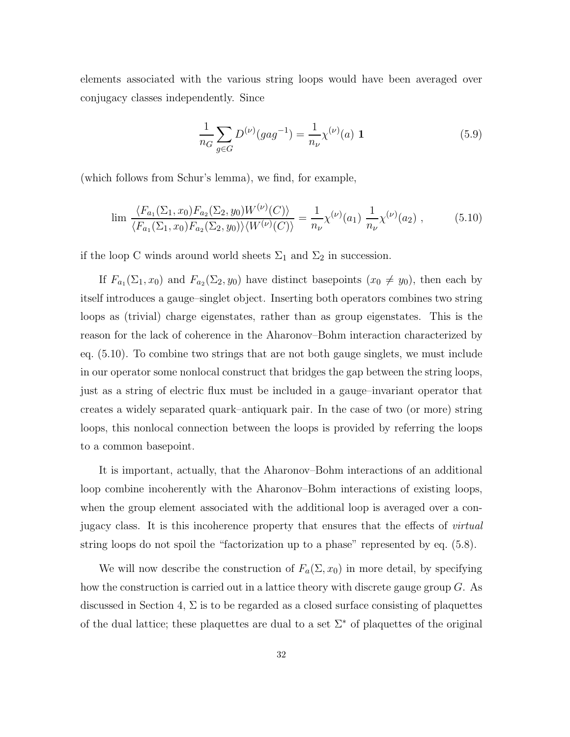elements associated with the various string loops would have been averaged over conjugacy classes independently. Since

$$\frac{1}{n_G} \sum_{g \in G} D^{(\nu)}(gag^{-1}) = \frac{1}{n_\nu} \chi^{(\nu)}(a) \; \mathbf{1} \tag{5.9}$$

(which follows from Schur's lemma), we find, for example,

$$\lim \frac{\langle F_{a_1}(\Sigma_1, x_0) F_{a_2}(\Sigma_2, y_0) W^{(\nu)}(C) \rangle}{\langle F_{a_1}(\Sigma_1, x_0) F_{a_2}(\Sigma_2, y_0) \rangle \langle W^{(\nu)}(C) \rangle} = \frac{1}{n_\nu} \chi^{(\nu)}(a_1) \; \frac{1}{n_\nu} \chi^{(\nu)}(a_2) \; , \tag{5.10}$$

if the loop C winds around world sheets $\Sigma_1$ and $\Sigma_2$ in succession.

If $F_{a_1}(\Sigma_1, x_0)$ and $F_{a_2}(\Sigma_2, y_0)$ have distinct basepoints ($x_0 \neq y_0$), then each by itself introduces a gauge–singlet object. Inserting both operators combines two string loops as (trivial) charge eigenstates, rather than as group eigenstates. This is the reason for the lack of coherence in the Aharonov–Bohm interaction characterized by eq. (5.10). To combine two strings that are not both gauge singlets, we must include in our operator some nonlocal construct that bridges the gap between the string loops, just as a string of electric flux must be included in a gauge–invariant operator that creates a widely separated quark–antiquark pair. In the case of two (or more) string loops, this nonlocal connection between the loops is provided by referring the loops to a common basepoint.

It is important, actually, that the Aharonov–Bohm interactions of an additional loop combine incoherently with the Aharonov–Bohm interactions of existing loops, when the group element associated with the additional loop is averaged over a conjugacy class. It is this incoherence property that ensures that the effects of *virtual* string loops do not spoil the "factorization up to a phase" represented by eq. (5.8).

We will now describe the construction of $F_a(\Sigma, x_0)$ in more detail, by specifying how the construction is carried out in a lattice theory with discrete gauge group $G$. As discussed in Section 4, $\Sigma$ is to be regarded as a closed surface consisting of plaquettes of the dual lattice; these plaquettes are dual to a set $\Sigma^*$ of plaquettes of the original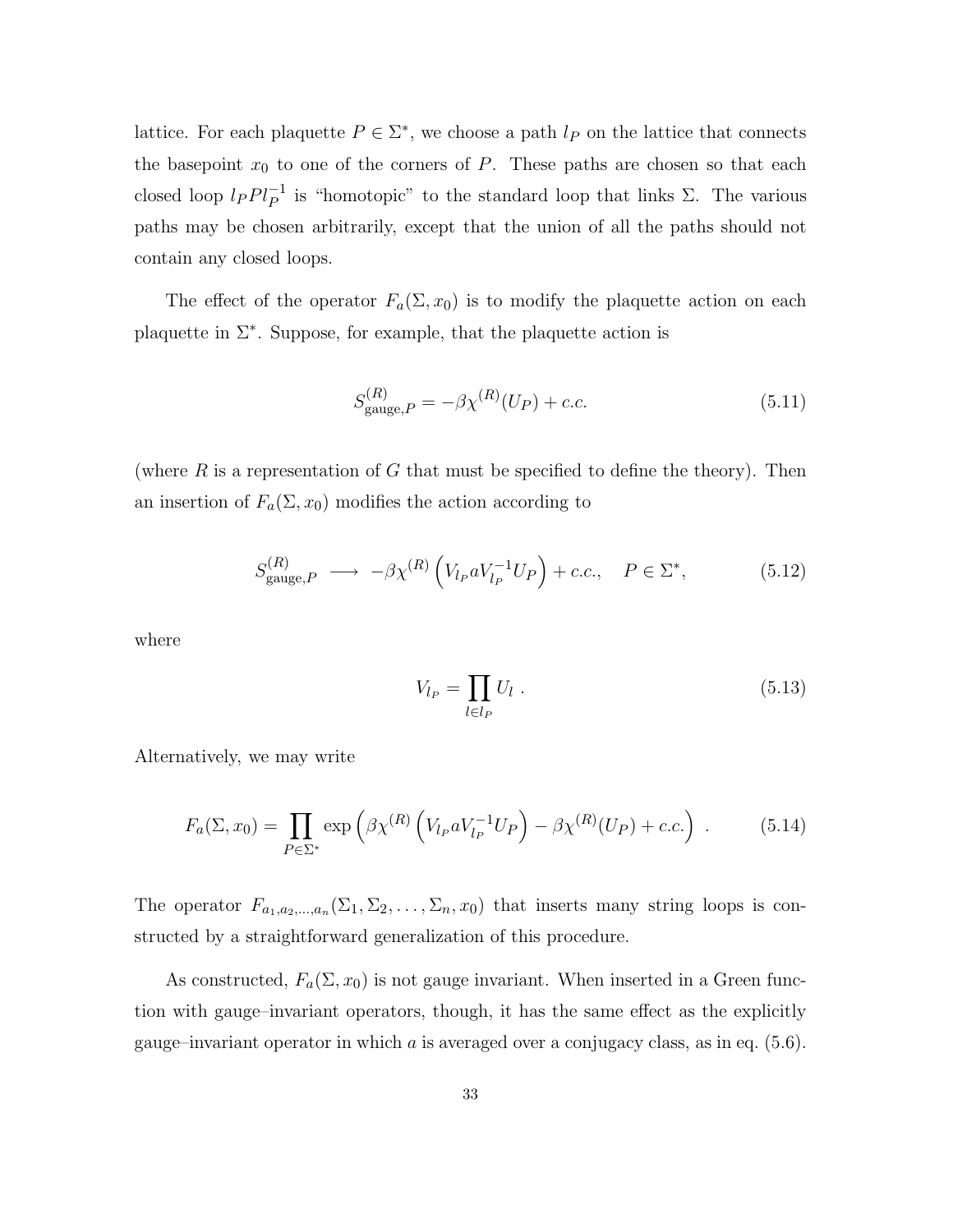lattice. For each plaquette $P \in \Sigma^*$, we choose a path $l_P$ on the lattice that connects the basepoint $x_0$ to one of the corners of $P$. These paths are chosen so that each closed loop $l_P P l_P^{-1}$ is "homotopic" to the standard loop that links $\Sigma$. The various paths may be chosen arbitrarily, except that the union of all the paths should not contain any closed loops.

The effect of the operator $F_a(\Sigma, x_0)$ is to modify the plaquette action on each plaquette in $\Sigma^*$. Suppose, for example, that the plaquette action is

$$S^{(R)}_{\text{gauge},P} = -\beta \chi^{(R)}(U_P) + c.c. \tag{5.11}$$

(where $R$ is a representation of $G$ that must be specified to define the theory). Then an insertion of $F_a(\Sigma, x_0)$ modifies the action according to

$$S^{(R)}_{\text{gauge},P} \;\longrightarrow\; -\beta \chi^{(R)}\left(V_{l_P} a V_{l_P}^{-1} U_P\right) + c.c., \quad P \in \Sigma^*, \tag{5.12}$$

where

$$V_{l_P} = \prod_{l \in l_P} U_l \ . \tag{5.13}$$

Alternatively, we may write

$$F_a(\Sigma, x_0) = \prod_{P \in \Sigma^*} \exp\left(\beta \chi^{(R)}\left(V_{l_P} a V_{l_P}^{-1} U_P\right) - \beta \chi^{(R)}(U_P) + c.c.\right) \ . \tag{5.14}$$

The operator $F_{a_1, a_2, \ldots, a_n}(\Sigma_1, \Sigma_2, \ldots, \Sigma_n, x_0)$ that inserts many string loops is constructed by a straightforward generalization of this procedure.

As constructed, $F_a(\Sigma, x_0)$ is not gauge invariant. When inserted in a Green function with gauge–invariant operators, though, it has the same effect as the explicitly gauge–invariant operator in which $a$ is averaged over a conjugacy class, as in eq. (5.6).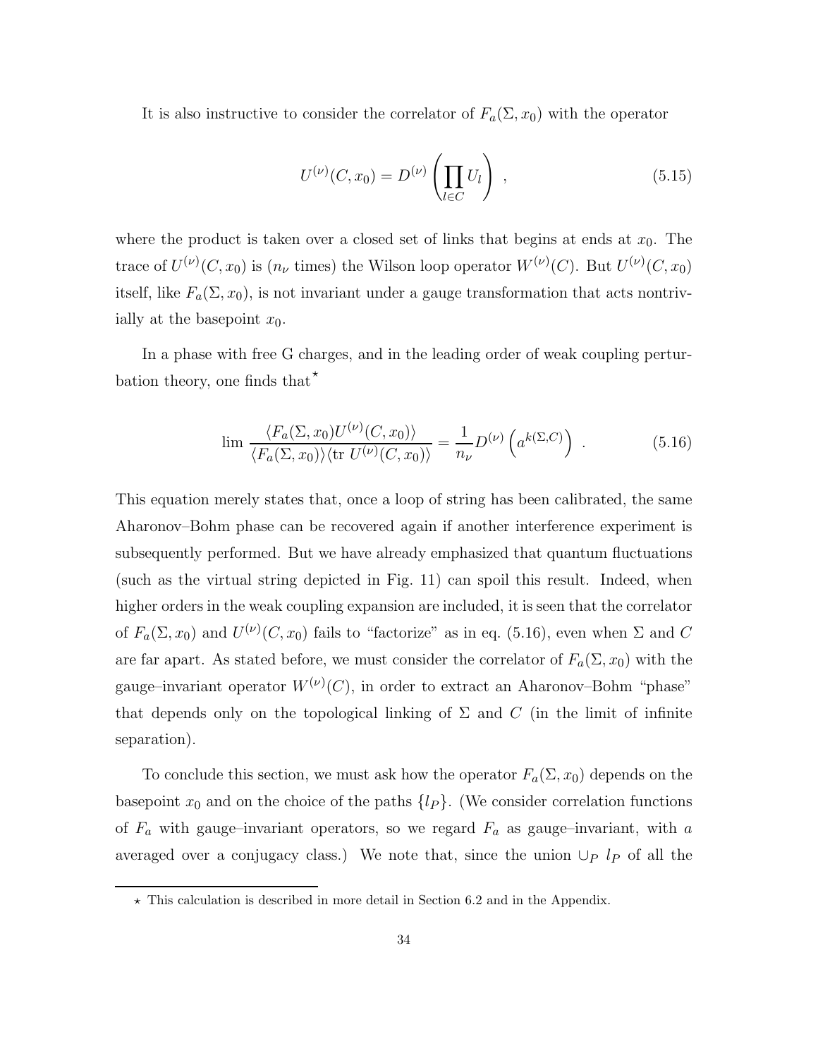It is also instructive to consider the correlator of $F_a(\Sigma, x_0)$ with the operator

$$U^{(\nu)}(C, x_0) = D^{(\nu)} \left( \prod_{l \in C} U_l \right) \ , \tag{5.15}$$

where the product is taken over a closed set of links that begins at ends at $x_0$. The trace of $U^{(\nu)}(C, x_0)$ is ($n_\nu$ times) the Wilson loop operator $W^{(\nu)}(C)$. But $U^{(\nu)}(C, x_0)$ itself, like $F_a(\Sigma, x_0)$, is not invariant under a gauge transformation that acts nontrivially at the basepoint $x_0$.

In a phase with free G charges, and in the leading order of weak coupling perturbation theory, one finds that*

$$\lim \frac{\langle F_a(\Sigma, x_0) U^{(\nu)}(C, x_0) \rangle}{\langle F_a(\Sigma, x_0) \rangle \langle \text{tr } U^{(\nu)}(C, x_0) \rangle} = \frac{1}{n_\nu} D^{(\nu)} \left( a^{k(\Sigma, C)} \right) \ . \tag{5.16}$$

This equation merely states that, once a loop of string has been calibrated, the same Aharonov–Bohm phase can be recovered again if another interference experiment is subsequently performed. But we have already emphasized that quantum fluctuations (such as the virtual string depicted in Fig. 11) can spoil this result. Indeed, when higher orders in the weak coupling expansion are included, it is seen that the correlator of $F_a(\Sigma, x_0)$ and $U^{(\nu)}(C, x_0)$ fails to "factorize" as in eq. (5.16), even when $\Sigma$ and $C$ are far apart. As stated before, we must consider the correlator of $F_a(\Sigma, x_0)$ with the gauge–invariant operator $W^{(\nu)}(C)$, in order to extract an Aharonov–Bohm "phase" that depends only on the topological linking of $\Sigma$ and $C$ (in the limit of infinite separation).

To conclude this section, we must ask how the operator $F_a(\Sigma, x_0)$ depends on the basepoint $x_0$ and on the choice of the paths $\{l_P\}$. (We consider correlation functions of $F_a$ with gauge–invariant operators, so we regard $F_a$ as gauge–invariant, with $a$ averaged over a conjugacy class.) We note that, since the union $\cup_P \ l_P$ of all the

---

* This calculation is described in more detail in Section 6.2 and in the Appendix.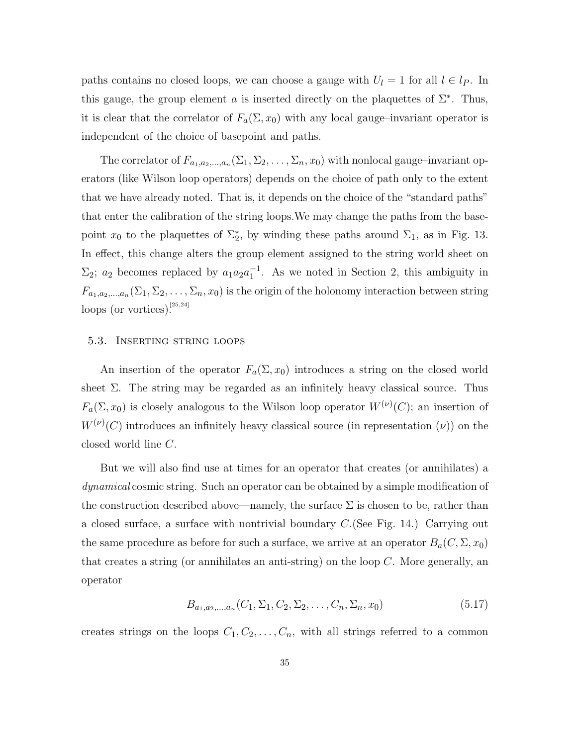paths contains no closed loops, we can choose a gauge with $U_l = 1$ for all $l \in l_P$. In this gauge, the group element $a$ is inserted directly on the plaquettes of $\Sigma^*$. Thus, it is clear that the correlator of $F_a(\Sigma, x_0)$ with any local gauge–invariant operator is independent of the choice of basepoint and paths.

The correlator of $F_{a_1,a_2,\ldots,a_n}(\Sigma_1, \Sigma_2, \ldots, \Sigma_n, x_0)$ with nonlocal gauge–invariant operators (like Wilson loop operators) depends on the choice of path only to the extent that we have already noted. That is, it depends on the choice of the "standard paths" that enter the calibration of the string loops.We may change the paths from the basepoint $x_0$ to the plaquettes of $\Sigma_2^*$, by winding these paths around $\Sigma_1$, as in Fig. 13. In effect, this change alters the group element assigned to the string world sheet on $\Sigma_2$; $a_2$ becomes replaced by $a_1 a_2 a_1^{-1}$. As we noted in Section 2, this ambiguity in $F_{a_1,a_2,\ldots,a_n}(\Sigma_1, \Sigma_2, \ldots, \Sigma_n, x_0)$ is the origin of the holonomy interaction between string loops (or vortices).[25,24]

### 5.3. Inserting string loops

An insertion of the operator $F_a(\Sigma, x_0)$ introduces a string on the closed world sheet $\Sigma$. The string may be regarded as an infinitely heavy classical source. Thus $F_a(\Sigma, x_0)$ is closely analogous to the Wilson loop operator $W^{(\nu)}(C)$; an insertion of $W^{(\nu)}(C)$ introduces an infinitely heavy classical source (in representation $(\nu)$) on the closed world line $C$.

But we will also find use at times for an operator that creates (or annihilates) a *dynamical* cosmic string. Such an operator can be obtained by a simple modification of the construction described above—namely, the surface $\Sigma$ is chosen to be, rather than a closed surface, a surface with nontrivial boundary $C$.(See Fig. 14.) Carrying out the same procedure as before for such a surface, we arrive at an operator $B_a(C, \Sigma, x_0)$ that creates a string (or annihilates an anti-string) on the loop $C$. More generally, an operator

$$B_{a_1,a_2,\ldots,a_n}(C_1, \Sigma_1, C_2, \Sigma_2, \ldots, C_n, \Sigma_n, x_0) \tag{5.17}$$

creates strings on the loops $C_1, C_2, \ldots, C_n$, with all strings referred to a common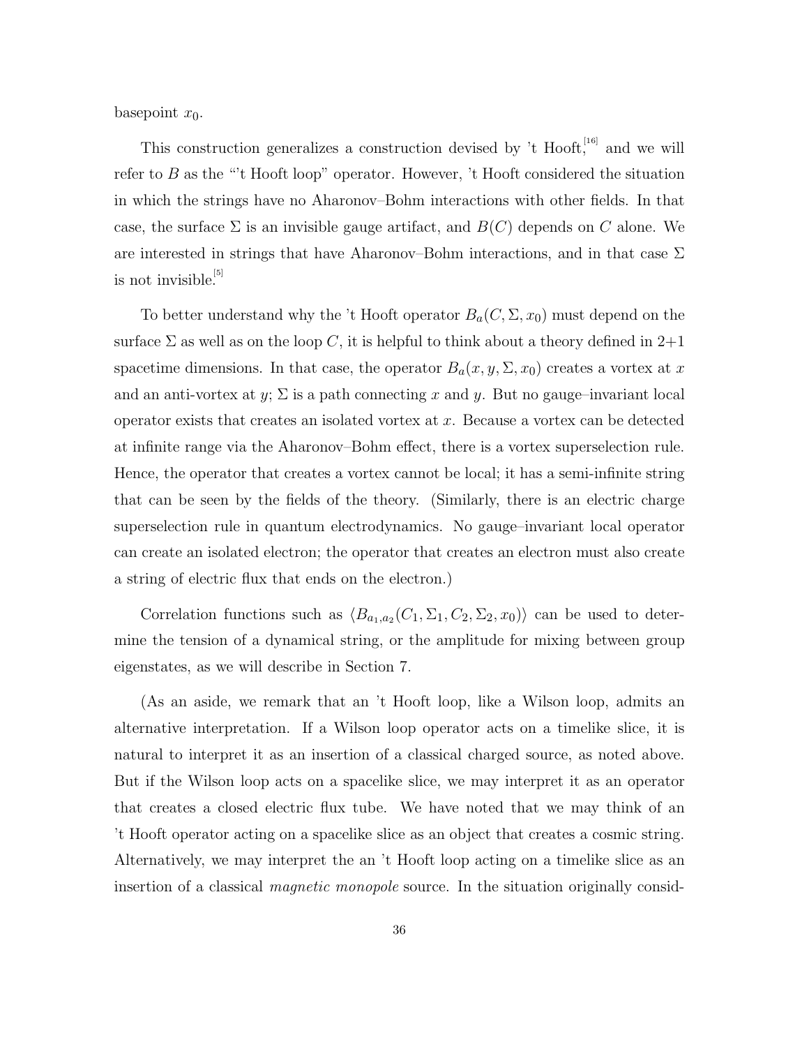basepoint $x_0$.

This construction generalizes a construction devised by 't Hooft,[16] and we will refer to $B$ as the "'t Hooft loop" operator. However, 't Hooft considered the situation in which the strings have no Aharonov–Bohm interactions with other fields. In that case, the surface $\Sigma$ is an invisible gauge artifact, and $B(C)$ depends on $C$ alone. We are interested in strings that have Aharonov–Bohm interactions, and in that case $\Sigma$ is not invisible.[5]

To better understand why the 't Hooft operator $B_a(C, \Sigma, x_0)$ must depend on the surface $\Sigma$ as well as on the loop $C$, it is helpful to think about a theory defined in 2+1 spacetime dimensions. In that case, the operator $B_a(x, y, \Sigma, x_0)$ creates a vortex at $x$ and an anti-vortex at $y$; $\Sigma$ is a path connecting $x$ and $y$. But no gauge–invariant local operator exists that creates an isolated vortex at $x$. Because a vortex can be detected at infinite range via the Aharonov–Bohm effect, there is a vortex superselection rule. Hence, the operator that creates a vortex cannot be local; it has a semi-infinite string that can be seen by the fields of the theory. (Similarly, there is an electric charge superselection rule in quantum electrodynamics. No gauge–invariant local operator can create an isolated electron; the operator that creates an electron must also create a string of electric flux that ends on the electron.)

Correlation functions such as $\langle B_{a_1,a_2}(C_1, \Sigma_1, C_2, \Sigma_2, x_0)\rangle$ can be used to determine the tension of a dynamical string, or the amplitude for mixing between group eigenstates, as we will describe in Section 7.

(As an aside, we remark that an 't Hooft loop, like a Wilson loop, admits an alternative interpretation. If a Wilson loop operator acts on a timelike slice, it is natural to interpret it as an insertion of a classical charged source, as noted above. But if the Wilson loop acts on a spacelike slice, we may interpret it as an operator that creates a closed electric flux tube. We have noted that we may think of an 't Hooft operator acting on a spacelike slice as an object that creates a cosmic string. Alternatively, we may interpret the an 't Hooft loop acting on a timelike slice as an insertion of a classical *magnetic monopole* source. In the situation originally consid-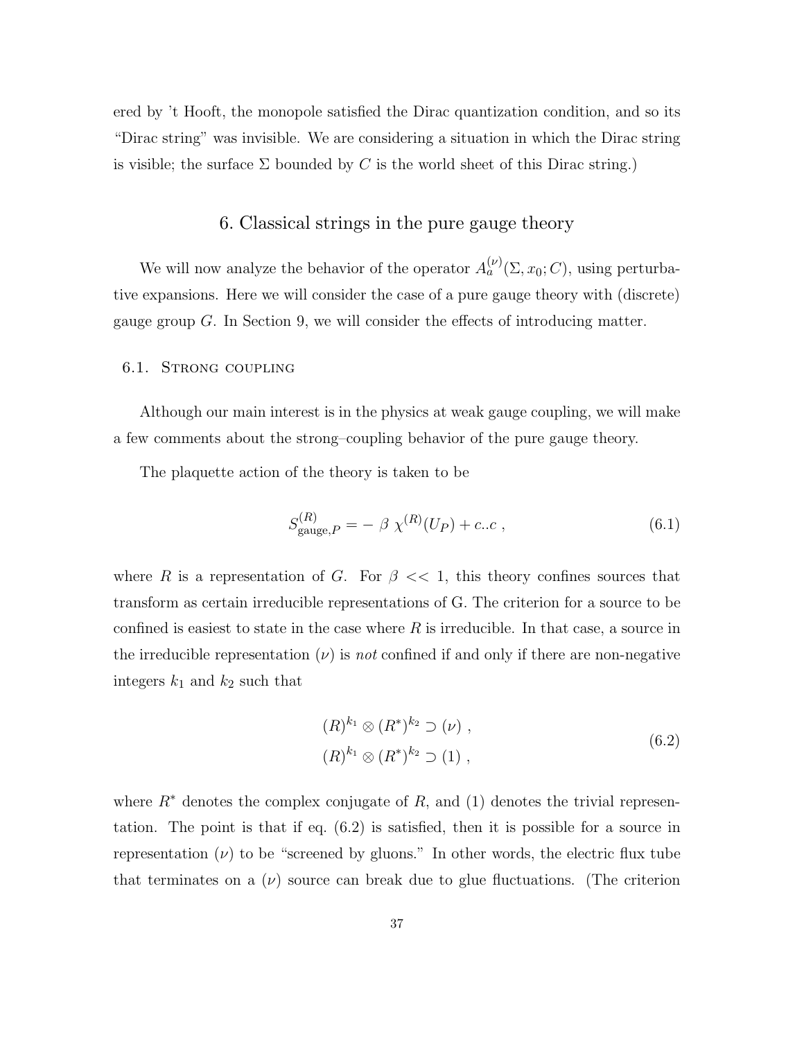ered by 't Hooft, the monopole satisfied the Dirac quantization condition, and so its "Dirac string" was invisible. We are considering a situation in which the Dirac string is visible; the surface $\Sigma$ bounded by $C$ is the world sheet of this Dirac string.)

## 6. Classical strings in the pure gauge theory

We will now analyze the behavior of the operator $A_a^{(\nu)}(\Sigma, x_0; C)$, using perturbative expansions. Here we will consider the case of a pure gauge theory with (discrete) gauge group $G$. In Section 9, we will consider the effects of introducing matter.

### 6.1. Strong coupling

Although our main interest is in the physics at weak gauge coupling, we will make a few comments about the strong–coupling behavior of the pure gauge theory.

The plaquette action of the theory is taken to be

$$S_{\text{gauge},P}^{(R)} = -\ \beta\ \chi^{(R)}(U_P) + c..c\ , \tag{6.1}$$

where $R$ is a representation of $G$. For $\beta << 1$, this theory confines sources that transform as certain irreducible representations of G. The criterion for a source to be confined is easiest to state in the case where $R$ is irreducible. In that case, a source in the irreducible representation $(\nu)$ is *not* confined if and only if there are non-negative integers $k_1$ and $k_2$ such that

$$\begin{aligned} (R)^{k_1} \otimes (R^*)^{k_2} \supset (\nu)\ , \\ (R)^{k_1} \otimes (R^*)^{k_2} \supset (1)\ , \end{aligned} \tag{6.2}$$

where $R^*$ denotes the complex conjugate of $R$, and $(1)$ denotes the trivial representation. The point is that if eq. (6.2) is satisfied, then it is possible for a source in representation $(\nu)$ to be "screened by gluons." In other words, the electric flux tube that terminates on a $(\nu)$ source can break due to glue fluctuations. (The criterion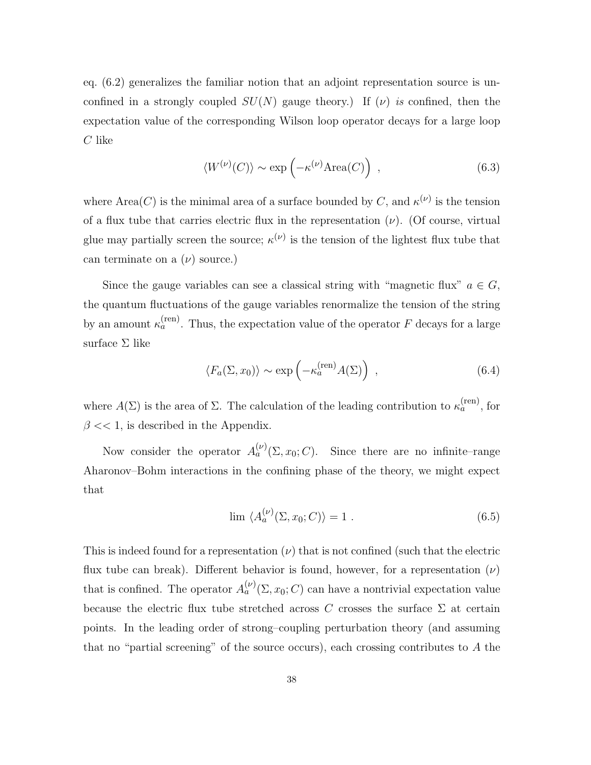eq. (6.2) generalizes the familiar notion that an adjoint representation source is unconfined in a strongly coupled $SU(N)$ gauge theory.) If $(\nu)$ *is* confined, then the expectation value of the corresponding Wilson loop operator decays for a large loop $C$ like

$$\langle W^{(\nu)}(C)\rangle \sim \exp\left(-\kappa^{(\nu)}\mathrm{Area}(C)\right) \ , \tag{6.3}$$

where $\mathrm{Area}(C)$ is the minimal area of a surface bounded by $C$, and $\kappa^{(\nu)}$ is the tension of a flux tube that carries electric flux in the representation $(\nu)$. (Of course, virtual glue may partially screen the source; $\kappa^{(\nu)}$ is the tension of the lightest flux tube that can terminate on a $(\nu)$ source.)

Since the gauge variables can see a classical string with "magnetic flux" $a \in G$, the quantum fluctuations of the gauge variables renormalize the tension of the string by an amount $\kappa_a^{(\mathrm{ren})}$. Thus, the expectation value of the operator $F$ decays for a large surface $\Sigma$ like

$$\langle F_a(\Sigma, x_0)\rangle \sim \exp\left(-\kappa_a^{(\mathrm{ren})}A(\Sigma)\right) \ , \tag{6.4}$$

where $A(\Sigma)$ is the area of $\Sigma$. The calculation of the leading contribution to $\kappa_a^{(\mathrm{ren})}$, for $\beta << 1$, is described in the Appendix.

Now consider the operator $A_a^{(\nu)}(\Sigma, x_0; C)$. Since there are no infinite–range Aharonov–Bohm interactions in the confining phase of the theory, we might expect that

$$\lim \ \langle A_a^{(\nu)}(\Sigma, x_0; C)\rangle = 1 \ . \tag{6.5}$$

This is indeed found for a representation $(\nu)$ that is not confined (such that the electric flux tube can break). Different behavior is found, however, for a representation $(\nu)$ that is confined. The operator $A_a^{(\nu)}(\Sigma, x_0; C)$ can have a nontrivial expectation value because the electric flux tube stretched across $C$ crosses the surface $\Sigma$ at certain points. In the leading order of strong–coupling perturbation theory (and assuming that no "partial screening" of the source occurs), each crossing contributes to $A$ the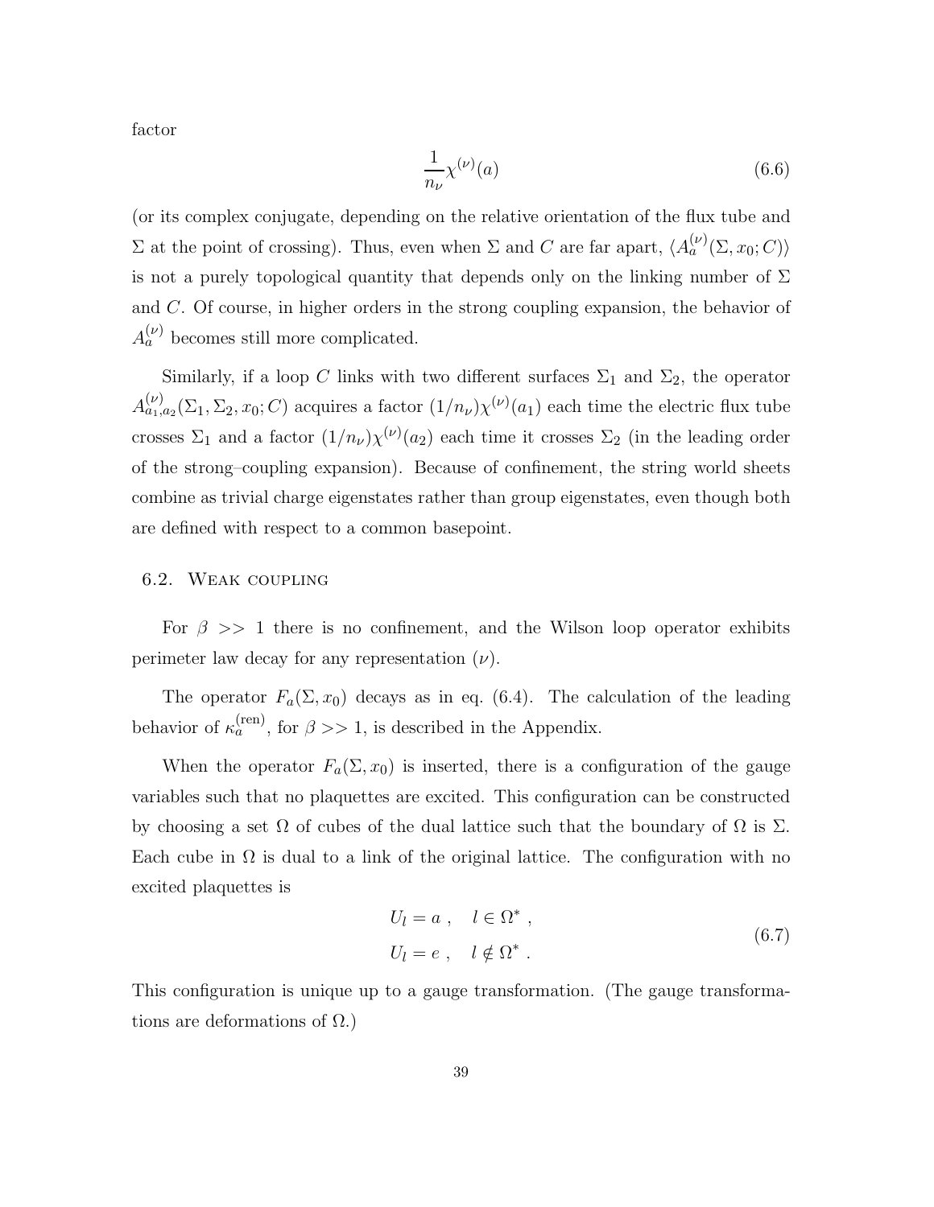factor

$$\frac{1}{n_\nu}\chi^{(\nu)}(a) \tag{6.6}$$

(or its complex conjugate, depending on the relative orientation of the flux tube and $\Sigma$ at the point of crossing). Thus, even when $\Sigma$ and $C$ are far apart, $\langle A_a^{(\nu)}(\Sigma, x_0; C)\rangle$ is not a purely topological quantity that depends only on the linking number of $\Sigma$ and $C$. Of course, in higher orders in the strong coupling expansion, the behavior of $A_a^{(\nu)}$ becomes still more complicated.

Similarly, if a loop $C$ links with two different surfaces $\Sigma_1$ and $\Sigma_2$, the operator $A^{(\nu)}_{a_1,a_2}(\Sigma_1, \Sigma_2, x_0; C)$ acquires a factor $(1/n_\nu)\chi^{(\nu)}(a_1)$ each time the electric flux tube crosses $\Sigma_1$ and a factor $(1/n_\nu)\chi^{(\nu)}(a_2)$ each time it crosses $\Sigma_2$ (in the leading order of the strong–coupling expansion). Because of confinement, the string world sheets combine as trivial charge eigenstates rather than group eigenstates, even though both are defined with respect to a common basepoint.

## 6.2. Weak coupling

For $\beta >> 1$ there is no confinement, and the Wilson loop operator exhibits perimeter law decay for any representation $(\nu)$.

The operator $F_a(\Sigma, x_0)$ decays as in eq. (6.4). The calculation of the leading behavior of $\kappa_a^{(\mathrm{ren})}$, for $\beta >> 1$, is described in the Appendix.

When the operator $F_a(\Sigma, x_0)$ is inserted, there is a configuration of the gauge variables such that no plaquettes are excited. This configuration can be constructed by choosing a set $\Omega$ of cubes of the dual lattice such that the boundary of $\Omega$ is $\Sigma$. Each cube in $\Omega$ is dual to a link of the original lattice. The configuration with no excited plaquettes is

$$\begin{aligned} &U_l = a\ , \quad l \in \Omega^*\ , \\ &U_l = e\ , \quad l \notin \Omega^*\ . \end{aligned} \tag{6.7}$$

This configuration is unique up to a gauge transformation. (The gauge transformations are deformations of $\Omega$.)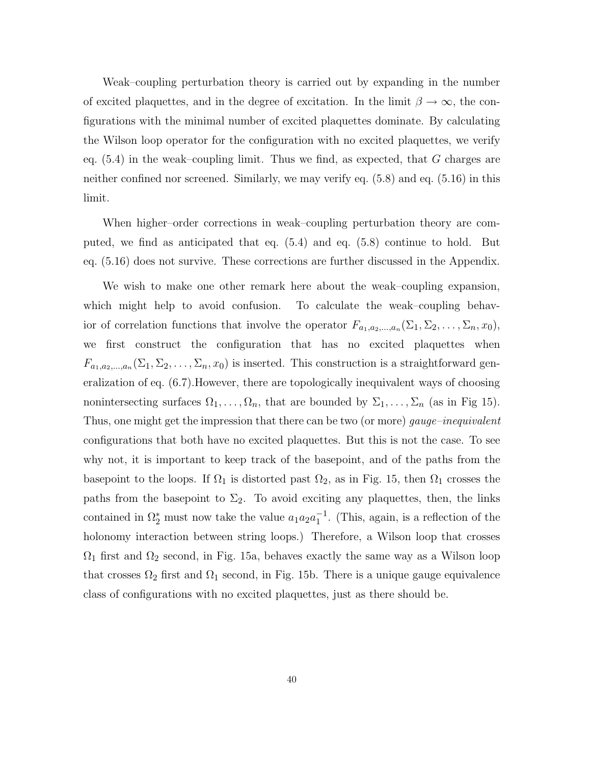Weak–coupling perturbation theory is carried out by expanding in the number of excited plaquettes, and in the degree of excitation. In the limit $\beta \to \infty$, the configurations with the minimal number of excited plaquettes dominate. By calculating the Wilson loop operator for the configuration with no excited plaquettes, we verify eq. (5.4) in the weak–coupling limit. Thus we find, as expected, that $G$ charges are neither confined nor screened. Similarly, we may verify eq. (5.8) and eq. (5.16) in this limit.

When higher–order corrections in weak–coupling perturbation theory are computed, we find as anticipated that eq. (5.4) and eq. (5.8) continue to hold. But eq. (5.16) does not survive. These corrections are further discussed in the Appendix.

We wish to make one other remark here about the weak–coupling expansion, which might help to avoid confusion. To calculate the weak–coupling behavior of correlation functions that involve the operator $F_{a_1,a_2,\ldots,a_n}(\Sigma_1, \Sigma_2, \ldots, \Sigma_n, x_0)$, we first construct the configuration that has no excited plaquettes when $F_{a_1,a_2,\ldots,a_n}(\Sigma_1, \Sigma_2, \ldots, \Sigma_n, x_0)$ is inserted. This construction is a straightforward generalization of eq. (6.7).However, there are topologically inequivalent ways of choosing nonintersecting surfaces $\Omega_1, \ldots, \Omega_n$, that are bounded by $\Sigma_1, \ldots, \Sigma_n$ (as in Fig 15). Thus, one might get the impression that there can be two (or more) *gauge–inequivalent* configurations that both have no excited plaquettes. But this is not the case. To see why not, it is important to keep track of the basepoint, and of the paths from the basepoint to the loops. If $\Omega_1$ is distorted past $\Omega_2$, as in Fig. 15, then $\Omega_1$ crosses the paths from the basepoint to $\Sigma_2$. To avoid exciting any plaquettes, then, the links contained in $\Omega_2^*$ must now take the value $a_1 a_2 a_1^{-1}$. (This, again, is a reflection of the holonomy interaction between string loops.) Therefore, a Wilson loop that crosses $\Omega_1$ first and $\Omega_2$ second, in Fig. 15a, behaves exactly the same way as a Wilson loop that crosses $\Omega_2$ first and $\Omega_1$ second, in Fig. 15b. There is a unique gauge equivalence class of configurations with no excited plaquettes, just as there should be.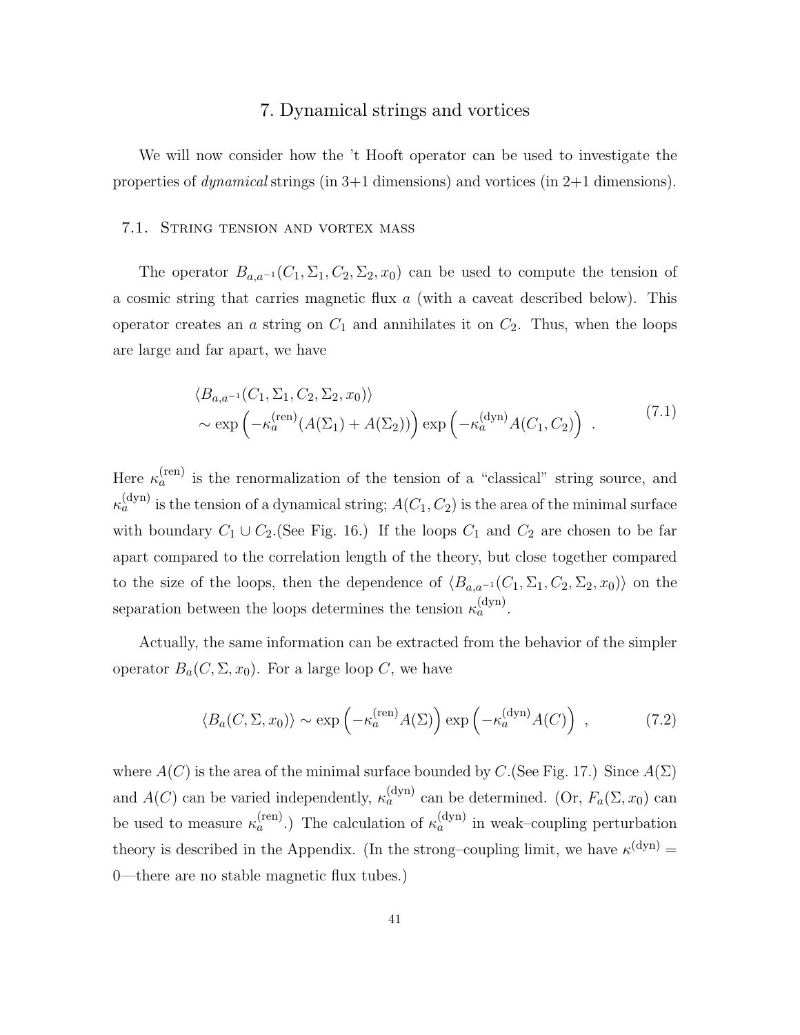# 7. Dynamical strings and vortices

We will now consider how the 't Hooft operator can be used to investigate the properties of *dynamical* strings (in 3+1 dimensions) and vortices (in 2+1 dimensions).

## 7.1. String tension and vortex mass

The operator $B_{a,a^{-1}}(C_1, \Sigma_1, C_2, \Sigma_2, x_0)$ can be used to compute the tension of a cosmic string that carries magnetic flux $a$ (with a caveat described below). This operator creates an $a$ string on $C_1$ and annihilates it on $C_2$. Thus, when the loops are large and far apart, we have

$$\begin{aligned} &\langle B_{a,a^{-1}}(C_1, \Sigma_1, C_2, \Sigma_2, x_0) \rangle \\ &\sim \exp\left(-\kappa_a^{(\mathrm{ren})}(A(\Sigma_1) + A(\Sigma_2))\right) \exp\left(-\kappa_a^{(\mathrm{dyn})} A(C_1, C_2)\right) \ . \end{aligned} \tag{7.1}$$

Here $\kappa_a^{(\mathrm{ren})}$ is the renormalization of the tension of a "classical" string source, and $\kappa_a^{(\mathrm{dyn})}$ is the tension of a dynamical string; $A(C_1, C_2)$ is the area of the minimal surface with boundary $C_1 \cup C_2$.(See Fig. 16.) If the loops $C_1$ and $C_2$ are chosen to be far apart compared to the correlation length of the theory, but close together compared to the size of the loops, then the dependence of $\langle B_{a,a^{-1}}(C_1, \Sigma_1, C_2, \Sigma_2, x_0) \rangle$ on the separation between the loops determines the tension $\kappa_a^{(\mathrm{dyn})}$.

Actually, the same information can be extracted from the behavior of the simpler operator $B_a(C, \Sigma, x_0)$. For a large loop $C$, we have

$$\langle B_a(C, \Sigma, x_0) \rangle \sim \exp\left(-\kappa_a^{(\mathrm{ren})} A(\Sigma)\right) \exp\left(-\kappa_a^{(\mathrm{dyn})} A(C)\right) \ , \tag{7.2}$$

where $A(C)$ is the area of the minimal surface bounded by $C$.(See Fig. 17.) Since $A(\Sigma)$ and $A(C)$ can be varied independently, $\kappa_a^{(\mathrm{dyn})}$ can be determined. (Or, $F_a(\Sigma, x_0)$ can be used to measure $\kappa_a^{(\mathrm{ren})}$.) The calculation of $\kappa_a^{(\mathrm{dyn})}$ in weak–coupling perturbation theory is described in the Appendix. (In the strong–coupling limit, we have $\kappa^{(\mathrm{dyn})} = 0$—there are no stable magnetic flux tubes.)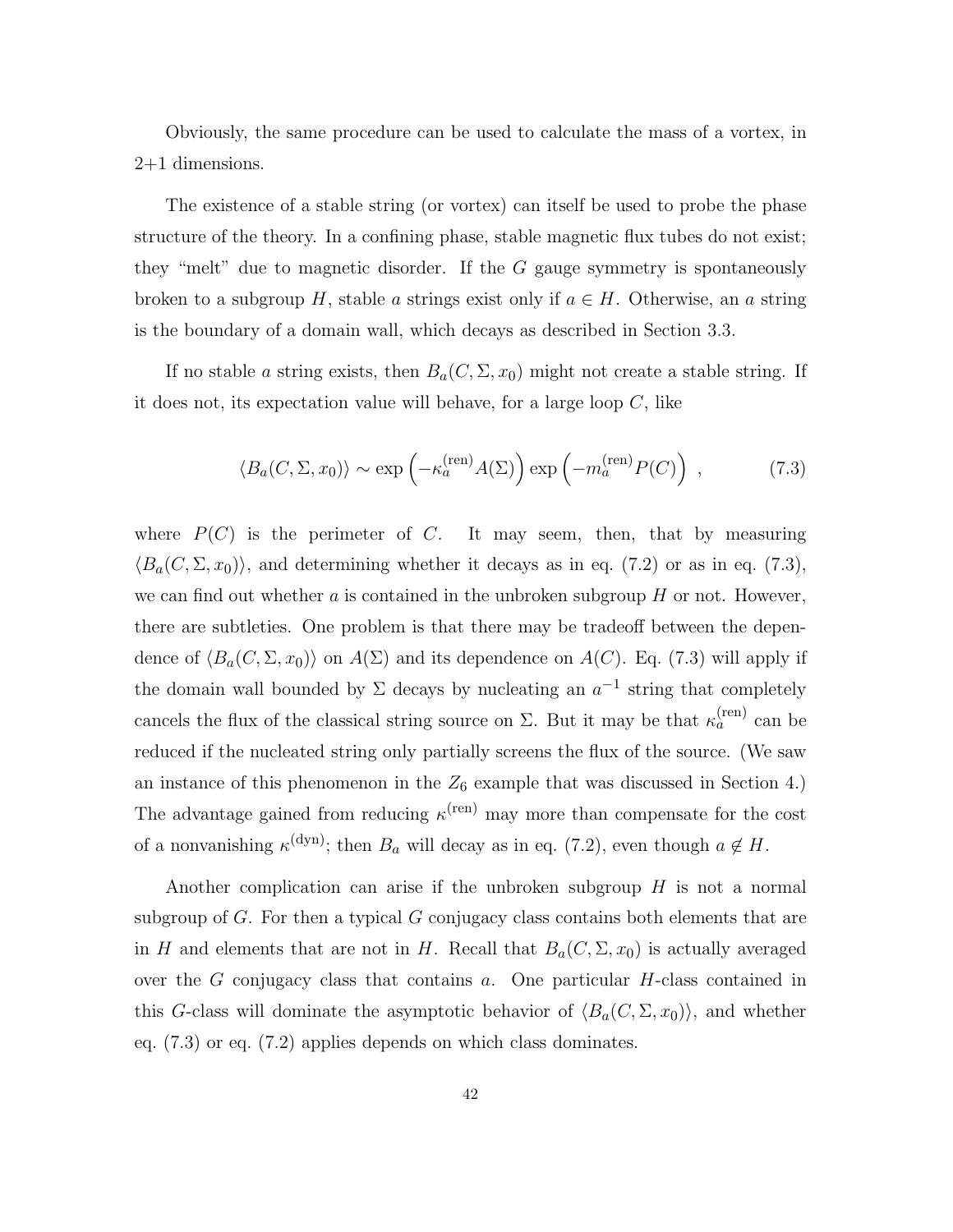Obviously, the same procedure can be used to calculate the mass of a vortex, in 2+1 dimensions.

The existence of a stable string (or vortex) can itself be used to probe the phase structure of the theory. In a confining phase, stable magnetic flux tubes do not exist; they "melt" due to magnetic disorder. If the $G$ gauge symmetry is spontaneously broken to a subgroup $H$, stable $a$ strings exist only if $a \in H$. Otherwise, an $a$ string is the boundary of a domain wall, which decays as described in Section 3.3.

If no stable $a$ string exists, then $B_a(C, \Sigma, x_0)$ might not create a stable string. If it does not, its expectation value will behave, for a large loop $C$, like

$$\langle B_a(C, \Sigma, x_0)\rangle \sim \exp\left(-\kappa_a^{(\mathrm{ren})} A(\Sigma)\right) \exp\left(-m_a^{(\mathrm{ren})} P(C)\right) \ , \tag{7.3}$$

where $P(C)$ is the perimeter of $C$. It may seem, then, that by measuring $\langle B_a(C, \Sigma, x_0)\rangle$, and determining whether it decays as in eq. (7.2) or as in eq. (7.3), we can find out whether $a$ is contained in the unbroken subgroup $H$ or not. However, there are subtleties. One problem is that there may be tradeoff between the dependence of $\langle B_a(C, \Sigma, x_0)\rangle$ on $A(\Sigma)$ and its dependence on $A(C)$. Eq. (7.3) will apply if the domain wall bounded by $\Sigma$ decays by nucleating an $a^{-1}$ string that completely cancels the flux of the classical string source on $\Sigma$. But it may be that $\kappa_a^{(\mathrm{ren})}$ can be reduced if the nucleated string only partially screens the flux of the source. (We saw an instance of this phenomenon in the $Z_6$ example that was discussed in Section 4.) The advantage gained from reducing $\kappa^{(\mathrm{ren})}$ may more than compensate for the cost of a nonvanishing $\kappa^{(\mathrm{dyn})}$; then $B_a$ will decay as in eq. (7.2), even though $a \notin H$.

Another complication can arise if the unbroken subgroup $H$ is not a normal subgroup of $G$. For then a typical $G$ conjugacy class contains both elements that are in $H$ and elements that are not in $H$. Recall that $B_a(C, \Sigma, x_0)$ is actually averaged over the $G$ conjugacy class that contains $a$. One particular $H$-class contained in this $G$-class will dominate the asymptotic behavior of $\langle B_a(C, \Sigma, x_0)\rangle$, and whether eq. (7.3) or eq. (7.2) applies depends on which class dominates.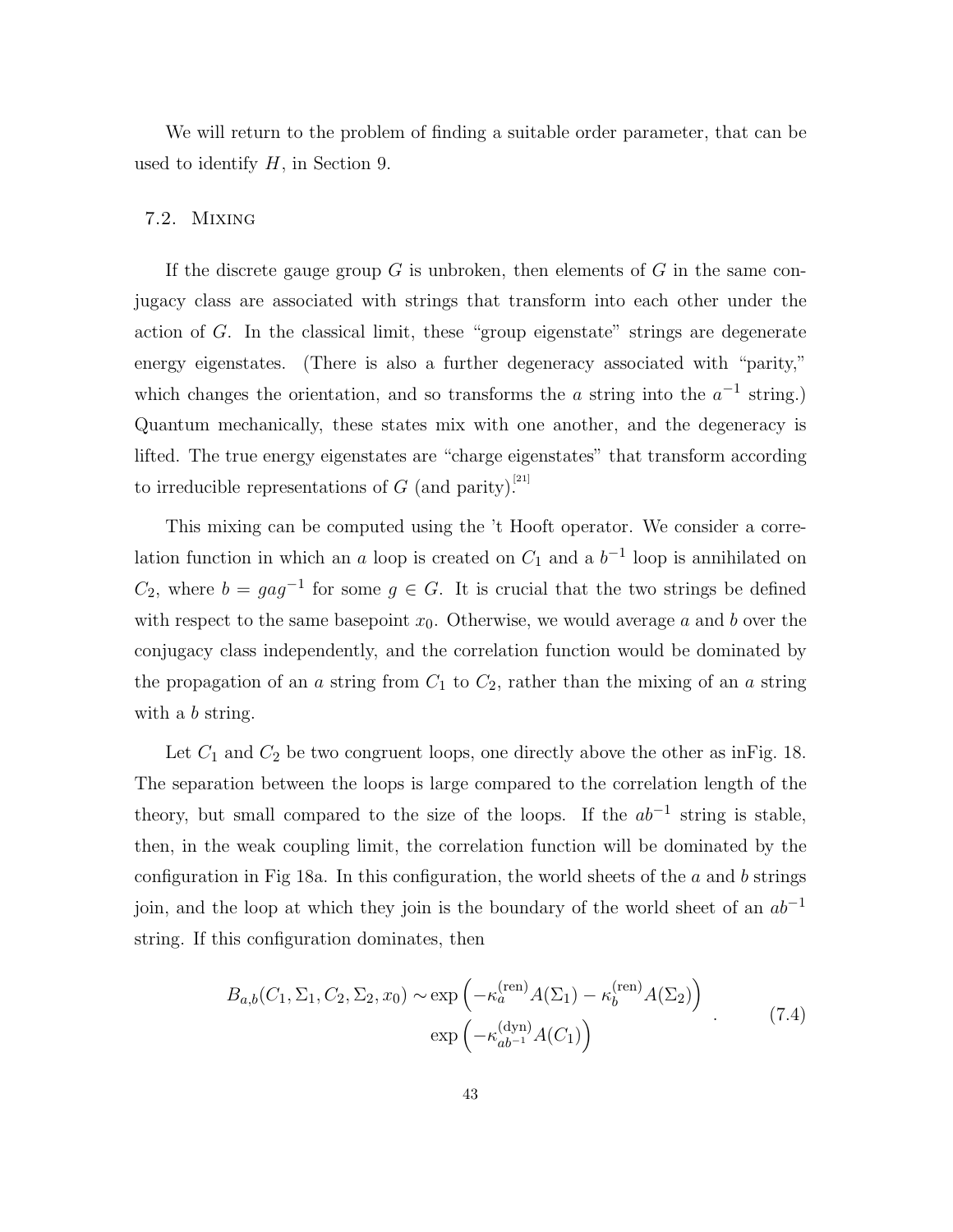We will return to the problem of finding a suitable order parameter, that can be used to identify $H$, in Section 9.

### 7.2. Mixing

If the discrete gauge group $G$ is unbroken, then elements of $G$ in the same conjugacy class are associated with strings that transform into each other under the action of $G$. In the classical limit, these "group eigenstate" strings are degenerate energy eigenstates. (There is also a further degeneracy associated with "parity," which changes the orientation, and so transforms the $a$ string into the $a^{-1}$ string.) Quantum mechanically, these states mix with one another, and the degeneracy is lifted. The true energy eigenstates are "charge eigenstates" that transform according to irreducible representations of $G$ (and parity).[21]

This mixing can be computed using the 't Hooft operator. We consider a correlation function in which an $a$ loop is created on $C_1$ and a $b^{-1}$ loop is annihilated on $C_2$, where $b = gag^{-1}$ for some $g \in G$. It is crucial that the two strings be defined with respect to the same basepoint $x_0$. Otherwise, we would average $a$ and $b$ over the conjugacy class independently, and the correlation function would be dominated by the propagation of an $a$ string from $C_1$ to $C_2$, rather than the mixing of an $a$ string with a $b$ string.

Let $C_1$ and $C_2$ be two congruent loops, one directly above the other as inFig. 18. The separation between the loops is large compared to the correlation length of the theory, but small compared to the size of the loops. If the $ab^{-1}$ string is stable, then, in the weak coupling limit, the correlation function will be dominated by the configuration in Fig 18a. In this configuration, the world sheets of the $a$ and $b$ strings join, and the loop at which they join is the boundary of the world sheet of an $ab^{-1}$ string. If this configuration dominates, then

$$
\begin{aligned}
B_{a,b}(C_1, \Sigma_1, C_2, \Sigma_2, x_0) \sim &\exp\left(-\kappa_a^{(\mathrm{ren})} A(\Sigma_1) - \kappa_b^{(\mathrm{ren})} A(\Sigma_2)\right) \\
&\exp\left(-\kappa_{ab^{-1}}^{(\mathrm{dyn})} A(C_1)\right)
\end{aligned} \quad . \tag{7.4}
$$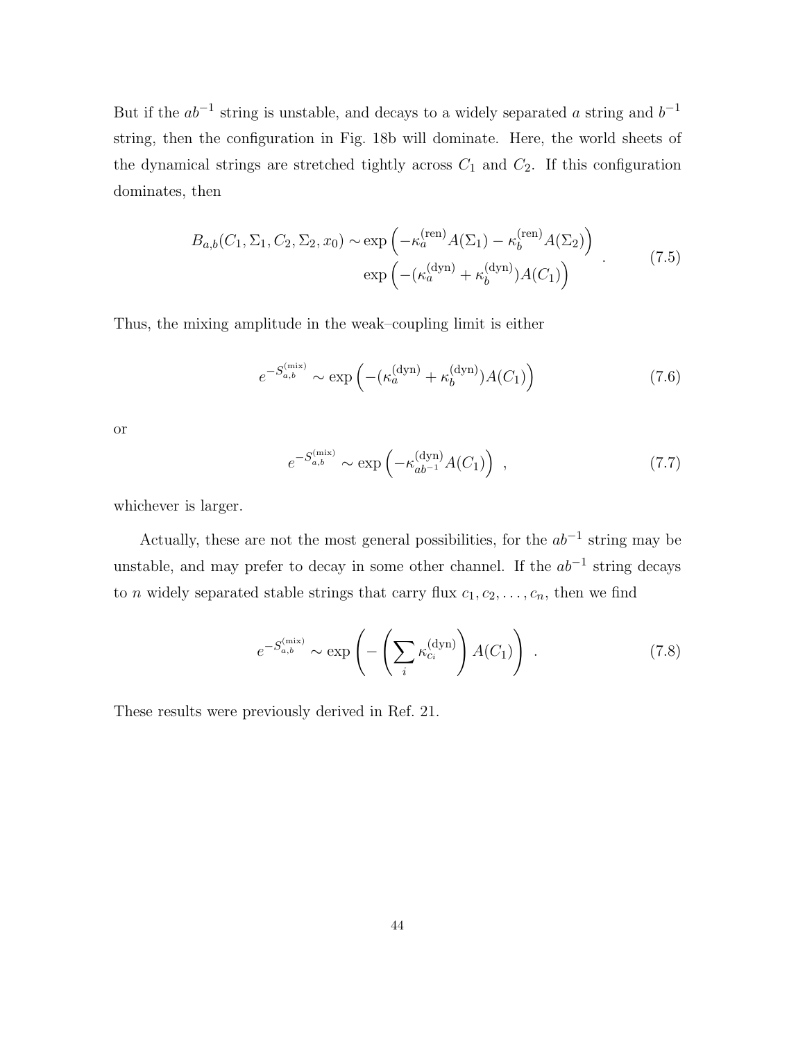But if the $ab^{-1}$ string is unstable, and decays to a widely separated $a$ string and $b^{-1}$ string, then the configuration in Fig. 18b will dominate. Here, the world sheets of the dynamical strings are stretched tightly across $C_1$ and $C_2$. If this configuration dominates, then

$$
\begin{aligned}
B_{a,b}(C_1,\Sigma_1,C_2,\Sigma_2,x_0) \sim \exp\left(-\kappa_a^{(\mathrm{ren})} A(\Sigma_1) - \kappa_b^{(\mathrm{ren})} A(\Sigma_2)\right) \\
\exp\left(-(\kappa_a^{(\mathrm{dyn})} + \kappa_b^{(\mathrm{dyn})}) A(C_1)\right)
\end{aligned}
\quad . \tag{7.5}
$$

Thus, the mixing amplitude in the weak–coupling limit is either

$$
e^{-S_{a,b}^{(\mathrm{mix})}} \sim \exp\left(-(\kappa_a^{(\mathrm{dyn})} + \kappa_b^{(\mathrm{dyn})}) A(C_1)\right) \tag{7.6}
$$

or

$$
e^{-S_{a,b}^{(\mathrm{mix})}} \sim \exp\left(-\kappa_{ab^{-1}}^{(\mathrm{dyn})} A(C_1)\right) \ , \tag{7.7}
$$

whichever is larger.

Actually, these are not the most general possibilities, for the $ab^{-1}$ string may be unstable, and may prefer to decay in some other channel. If the $ab^{-1}$ string decays to $n$ widely separated stable strings that carry flux $c_1, c_2, \ldots, c_n$, then we find

$$
e^{-S_{a,b}^{(\mathrm{mix})}} \sim \exp\left(-\left(\sum_i \kappa_{c_i}^{(\mathrm{dyn})}\right) A(C_1)\right) \ . \tag{7.8}
$$

These results were previously derived in Ref. 21.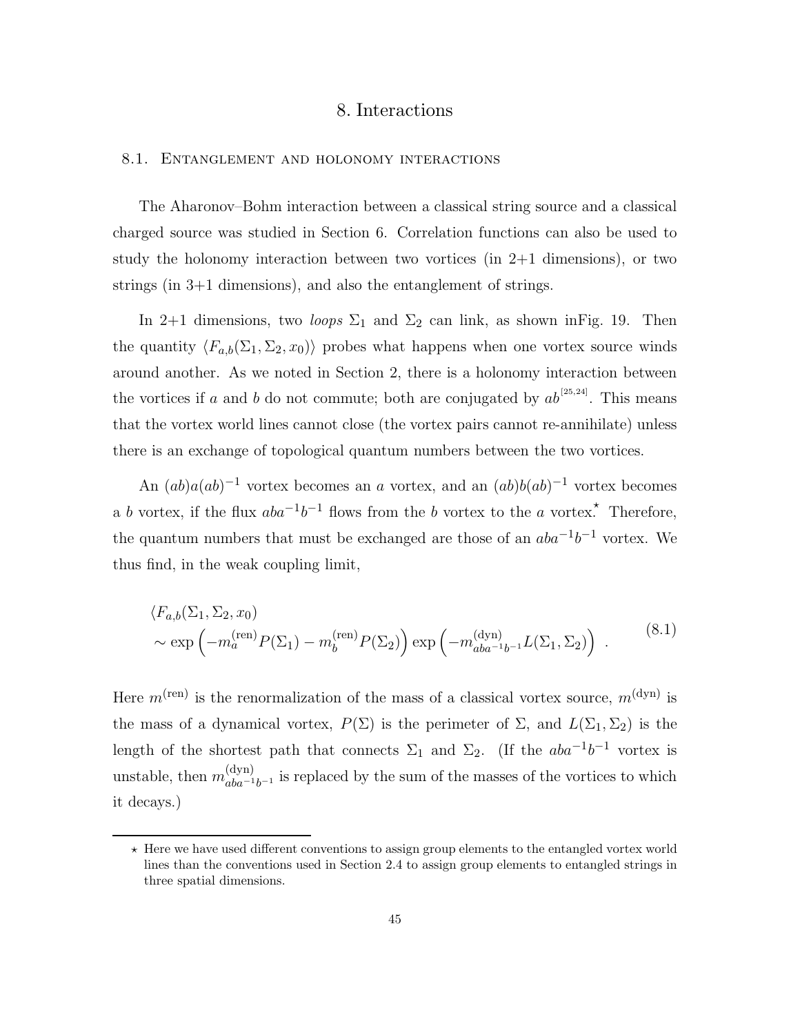# 8. Interactions

## 8.1. Entanglement and holonomy interactions

The Aharonov–Bohm interaction between a classical string source and a classical charged source was studied in Section 6. Correlation functions can also be used to study the holonomy interaction between two vortices (in 2+1 dimensions), or two strings (in 3+1 dimensions), and also the entanglement of strings.

In 2+1 dimensions, two *loops* $\Sigma_1$ and $\Sigma_2$ can link, as shown inFig. 19. Then the quantity $\langle F_{a,b}(\Sigma_1, \Sigma_2, x_0)\rangle$ probes what happens when one vortex source winds around another. As we noted in Section 2, there is a holonomy interaction between the vortices if $a$ and $b$ do not commute; both are conjugated by $ab$ [25,24]. This means that the vortex world lines cannot close (the vortex pairs cannot re-annihilate) unless there is an exchange of topological quantum numbers between the two vortices.

An $(ab)a(ab)^{-1}$ vortex becomes an $a$ vortex, and an $(ab)b(ab)^{-1}$ vortex becomes a $b$ vortex, if the flux $aba^{-1}b^{-1}$ flows from the $b$ vortex to the $a$ vortex.⋆ Therefore, the quantum numbers that must be exchanged are those of an $aba^{-1}b^{-1}$ vortex. We thus find, in the weak coupling limit,

$$
\begin{aligned}
&\langle F_{a,b}(\Sigma_1, \Sigma_2, x_0)\\
&\sim \exp\left(-m_a^{(\mathrm{ren})} P(\Sigma_1) - m_b^{(\mathrm{ren})} P(\Sigma_2)\right) \exp\left(-m^{(\mathrm{dyn})}_{aba^{-1}b^{-1}} L(\Sigma_1, \Sigma_2)\right) \ .
\end{aligned}
\tag{8.1}
$$

Here $m^{(\mathrm{ren})}$ is the renormalization of the mass of a classical vortex source, $m^{(\mathrm{dyn})}$ is the mass of a dynamical vortex, $P(\Sigma)$ is the perimeter of $\Sigma$, and $L(\Sigma_1, \Sigma_2)$ is the length of the shortest path that connects $\Sigma_1$ and $\Sigma_2$. (If the $aba^{-1}b^{-1}$ vortex is unstable, then $m^{(\mathrm{dyn})}_{aba^{-1}b^{-1}}$ is replaced by the sum of the masses of the vortices to which it decays.)

---

⋆ Here we have used different conventions to assign group elements to the entangled vortex world lines than the conventions used in Section 2.4 to assign group elements to entangled strings in three spatial dimensions.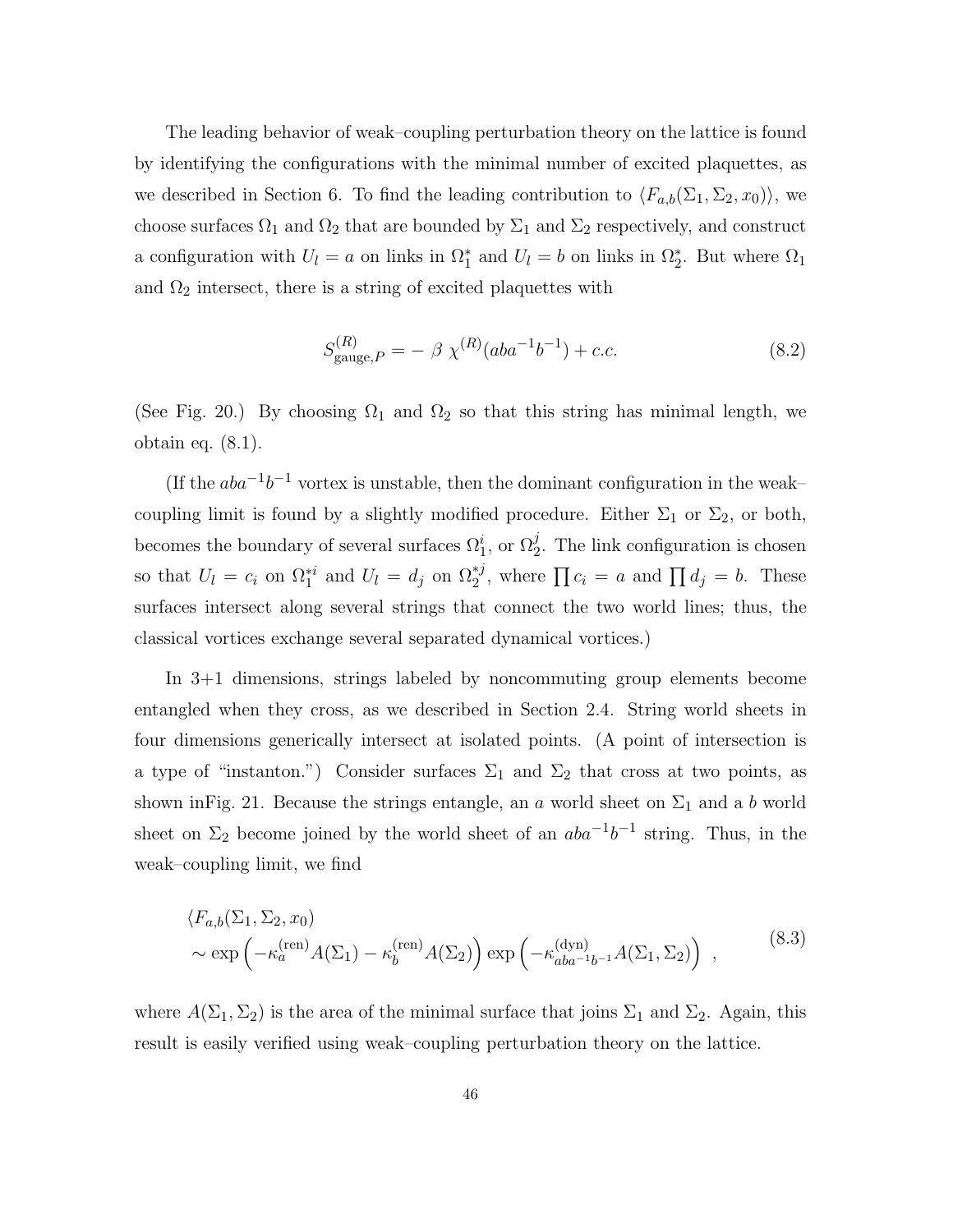The leading behavior of weak–coupling perturbation theory on the lattice is found by identifying the configurations with the minimal number of excited plaquettes, as we described in Section 6. To find the leading contribution to $\langle F_{a,b}(\Sigma_1, \Sigma_2, x_0)\rangle$, we choose surfaces $\Omega_1$ and $\Omega_2$ that are bounded by $\Sigma_1$ and $\Sigma_2$ respectively, and construct a configuration with $U_l = a$ on links in $\Omega_1^*$ and $U_l = b$ on links in $\Omega_2^*$. But where $\Omega_1$ and $\Omega_2$ intersect, there is a string of excited plaquettes with

$$S^{(R)}_{\text{gauge},P} = -\,\beta\,\chi^{(R)}(aba^{-1}b^{-1}) + c.c. \tag{8.2}$$

(See Fig. 20.) By choosing $\Omega_1$ and $\Omega_2$ so that this string has minimal length, we obtain eq. (8.1).

(If the $aba^{-1}b^{-1}$ vortex is unstable, then the dominant configuration in the weak–coupling limit is found by a slightly modified procedure. Either $\Sigma_1$ or $\Sigma_2$, or both, becomes the boundary of several surfaces $\Omega_1^i$, or $\Omega_2^j$. The link configuration is chosen so that $U_l = c_i$ on $\Omega_1^{*i}$ and $U_l = d_j$ on $\Omega_2^{*j}$, where $\prod c_i = a$ and $\prod d_j = b$. These surfaces intersect along several strings that connect the two world lines; thus, the classical vortices exchange several separated dynamical vortices.)

In 3+1 dimensions, strings labeled by noncommuting group elements become entangled when they cross, as we described in Section 2.4. String world sheets in four dimensions generically intersect at isolated points. (A point of intersection is a type of "instanton.") Consider surfaces $\Sigma_1$ and $\Sigma_2$ that cross at two points, as shown inFig. 21. Because the strings entangle, an $a$ world sheet on $\Sigma_1$ and a $b$ world sheet on $\Sigma_2$ become joined by the world sheet of an $aba^{-1}b^{-1}$ string. Thus, in the weak–coupling limit, we find

$$\begin{aligned}&\langle F_{a,b}(\Sigma_1, \Sigma_2, x_0)\\ &\sim \exp\left(-\kappa_a^{(\text{ren})} A(\Sigma_1) - \kappa_b^{(\text{ren})} A(\Sigma_2)\right) \exp\left(-\kappa^{(\text{dyn})}_{aba^{-1}b^{-1}} A(\Sigma_1, \Sigma_2)\right)\ ,\end{aligned} \tag{8.3}$$

where $A(\Sigma_1, \Sigma_2)$ is the area of the minimal surface that joins $\Sigma_1$ and $\Sigma_2$. Again, this result is easily verified using weak–coupling perturbation theory on the lattice.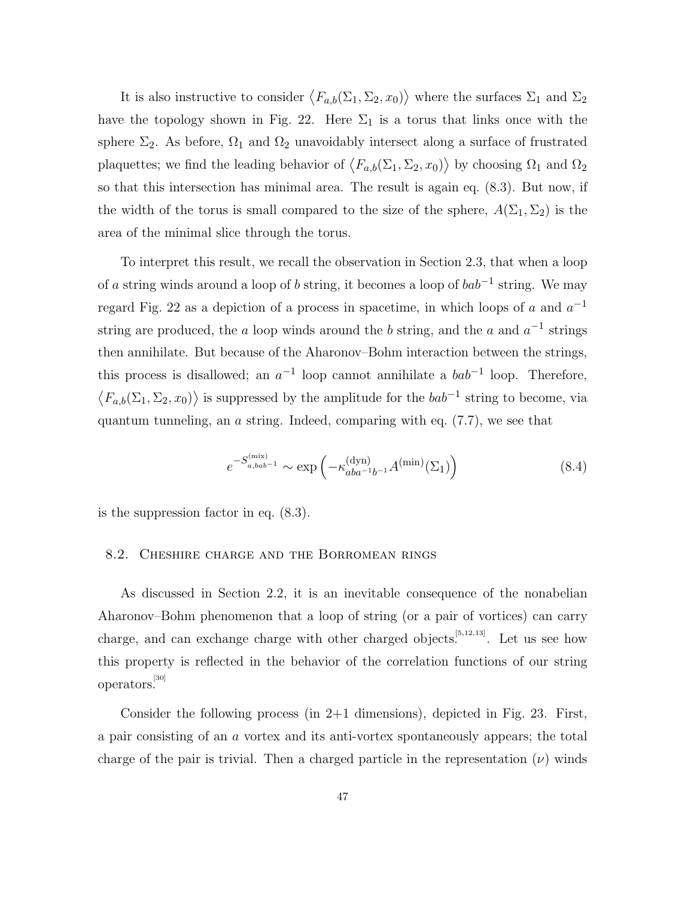It is also instructive to consider $\left\langle F_{a,b}(\Sigma_1, \Sigma_2, x_0)\right\rangle$ where the surfaces $\Sigma_1$ and $\Sigma_2$ have the topology shown in Fig. 22. Here $\Sigma_1$ is a torus that links once with the sphere $\Sigma_2$. As before, $\Omega_1$ and $\Omega_2$ unavoidably intersect along a surface of frustrated plaquettes; we find the leading behavior of $\left\langle F_{a,b}(\Sigma_1, \Sigma_2, x_0)\right\rangle$ by choosing $\Omega_1$ and $\Omega_2$ so that this intersection has minimal area. The result is again eq. (8.3). But now, if the width of the torus is small compared to the size of the sphere, $A(\Sigma_1, \Sigma_2)$ is the area of the minimal slice through the torus.

To interpret this result, we recall the observation in Section 2.3, that when a loop of $a$ string winds around a loop of $b$ string, it becomes a loop of $bab^{-1}$ string. We may regard Fig. 22 as a depiction of a process in spacetime, in which loops of $a$ and $a^{-1}$ string are produced, the $a$ loop winds around the $b$ string, and the $a$ and $a^{-1}$ strings then annihilate. But because of the Aharonov–Bohm interaction between the strings, this process is disallowed; an $a^{-1}$ loop cannot annihilate a $bab^{-1}$ loop. Therefore, $\left\langle F_{a,b}(\Sigma_1, \Sigma_2, x_0)\right\rangle$ is suppressed by the amplitude for the $bab^{-1}$ string to become, via quantum tunneling, an $a$ string. Indeed, comparing with eq. (7.7), we see that

$$e^{-S^{(\mathrm{mix})}_{a,bab^{-1}}} \sim \exp\left(-\kappa^{(\mathrm{dyn})}_{aba^{-1}b^{-1}} A^{(\mathrm{min})}(\Sigma_1)\right) \tag{8.4}$$

is the suppression factor in eq. (8.3).

### 8.2. Cheshire charge and the Borromean rings

As discussed in Section 2.2, it is an inevitable consequence of the nonabelian Aharonov–Bohm phenomenon that a loop of string (or a pair of vortices) can carry charge, and can exchange charge with other charged objects.[5,12,13]. Let us see how this property is reflected in the behavior of the correlation functions of our string operators.[30]

Consider the following process (in 2+1 dimensions), depicted in Fig. 23. First, a pair consisting of an $a$ vortex and its anti-vortex spontaneously appears; the total charge of the pair is trivial. Then a charged particle in the representation $(\nu)$ winds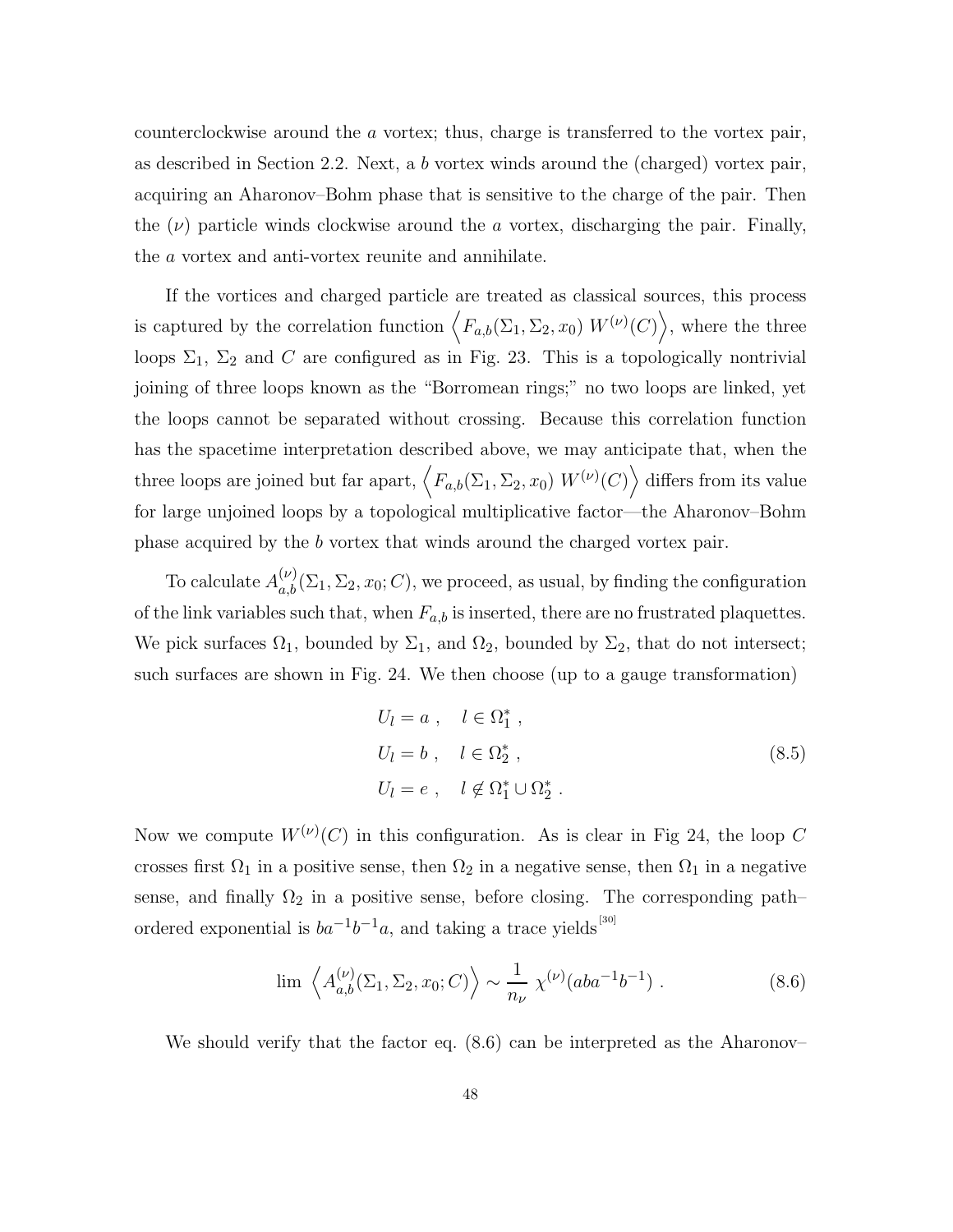counterclockwise around the $a$ vortex; thus, charge is transferred to the vortex pair, as described in Section 2.2. Next, a $b$ vortex winds around the (charged) vortex pair, acquiring an Aharonov–Bohm phase that is sensitive to the charge of the pair. Then the $(\nu)$ particle winds clockwise around the $a$ vortex, discharging the pair. Finally, the $a$ vortex and anti-vortex reunite and annihilate.

If the vortices and charged particle are treated as classical sources, this process is captured by the correlation function $\left\langle F_{a,b}(\Sigma_1, \Sigma_2, x_0)\ W^{(\nu)}(C)\right\rangle$, where the three loops $\Sigma_1$, $\Sigma_2$ and $C$ are configured as in Fig. 23. This is a topologically nontrivial joining of three loops known as the "Borromean rings;" no two loops are linked, yet the loops cannot be separated without crossing. Because this correlation function has the spacetime interpretation described above, we may anticipate that, when the three loops are joined but far apart, $\left\langle F_{a,b}(\Sigma_1, \Sigma_2, x_0)\ W^{(\nu)}(C)\right\rangle$ differs from its value for large unjoined loops by a topological multiplicative factor—the Aharonov–Bohm phase acquired by the $b$ vortex that winds around the charged vortex pair.

To calculate $A^{(\nu)}_{a,b}(\Sigma_1, \Sigma_2, x_0; C)$, we proceed, as usual, by finding the configuration of the link variables such that, when $F_{a,b}$ is inserted, there are no frustrated plaquettes. We pick surfaces $\Omega_1$, bounded by $\Sigma_1$, and $\Omega_2$, bounded by $\Sigma_2$, that do not intersect; such surfaces are shown in Fig. 24. We then choose (up to a gauge transformation)

$$
\begin{aligned}
U_l &= a\ , \quad l \in \Omega_1^*\ , \\
U_l &= b\ , \quad l \in \Omega_2^*\ , \\
U_l &= e\ , \quad l \notin \Omega_1^* \cup \Omega_2^*\ .
\end{aligned}
\tag{8.5}
$$

Now we compute $W^{(\nu)}(C)$ in this configuration. As is clear in Fig 24, the loop $C$ crosses first $\Omega_1$ in a positive sense, then $\Omega_2$ in a negative sense, then $\Omega_1$ in a negative sense, and finally $\Omega_2$ in a positive sense, before closing. The corresponding path–ordered exponential is $ba^{-1}b^{-1}a$, and taking a trace yields[30]

$$
\lim\ \left\langle A^{(\nu)}_{a,b}(\Sigma_1, \Sigma_2, x_0; C)\right\rangle \sim \frac{1}{n_\nu}\ \chi^{(\nu)}(aba^{-1}b^{-1})\ . \tag{8.6}
$$

We should verify that the factor eq. (8.6) can be interpreted as the Aharonov–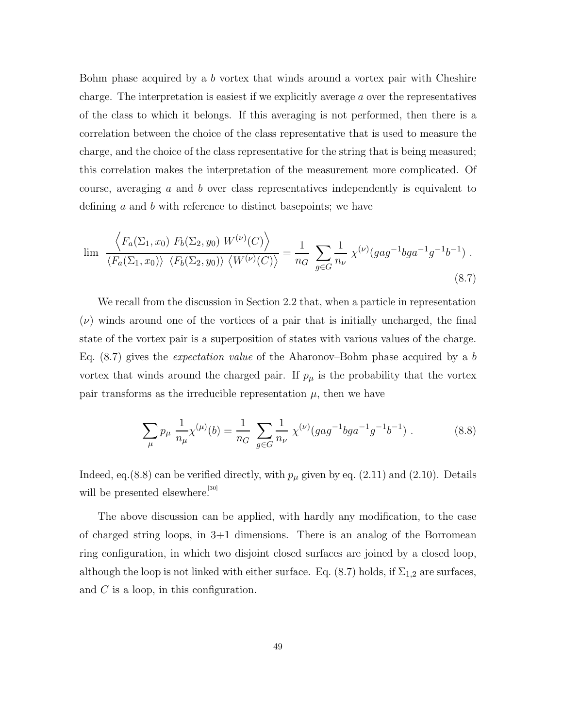Bohm phase acquired by a $b$ vortex that winds around a vortex pair with Cheshire charge. The interpretation is easiest if we explicitly average $a$ over the representatives of the class to which it belongs. If this averaging is not performed, then there is a correlation between the choice of the class representative that is used to measure the charge, and the choice of the class representative for the string that is being measured; this correlation makes the interpretation of the measurement more complicated. Of course, averaging $a$ and $b$ over class representatives independently is equivalent to defining $a$ and $b$ with reference to distinct basepoints; we have

$$\lim \frac{\left\langle F_a(\Sigma_1, x_0)\ F_b(\Sigma_2, y_0)\ W^{(\nu)}(C)\right\rangle}{\left\langle F_a(\Sigma_1, x_0)\right\rangle\ \left\langle F_b(\Sigma_2, y_0)\right\rangle\ \left\langle W^{(\nu)}(C)\right\rangle} = \frac{1}{n_G}\ \sum_{g\in G} \frac{1}{n_\nu}\ \chi^{(\nu)}(gag^{-1}bga^{-1}g^{-1}b^{-1})\ . \tag{8.7}$$

We recall from the discussion in Section 2.2 that, when a particle in representation $(\nu)$ winds around one of the vortices of a pair that is initially uncharged, the final state of the vortex pair is a superposition of states with various values of the charge. Eq. (8.7) gives the *expectation value* of the Aharonov–Bohm phase acquired by a $b$ vortex that winds around the charged pair. If $p_\mu$ is the probability that the vortex pair transforms as the irreducible representation $\mu$, then we have

$$\sum_\mu p_\mu\ \frac{1}{n_\mu}\chi^{(\mu)}(b) = \frac{1}{n_G}\ \sum_{g\in G} \frac{1}{n_\nu}\ \chi^{(\nu)}(gag^{-1}bga^{-1}g^{-1}b^{-1})\ . \tag{8.8}$$

Indeed, eq.(8.8) can be verified directly, with $p_\mu$ given by eq. (2.11) and (2.10). Details will be presented elsewhere.[30]

The above discussion can be applied, with hardly any modification, to the case of charged string loops, in 3+1 dimensions. There is an analog of the Borromean ring configuration, in which two disjoint closed surfaces are joined by a closed loop, although the loop is not linked with either surface. Eq. (8.7) holds, if $\Sigma_{1,2}$ are surfaces, and $C$ is a loop, in this configuration.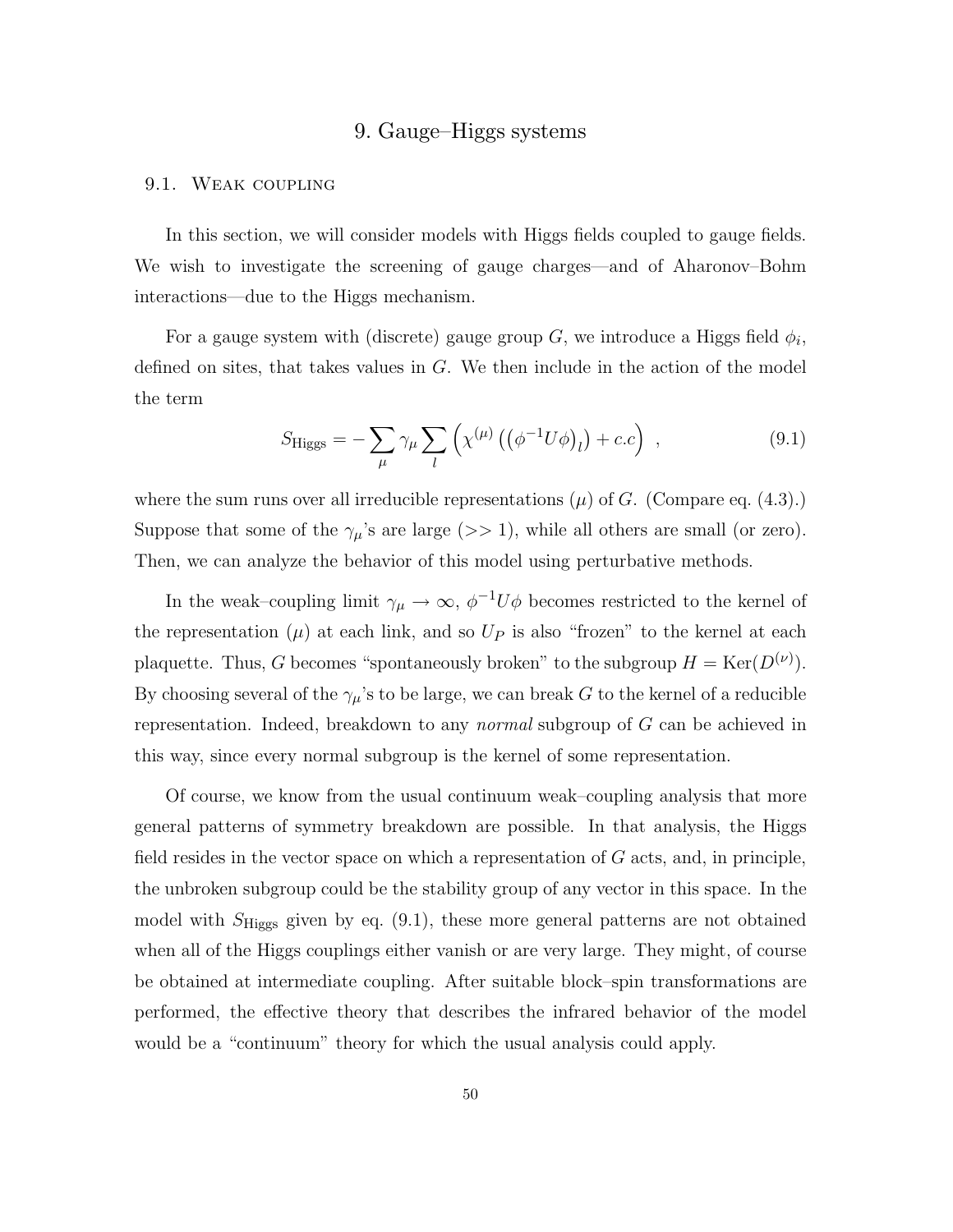# 9. Gauge–Higgs systems

## 9.1. Weak coupling

In this section, we will consider models with Higgs fields coupled to gauge fields. We wish to investigate the screening of gauge charges—and of Aharonov–Bohm interactions—due to the Higgs mechanism.

For a gauge system with (discrete) gauge group $G$, we introduce a Higgs field $\phi_i$, defined on sites, that takes values in $G$. We then include in the action of the model the term

$$S_{\text{Higgs}} = -\sum_{\mu} \gamma_{\mu} \sum_{l} \left( \chi^{(\mu)} \left( \left( \phi^{-1} U \phi \right)_l \right) + c.c \right) \ , \tag{9.1}$$

where the sum runs over all irreducible representations $(\mu)$ of $G$. (Compare eq. (4.3).) Suppose that some of the $\gamma_\mu$'s are large ($>> 1$), while all others are small (or zero). Then, we can analyze the behavior of this model using perturbative methods.

In the weak–coupling limit $\gamma_\mu \to \infty$, $\phi^{-1} U \phi$ becomes restricted to the kernel of the representation $(\mu)$ at each link, and so $U_P$ is also "frozen" to the kernel at each plaquette. Thus, $G$ becomes "spontaneously broken" to the subgroup $H = \text{Ker}(D^{(\nu)})$. By choosing several of the $\gamma_\mu$'s to be large, we can break $G$ to the kernel of a reducible representation. Indeed, breakdown to any *normal* subgroup of $G$ can be achieved in this way, since every normal subgroup is the kernel of some representation.

Of course, we know from the usual continuum weak–coupling analysis that more general patterns of symmetry breakdown are possible. In that analysis, the Higgs field resides in the vector space on which a representation of $G$ acts, and, in principle, the unbroken subgroup could be the stability group of any vector in this space. In the model with $S_{\text{Higgs}}$ given by eq. (9.1), these more general patterns are not obtained when all of the Higgs couplings either vanish or are very large. They might, of course be obtained at intermediate coupling. After suitable block–spin transformations are performed, the effective theory that describes the infrared behavior of the model would be a "continuum" theory for which the usual analysis could apply.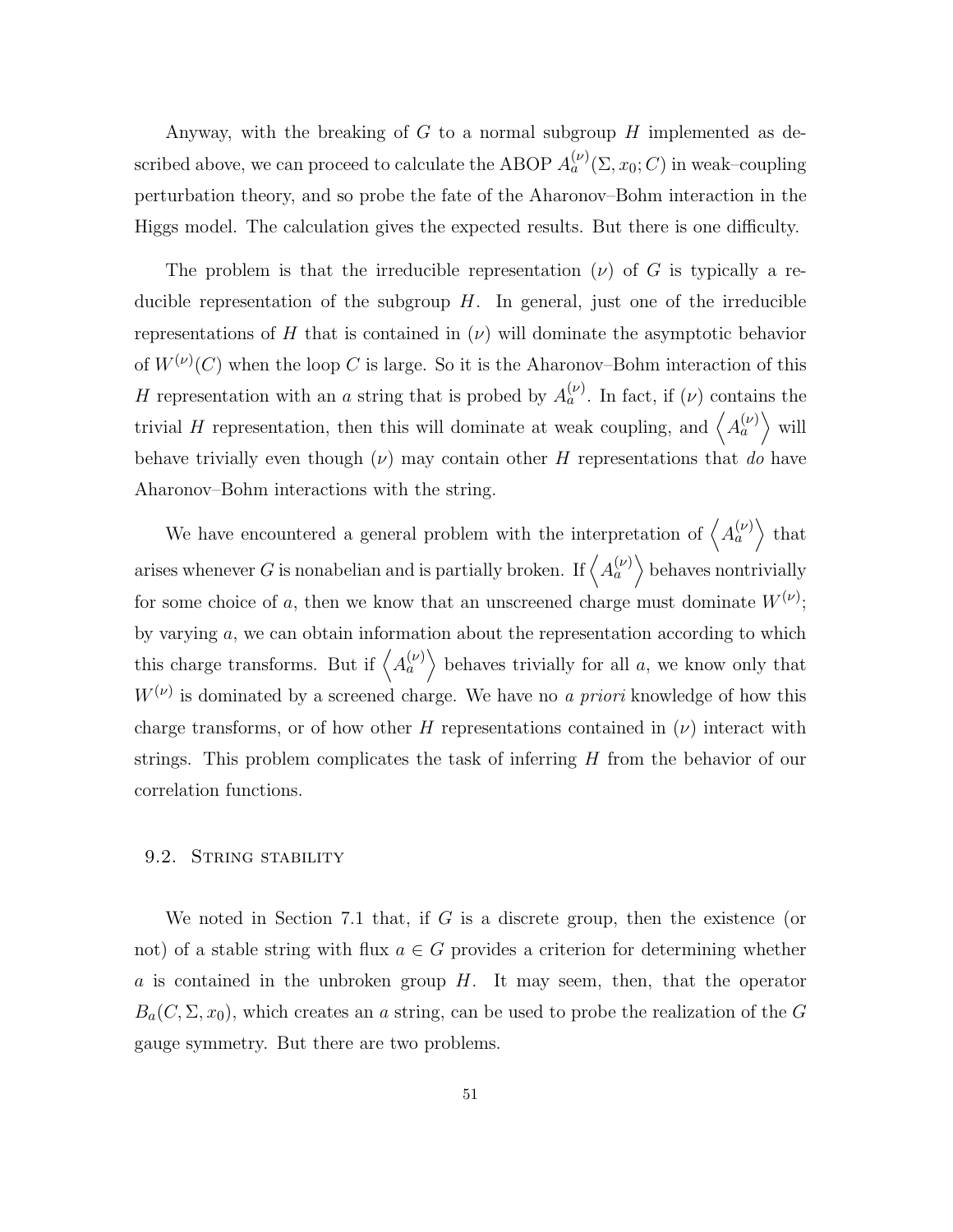Anyway, with the breaking of $G$ to a normal subgroup $H$ implemented as described above, we can proceed to calculate the ABOP $A_a^{(\nu)}(\Sigma, x_0; C)$ in weak–coupling perturbation theory, and so probe the fate of the Aharonov–Bohm interaction in the Higgs model. The calculation gives the expected results. But there is one difficulty.

The problem is that the irreducible representation $(\nu)$ of $G$ is typically a reducible representation of the subgroup $H$. In general, just one of the irreducible representations of $H$ that is contained in $(\nu)$ will dominate the asymptotic behavior of $W^{(\nu)}(C)$ when the loop $C$ is large. So it is the Aharonov–Bohm interaction of this $H$ representation with an $a$ string that is probed by $A_a^{(\nu)}$. In fact, if $(\nu)$ contains the trivial $H$ representation, then this will dominate at weak coupling, and $\left\langle A_a^{(\nu)} \right\rangle$ will behave trivially even though $(\nu)$ may contain other $H$ representations that *do* have Aharonov–Bohm interactions with the string.

We have encountered a general problem with the interpretation of $\left\langle A_a^{(\nu)} \right\rangle$ that arises whenever $G$ is nonabelian and is partially broken. If $\left\langle A_a^{(\nu)} \right\rangle$ behaves nontrivially for some choice of $a$, then we know that an unscreened charge must dominate $W^{(\nu)}$; by varying $a$, we can obtain information about the representation according to which this charge transforms. But if $\left\langle A_a^{(\nu)} \right\rangle$ behaves trivially for all $a$, we know only that $W^{(\nu)}$ is dominated by a screened charge. We have no *a priori* knowledge of how this charge transforms, or of how other $H$ representations contained in $(\nu)$ interact with strings. This problem complicates the task of inferring $H$ from the behavior of our correlation functions.

### 9.2. String stability

We noted in Section 7.1 that, if $G$ is a discrete group, then the existence (or not) of a stable string with flux $a \in G$ provides a criterion for determining whether $a$ is contained in the unbroken group $H$. It may seem, then, that the operator $B_a(C, \Sigma, x_0)$, which creates an $a$ string, can be used to probe the realization of the $G$ gauge symmetry. But there are two problems.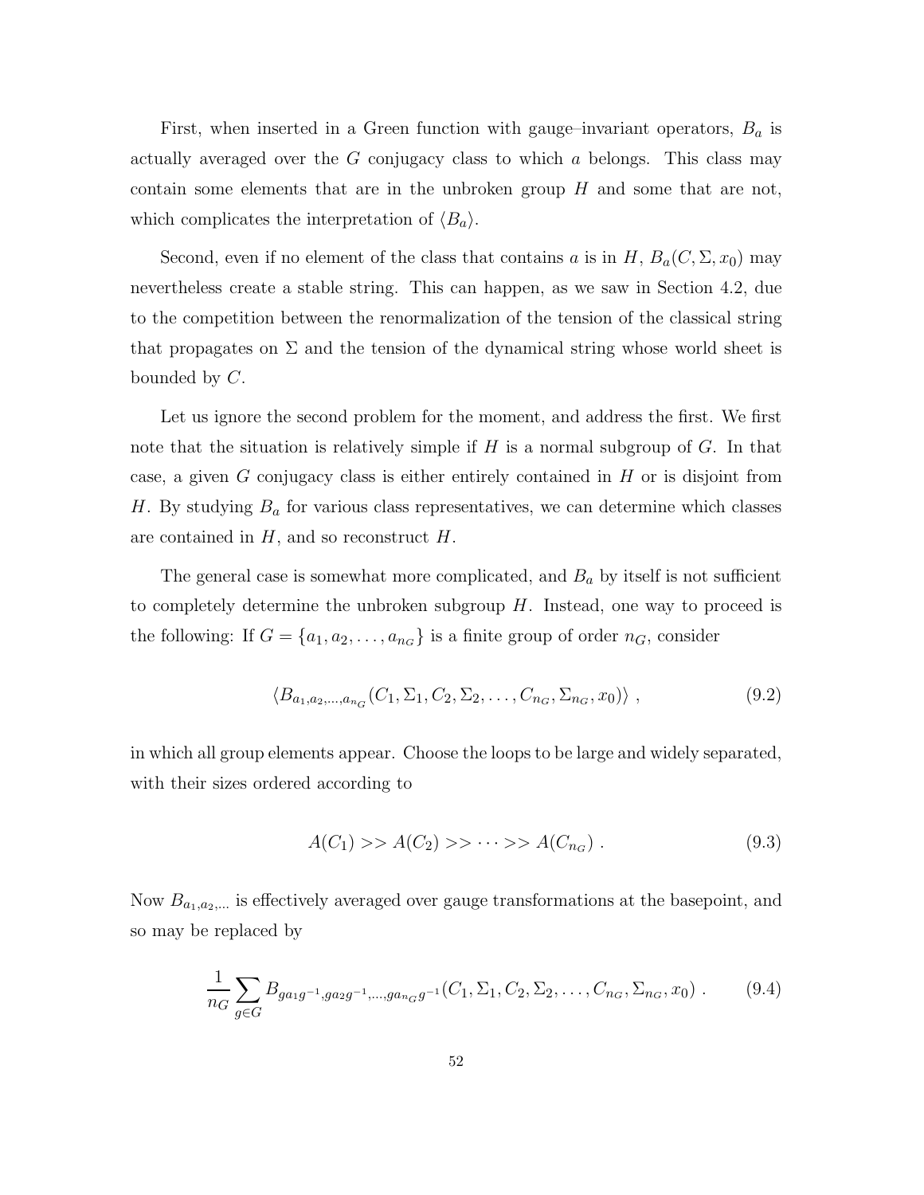First, when inserted in a Green function with gauge–invariant operators, $B_a$ is actually averaged over the $G$ conjugacy class to which $a$ belongs. This class may contain some elements that are in the unbroken group $H$ and some that are not, which complicates the interpretation of $\langle B_a \rangle$.

Second, even if no element of the class that contains $a$ is in $H$, $B_a(C, \Sigma, x_0)$ may nevertheless create a stable string. This can happen, as we saw in Section 4.2, due to the competition between the renormalization of the tension of the classical string that propagates on $\Sigma$ and the tension of the dynamical string whose world sheet is bounded by $C$.

Let us ignore the second problem for the moment, and address the first. We first note that the situation is relatively simple if $H$ is a normal subgroup of $G$. In that case, a given $G$ conjugacy class is either entirely contained in $H$ or is disjoint from $H$. By studying $B_a$ for various class representatives, we can determine which classes are contained in $H$, and so reconstruct $H$.

The general case is somewhat more complicated, and $B_a$ by itself is not sufficient to completely determine the unbroken subgroup $H$. Instead, one way to proceed is the following: If $G = \{a_1, a_2, \ldots, a_{n_G}\}$ is a finite group of order $n_G$, consider

$$\langle B_{a_1, a_2, \ldots, a_{n_G}}(C_1, \Sigma_1, C_2, \Sigma_2, \ldots, C_{n_G}, \Sigma_{n_G}, x_0) \rangle \ , \tag{9.2}$$

in which all group elements appear. Choose the loops to be large and widely separated, with their sizes ordered according to

$$A(C_1) >> A(C_2) >> \cdots >> A(C_{n_G}) \ . \tag{9.3}$$

Now $B_{a_1, a_2, \ldots}$ is effectively averaged over gauge transformations at the basepoint, and so may be replaced by

$$\frac{1}{n_G} \sum_{g \in G} B_{g a_1 g^{-1}, g a_2 g^{-1}, \ldots, g a_{n_G} g^{-1}}(C_1, \Sigma_1, C_2, \Sigma_2, \ldots, C_{n_G}, \Sigma_{n_G}, x_0) \ . \tag{9.4}$$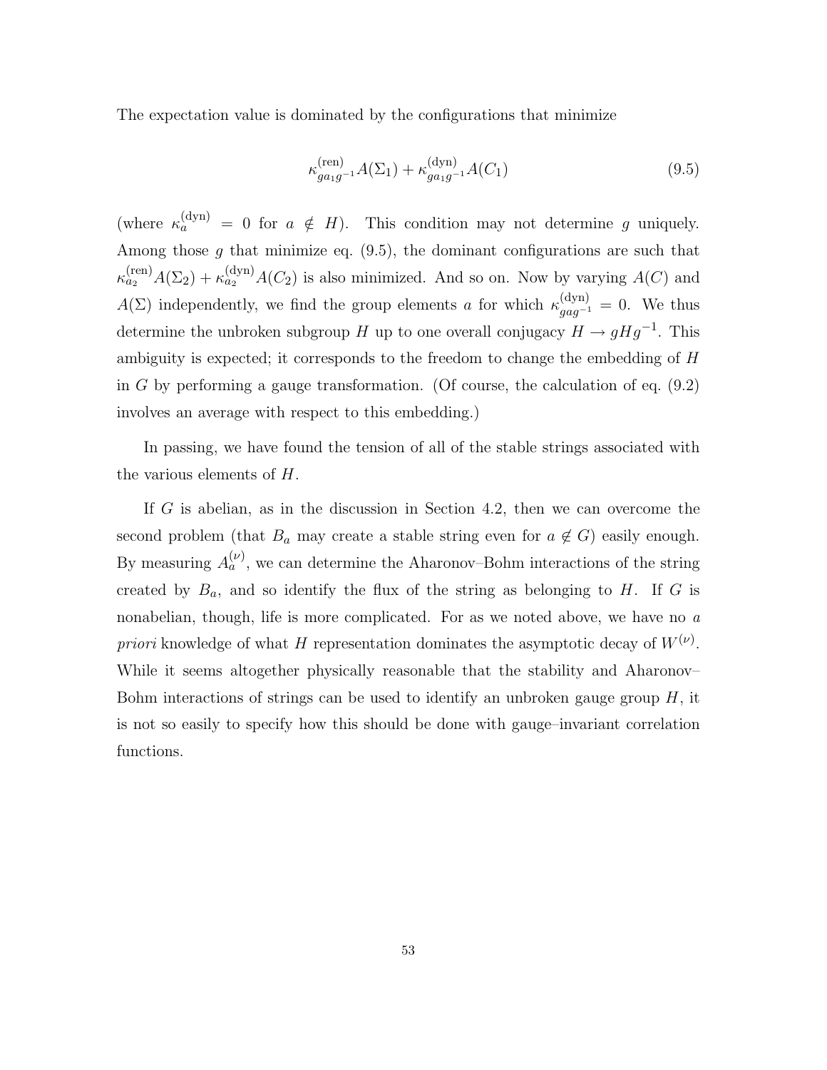The expectation value is dominated by the configurations that minimize

$$\kappa^{(\mathrm{ren})}_{ga_1g^{-1}} A(\Sigma_1) + \kappa^{(\mathrm{dyn})}_{ga_1g^{-1}} A(C_1) \tag{9.5}$$

(where $\kappa^{(\mathrm{dyn})}_a = 0$ for $a \notin H$). This condition may not determine $g$ uniquely. Among those $g$ that minimize eq. (9.5), the dominant configurations are such that $\kappa^{(\mathrm{ren})}_{a_2} A(\Sigma_2) + \kappa^{(\mathrm{dyn})}_{a_2} A(C_2)$ is also minimized. And so on. Now by varying $A(C)$ and $A(\Sigma)$ independently, we find the group elements $a$ for which $\kappa^{(\mathrm{dyn})}_{gag^{-1}} = 0$. We thus determine the unbroken subgroup $H$ up to one overall conjugacy $H \to gHg^{-1}$. This ambiguity is expected; it corresponds to the freedom to change the embedding of $H$ in $G$ by performing a gauge transformation. (Of course, the calculation of eq. (9.2) involves an average with respect to this embedding.)

In passing, we have found the tension of all of the stable strings associated with the various elements of $H$.

If $G$ is abelian, as in the discussion in Section 4.2, then we can overcome the second problem (that $B_a$ may create a stable string even for $a \notin G$) easily enough. By measuring $A^{(\nu)}_a$, we can determine the Aharonov–Bohm interactions of the string created by $B_a$, and so identify the flux of the string as belonging to $H$. If $G$ is nonabelian, though, life is more complicated. For as we noted above, we have no *a priori* knowledge of what $H$ representation dominates the asymptotic decay of $W^{(\nu)}$. While it seems altogether physically reasonable that the stability and Aharonov–Bohm interactions of strings can be used to identify an unbroken gauge group $H$, it is not so easily to specify how this should be done with gauge–invariant correlation functions.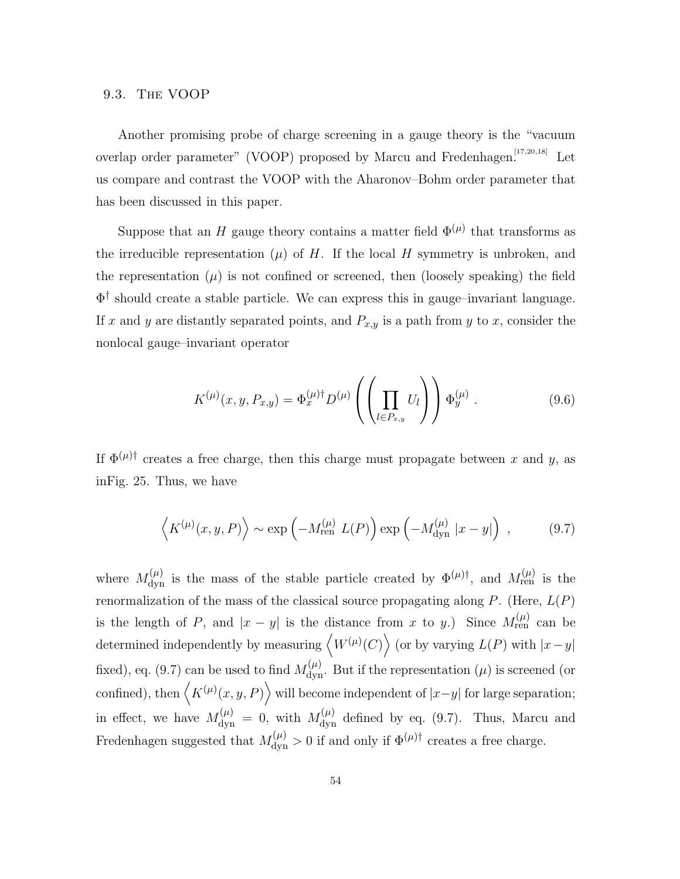### 9.3. The VOOP

Another promising probe of charge screening in a gauge theory is the "vacuum overlap order parameter" (VOOP) proposed by Marcu and Fredenhagen.[17,20,18] Let us compare and contrast the VOOP with the Aharonov–Bohm order parameter that has been discussed in this paper.

Suppose that an $H$ gauge theory contains a matter field $\Phi^{(\mu)}$ that transforms as the irreducible representation $(\mu)$ of $H$. If the local $H$ symmetry is unbroken, and the representation $(\mu)$ is not confined or screened, then (loosely speaking) the field $\Phi^\dagger$ should create a stable particle. We can express this in gauge–invariant language. If $x$ and $y$ are distantly separated points, and $P_{x,y}$ is a path from $y$ to $x$, consider the nonlocal gauge–invariant operator

$$K^{(\mu)}(x, y, P_{x,y}) = \Phi_x^{(\mu)\dagger} D^{(\mu)} \left( \left( \prod_{l \in P_{x,y}} U_l \right) \right) \Phi_y^{(\mu)} \ . \tag{9.6}$$

If $\Phi^{(\mu)\dagger}$ creates a free charge, then this charge must propagate between $x$ and $y$, as inFig. 25. Thus, we have

$$\left\langle K^{(\mu)}(x, y, P) \right\rangle \sim \exp\left( -M_{\text{ren}}^{(\mu)} \ L(P) \right) \exp\left( -M_{\text{dyn}}^{(\mu)} \ |x - y| \right) \ , \tag{9.7}$$

where $M_{\text{dyn}}^{(\mu)}$ is the mass of the stable particle created by $\Phi^{(\mu)\dagger}$, and $M_{\text{ren}}^{(\mu)}$ is the renormalization of the mass of the classical source propagating along $P$. (Here, $L(P)$ is the length of $P$, and $|x - y|$ is the distance from $x$ to $y$.) Since $M_{\text{ren}}^{(\mu)}$ can be determined independently by measuring $\left\langle W^{(\mu)}(C) \right\rangle$ (or by varying $L(P)$ with $|x - y|$ fixed), eq. (9.7) can be used to find $M_{\text{dyn}}^{(\mu)}$. But if the representation $(\mu)$ is screened (or confined), then $\left\langle K^{(\mu)}(x, y, P) \right\rangle$ will become independent of $|x - y|$ for large separation; in effect, we have $M_{\text{dyn}}^{(\mu)} = 0$, with $M_{\text{dyn}}^{(\mu)}$ defined by eq. (9.7). Thus, Marcu and Fredenhagen suggested that $M_{\text{dyn}}^{(\mu)} > 0$ if and only if $\Phi^{(\mu)\dagger}$ creates a free charge.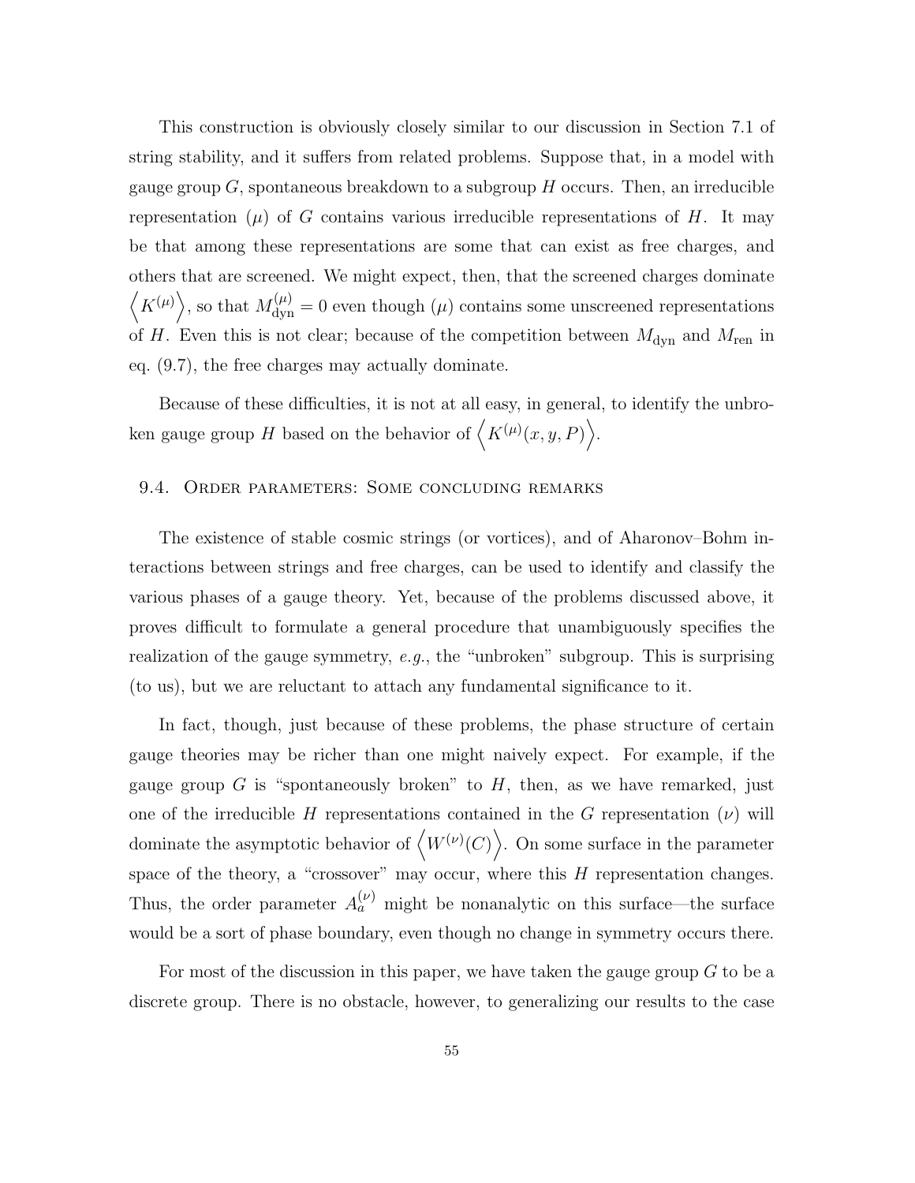This construction is obviously closely similar to our discussion in Section 7.1 of string stability, and it suffers from related problems. Suppose that, in a model with gauge group $G$, spontaneous breakdown to a subgroup $H$ occurs. Then, an irreducible representation $(\mu)$ of $G$ contains various irreducible representations of $H$. It may be that among these representations are some that can exist as free charges, and others that are screened. We might expect, then, that the screened charges dominate $\left\langle K^{(\mu)}\right\rangle$, so that $M_{\rm dyn}^{(\mu)} = 0$ even though $(\mu)$ contains some unscreened representations of $H$. Even this is not clear; because of the competition between $M_{\rm dyn}$ and $M_{\rm ren}$ in eq. (9.7), the free charges may actually dominate.

Because of these difficulties, it is not at all easy, in general, to identify the unbroken gauge group $H$ based on the behavior of $\left\langle K^{(\mu)}(x, y, P)\right\rangle$.

## 9.4. Order parameters: Some concluding remarks

The existence of stable cosmic strings (or vortices), and of Aharonov–Bohm interactions between strings and free charges, can be used to identify and classify the various phases of a gauge theory. Yet, because of the problems discussed above, it proves difficult to formulate a general procedure that unambiguously specifies the realization of the gauge symmetry, *e.g.*, the "unbroken" subgroup. This is surprising (to us), but we are reluctant to attach any fundamental significance to it.

In fact, though, just because of these problems, the phase structure of certain gauge theories may be richer than one might naively expect. For example, if the gauge group $G$ is "spontaneously broken" to $H$, then, as we have remarked, just one of the irreducible $H$ representations contained in the $G$ representation $(\nu)$ will dominate the asymptotic behavior of $\left\langle W^{(\nu)}(C)\right\rangle$. On some surface in the parameter space of the theory, a "crossover" may occur, where this $H$ representation changes. Thus, the order parameter $A_a^{(\nu)}$ might be nonanalytic on this surface—the surface would be a sort of phase boundary, even though no change in symmetry occurs there.

For most of the discussion in this paper, we have taken the gauge group $G$ to be a discrete group. There is no obstacle, however, to generalizing our results to the case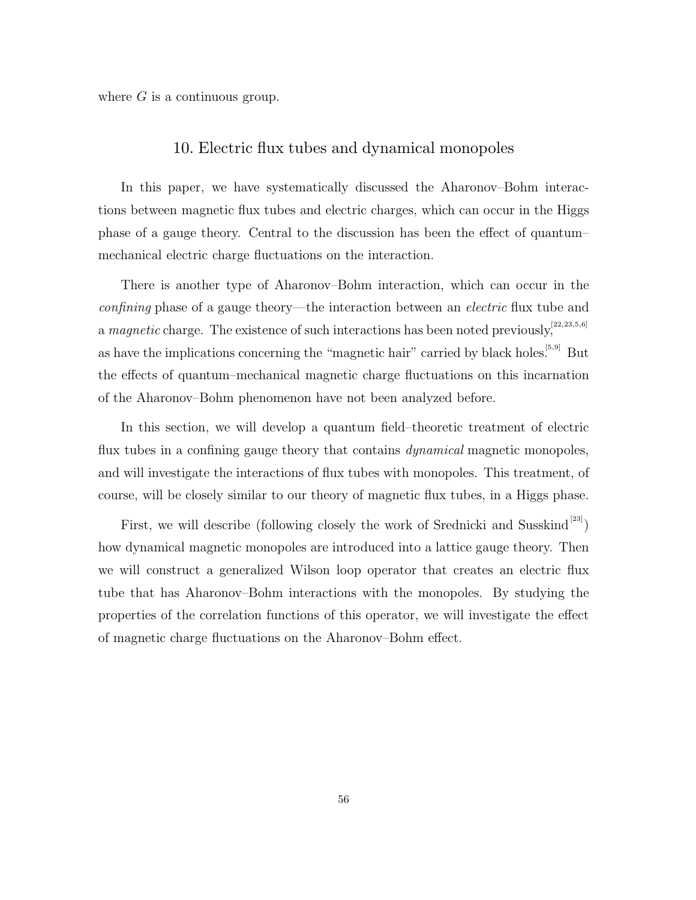where $G$ is a continuous group.

## 10. Electric flux tubes and dynamical monopoles

In this paper, we have systematically discussed the Aharonov–Bohm interactions between magnetic flux tubes and electric charges, which can occur in the Higgs phase of a gauge theory. Central to the discussion has been the effect of quantum–mechanical electric charge fluctuations on the interaction.

There is another type of Aharonov–Bohm interaction, which can occur in the *confining* phase of a gauge theory—the interaction between an *electric* flux tube and a *magnetic* charge. The existence of such interactions has been noted previously,[22,23,5,6] as have the implications concerning the "magnetic hair" carried by black holes.[5,9] But the effects of quantum–mechanical magnetic charge fluctuations on this incarnation of the Aharonov–Bohm phenomenon have not been analyzed before.

In this section, we will develop a quantum field–theoretic treatment of electric flux tubes in a confining gauge theory that contains *dynamical* magnetic monopoles, and will investigate the interactions of flux tubes with monopoles. This treatment, of course, will be closely similar to our theory of magnetic flux tubes, in a Higgs phase.

First, we will describe (following closely the work of Srednicki and Susskind[23]) how dynamical magnetic monopoles are introduced into a lattice gauge theory. Then we will construct a generalized Wilson loop operator that creates an electric flux tube that has Aharonov–Bohm interactions with the monopoles. By studying the properties of the correlation functions of this operator, we will investigate the effect of magnetic charge fluctuations on the Aharonov–Bohm effect.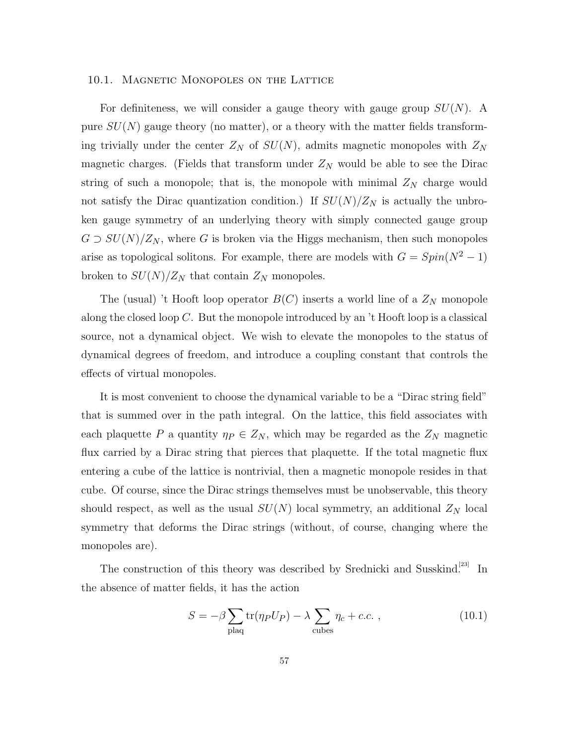### 10.1. Magnetic Monopoles on the Lattice

For definiteness, we will consider a gauge theory with gauge group $SU(N)$. A pure $SU(N)$ gauge theory (no matter), or a theory with the matter fields transforming trivially under the center $Z_N$ of $SU(N)$, admits magnetic monopoles with $Z_N$ magnetic charges. (Fields that transform under $Z_N$ would be able to see the Dirac string of such a monopole; that is, the monopole with minimal $Z_N$ charge would not satisfy the Dirac quantization condition.) If $SU(N)/Z_N$ is actually the unbroken gauge symmetry of an underlying theory with simply connected gauge group $G \supset SU(N)/Z_N$, where $G$ is broken via the Higgs mechanism, then such monopoles arise as topological solitons. For example, there are models with $G = Spin(N^2-1)$ broken to $SU(N)/Z_N$ that contain $Z_N$ monopoles.

The (usual) 't Hooft loop operator $B(C)$ inserts a world line of a $Z_N$ monopole along the closed loop $C$. But the monopole introduced by an 't Hooft loop is a classical source, not a dynamical object. We wish to elevate the monopoles to the status of dynamical degrees of freedom, and introduce a coupling constant that controls the effects of virtual monopoles.

It is most convenient to choose the dynamical variable to be a "Dirac string field" that is summed over in the path integral. On the lattice, this field associates with each plaquette $P$ a quantity $\eta_P \in Z_N$, which may be regarded as the $Z_N$ magnetic flux carried by a Dirac string that pierces that plaquette. If the total magnetic flux entering a cube of the lattice is nontrivial, then a magnetic monopole resides in that cube. Of course, since the Dirac strings themselves must be unobservable, this theory should respect, as well as the usual $SU(N)$ local symmetry, an additional $Z_N$ local symmetry that deforms the Dirac strings (without, of course, changing where the monopoles are).

The construction of this theory was described by Srednicki and Susskind.[23] In the absence of matter fields, it has the action

$$S = -\beta \sum_{\text{plaq}} \text{tr}(\eta_P U_P) - \lambda \sum_{\text{cubes}} \eta_c + c.c. \ , \tag{10.1}$$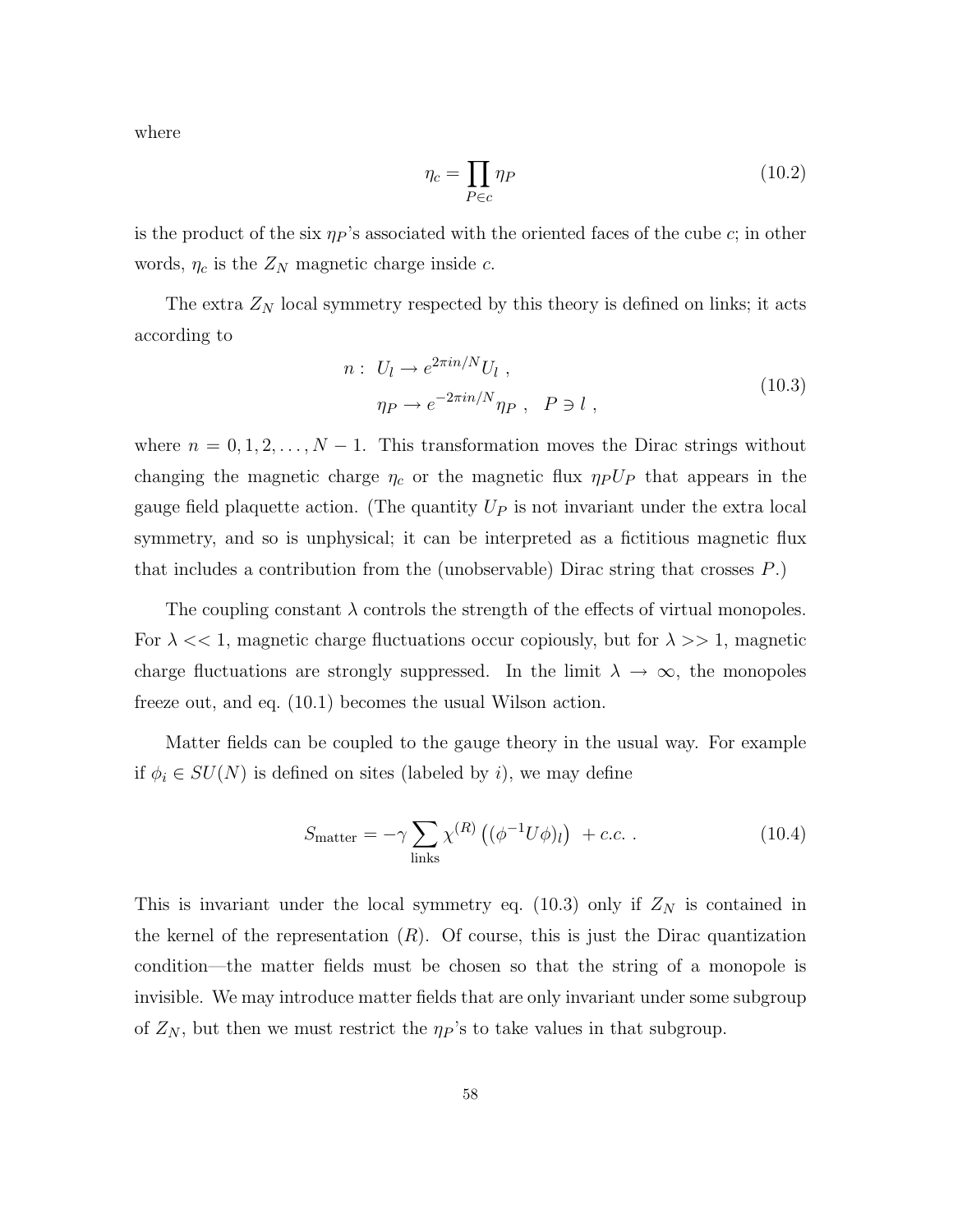where

$$\eta_c = \prod_{P \in c} \eta_P \tag{10.2}$$

is the product of the six $\eta_P$'s associated with the oriented faces of the cube $c$; in other words, $\eta_c$ is the $Z_N$ magnetic charge inside $c$.

The extra $Z_N$ local symmetry respected by this theory is defined on links; it acts according to

$$\begin{aligned} n: \ U_l &\to e^{2\pi i n/N} U_l \ , \\ \eta_P &\to e^{-2\pi i n/N} \eta_P \ , \quad P \ni l \ , \end{aligned} \tag{10.3}$$

where $n = 0, 1, 2, \ldots, N-1$. This transformation moves the Dirac strings without changing the magnetic charge $\eta_c$ or the magnetic flux $\eta_P U_P$ that appears in the gauge field plaquette action. (The quantity $U_P$ is not invariant under the extra local symmetry, and so is unphysical; it can be interpreted as a fictitious magnetic flux that includes a contribution from the (unobservable) Dirac string that crosses $P$.)

The coupling constant $\lambda$ controls the strength of the effects of virtual monopoles. For $\lambda << 1$, magnetic charge fluctuations occur copiously, but for $\lambda >> 1$, magnetic charge fluctuations are strongly suppressed. In the limit $\lambda \to \infty$, the monopoles freeze out, and eq. (10.1) becomes the usual Wilson action.

Matter fields can be coupled to the gauge theory in the usual way. For example if $\phi_i \in SU(N)$ is defined on sites (labeled by $i$), we may define

$$S_{\text{matter}} = -\gamma \sum_{\text{links}} \chi^{(R)} \left( (\phi^{-1} U \phi)_l \right) \ + c.c. \ . \tag{10.4}$$

This is invariant under the local symmetry eq. (10.3) only if $Z_N$ is contained in the kernel of the representation $(R)$. Of course, this is just the Dirac quantization condition—the matter fields must be chosen so that the string of a monopole is invisible. We may introduce matter fields that are only invariant under some subgroup of $Z_N$, but then we must restrict the $\eta_P$'s to take values in that subgroup.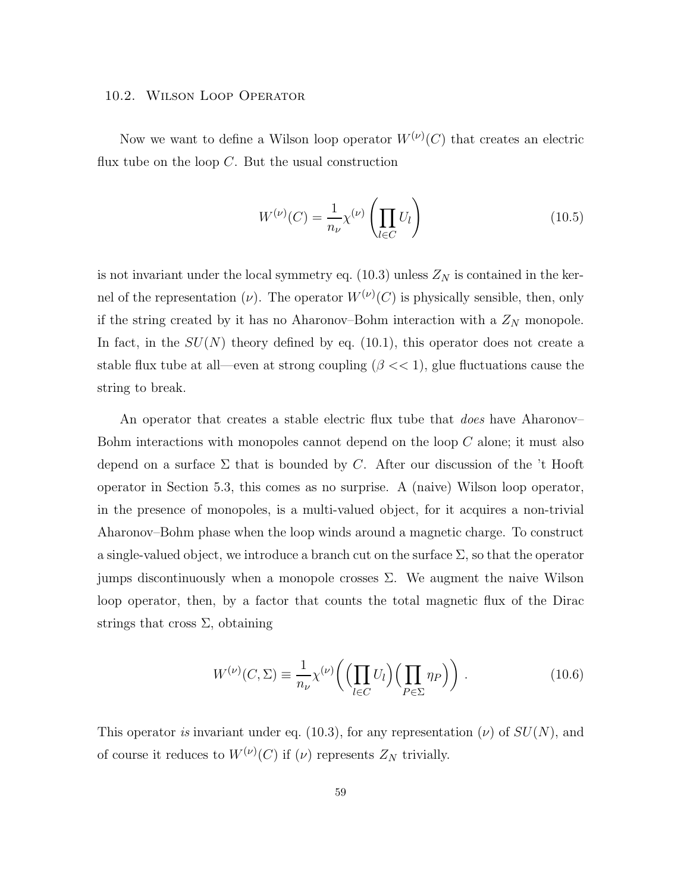### 10.2. Wilson Loop Operator

Now we want to define a Wilson loop operator $W^{(\nu)}(C)$ that creates an electric flux tube on the loop $C$. But the usual construction

$$W^{(\nu)}(C) = \frac{1}{n_\nu}\chi^{(\nu)}\left(\prod_{l\in C} U_l\right) \tag{10.5}$$

is not invariant under the local symmetry eq. (10.3) unless $Z_N$ is contained in the kernel of the representation $(\nu)$. The operator $W^{(\nu)}(C)$ is physically sensible, then, only if the string created by it has no Aharonov–Bohm interaction with a $Z_N$ monopole. In fact, in the $SU(N)$ theory defined by eq. (10.1), this operator does not create a stable flux tube at all—even at strong coupling ($\beta << 1$), glue fluctuations cause the string to break.

An operator that creates a stable electric flux tube that *does* have Aharonov–Bohm interactions with monopoles cannot depend on the loop $C$ alone; it must also depend on a surface $\Sigma$ that is bounded by $C$. After our discussion of the 't Hooft operator in Section 5.3, this comes as no surprise. A (naive) Wilson loop operator, in the presence of monopoles, is a multi-valued object, for it acquires a non-trivial Aharonov–Bohm phase when the loop winds around a magnetic charge. To construct a single-valued object, we introduce a branch cut on the surface $\Sigma$, so that the operator jumps discontinuously when a monopole crosses $\Sigma$. We augment the naive Wilson loop operator, then, by a factor that counts the total magnetic flux of the Dirac strings that cross $\Sigma$, obtaining

$$W^{(\nu)}(C,\Sigma) \equiv \frac{1}{n_\nu}\chi^{(\nu)}\Big(\Big(\prod_{l\in C} U_l\Big)\Big(\prod_{P\in\Sigma}\eta_P\Big)\Big) \ . \tag{10.6}$$

This operator *is* invariant under eq. (10.3), for any representation $(\nu)$ of $SU(N)$, and of course it reduces to $W^{(\nu)}(C)$ if $(\nu)$ represents $Z_N$ trivially.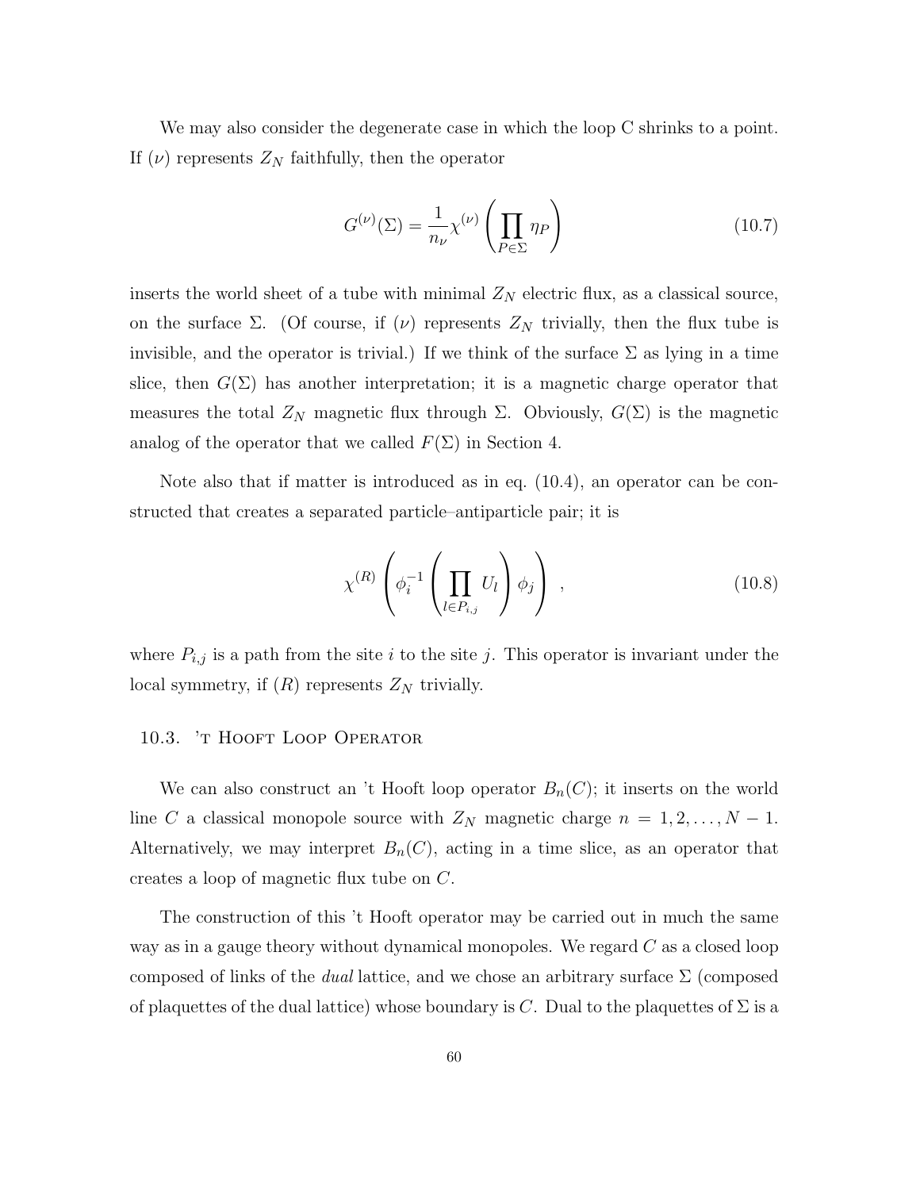We may also consider the degenerate case in which the loop C shrinks to a point. If $(\nu)$ represents $Z_N$ faithfully, then the operator

$$G^{(\nu)}(\Sigma) = \frac{1}{n_\nu} \chi^{(\nu)} \left( \prod_{P \in \Sigma} \eta_P \right) \tag{10.7}$$

inserts the world sheet of a tube with minimal $Z_N$ electric flux, as a classical source, on the surface $\Sigma$. (Of course, if $(\nu)$ represents $Z_N$ trivially, then the flux tube is invisible, and the operator is trivial.) If we think of the surface $\Sigma$ as lying in a time slice, then $G(\Sigma)$ has another interpretation; it is a magnetic charge operator that measures the total $Z_N$ magnetic flux through $\Sigma$. Obviously, $G(\Sigma)$ is the magnetic analog of the operator that we called $F(\Sigma)$ in Section 4.

Note also that if matter is introduced as in eq. (10.4), an operator can be constructed that creates a separated particle–antiparticle pair; it is

$$\chi^{(R)} \left( \phi_i^{-1} \left( \prod_{l \in P_{i,j}} U_l \right) \phi_j \right) \ , \tag{10.8}$$

where $P_{i,j}$ is a path from the site $i$ to the site $j$. This operator is invariant under the local symmetry, if $(R)$ represents $Z_N$ trivially.

### 10.3. 'T HOOFT LOOP OPERATOR

We can also construct an 't Hooft loop operator $B_n(C)$; it inserts on the world line $C$ a classical monopole source with $Z_N$ magnetic charge $n = 1, 2, \ldots, N-1$. Alternatively, we may interpret $B_n(C)$, acting in a time slice, as an operator that creates a loop of magnetic flux tube on $C$.

The construction of this 't Hooft operator may be carried out in much the same way as in a gauge theory without dynamical monopoles. We regard $C$ as a closed loop composed of links of the *dual* lattice, and we chose an arbitrary surface $\Sigma$ (composed of plaquettes of the dual lattice) whose boundary is $C$. Dual to the plaquettes of $\Sigma$ is a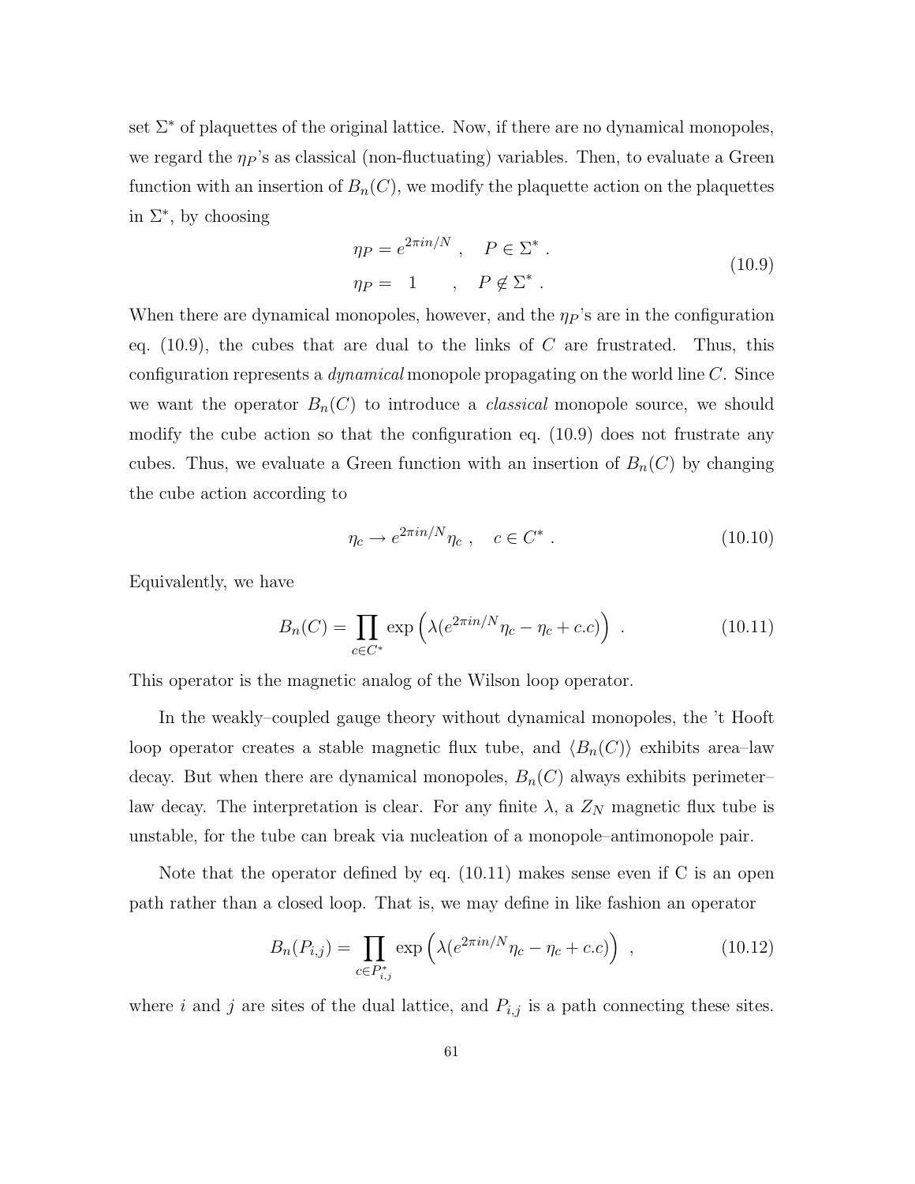set $\Sigma^*$ of plaquettes of the original lattice. Now, if there are no dynamical monopoles, we regard the $\eta_P$'s as classical (non-fluctuating) variables. Then, to evaluate a Green function with an insertion of $B_n(C)$, we modify the plaquette action on the plaquettes in $\Sigma^*$, by choosing

$$
\begin{aligned}
\eta_P &= e^{2\pi i n/N} \ , \quad P \in \Sigma^* \ . \\
\eta_P &= \quad 1 \qquad , \quad P \notin \Sigma^* \ .
\end{aligned}
\tag{10.9}
$$

When there are dynamical monopoles, however, and the $\eta_P$'s are in the configuration eq. (10.9), the cubes that are dual to the links of $C$ are frustrated. Thus, this configuration represents a *dynamical* monopole propagating on the world line $C$. Since we want the operator $B_n(C)$ to introduce a *classical* monopole source, we should modify the cube action so that the configuration eq. (10.9) does not frustrate any cubes. Thus, we evaluate a Green function with an insertion of $B_n(C)$ by changing the cube action according to

$$
\eta_c \to e^{2\pi i n/N}\eta_c \ , \quad c \in C^* \ . \tag{10.10}
$$

Equivalently, we have

$$
B_n(C) = \prod_{c \in C^*} \exp\left(\lambda(e^{2\pi i n/N}\eta_c - \eta_c + c.c)\right) \ . \tag{10.11}
$$

This operator is the magnetic analog of the Wilson loop operator.

In the weakly–coupled gauge theory without dynamical monopoles, the 't Hooft loop operator creates a stable magnetic flux tube, and $\langle B_n(C)\rangle$ exhibits area–law decay. But when there are dynamical monopoles, $B_n(C)$ always exhibits perimeter–law decay. The interpretation is clear. For any finite $\lambda$, a $Z_N$ magnetic flux tube is unstable, for the tube can break via nucleation of a monopole–antimonopole pair.

Note that the operator defined by eq. (10.11) makes sense even if C is an open path rather than a closed loop. That is, we may define in like fashion an operator

$$
B_n(P_{i,j}) = \prod_{c \in P^*_{i,j}} \exp\left(\lambda(e^{2\pi i n/N}\eta_c - \eta_c + c.c)\right) \ , \tag{10.12}
$$

where $i$ and $j$ are sites of the dual lattice, and $P_{i,j}$ is a path connecting these sites.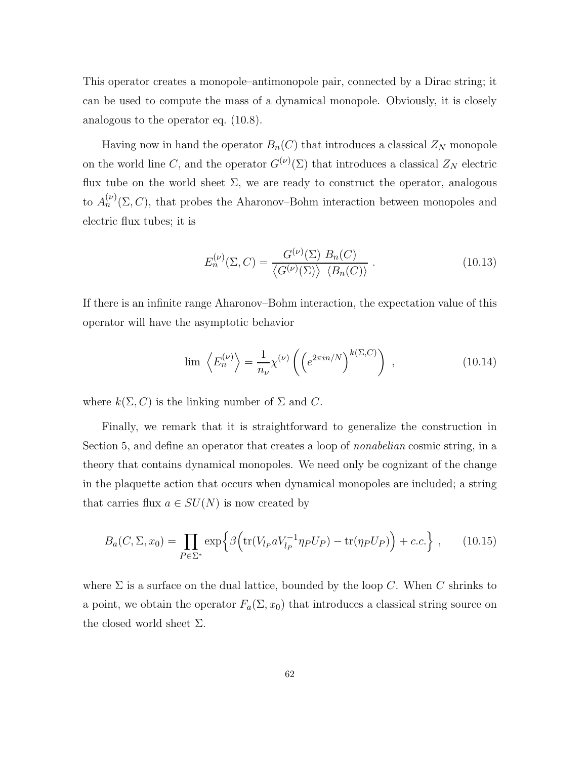This operator creates a monopole–antimonopole pair, connected by a Dirac string; it can be used to compute the mass of a dynamical monopole. Obviously, it is closely analogous to the operator eq. (10.8).

Having now in hand the operator $B_n(C)$ that introduces a classical $Z_N$ monopole on the world line $C$, and the operator $G^{(\nu)}(\Sigma)$ that introduces a classical $Z_N$ electric flux tube on the world sheet $\Sigma$, we are ready to construct the operator, analogous to $A_n^{(\nu)}(\Sigma, C)$, that probes the Aharonov–Bohm interaction between monopoles and electric flux tubes; it is

$$
E_n^{(\nu)}(\Sigma, C) = \frac{G^{(\nu)}(\Sigma)\ B_n(C)}{\left\langle G^{(\nu)}(\Sigma)\right\rangle\ \left\langle B_n(C)\right\rangle} \ . \tag{10.13}
$$

If there is an infinite range Aharonov–Bohm interaction, the expectation value of this operator will have the asymptotic behavior

$$
\lim\ \left\langle E_n^{(\nu)}\right\rangle = \frac{1}{n_\nu}\chi^{(\nu)}\left(\left(e^{2\pi i n/N}\right)^{k(\Sigma,C)}\right) \ , \tag{10.14}
$$

where $k(\Sigma, C)$ is the linking number of $\Sigma$ and $C$.

Finally, we remark that it is straightforward to generalize the construction in Section 5, and define an operator that creates a loop of *nonabelian* cosmic string, in a theory that contains dynamical monopoles. We need only be cognizant of the change in the plaquette action that occurs when dynamical monopoles are included; a string that carries flux $a \in SU(N)$ is now created by

$$
B_a(C, \Sigma, x_0) = \prod_{P\in\Sigma^*} \exp\Big\{\beta\Big(\mathrm{tr}(V_{l_P} a V_{l_P}^{-1}\eta_P U_P) - \mathrm{tr}(\eta_P U_P)\Big) + c.c.\Big\} \ , \tag{10.15}
$$

where $\Sigma$ is a surface on the dual lattice, bounded by the loop $C$. When $C$ shrinks to a point, we obtain the operator $F_a(\Sigma, x_0)$ that introduces a classical string source on the closed world sheet $\Sigma$.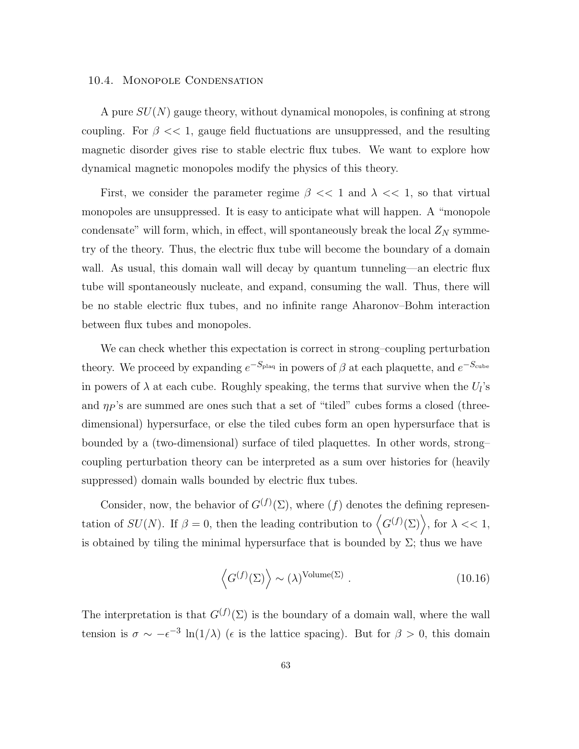### 10.4. Monopole Condensation

A pure $SU(N)$ gauge theory, without dynamical monopoles, is confining at strong coupling. For $\beta << 1$, gauge field fluctuations are unsuppressed, and the resulting magnetic disorder gives rise to stable electric flux tubes. We want to explore how dynamical magnetic monopoles modify the physics of this theory.

First, we consider the parameter regime $\beta << 1$ and $\lambda << 1$, so that virtual monopoles are unsuppressed. It is easy to anticipate what will happen. A "monopole condensate" will form, which, in effect, will spontaneously break the local $Z_N$ symmetry of the theory. Thus, the electric flux tube will become the boundary of a domain wall. As usual, this domain wall will decay by quantum tunneling—an electric flux tube will spontaneously nucleate, and expand, consuming the wall. Thus, there will be no stable electric flux tubes, and no infinite range Aharonov–Bohm interaction between flux tubes and monopoles.

We can check whether this expectation is correct in strong–coupling perturbation theory. We proceed by expanding $e^{-S_{\rm plaq}}$ in powers of $\beta$ at each plaquette, and $e^{-S_{\rm cube}}$ in powers of $\lambda$ at each cube. Roughly speaking, the terms that survive when the $U_l$'s and $\eta_P$'s are summed are ones such that a set of "tiled" cubes forms a closed (three-dimensional) hypersurface, or else the tiled cubes form an open hypersurface that is bounded by a (two-dimensional) surface of tiled plaquettes. In other words, strong–coupling perturbation theory can be interpreted as a sum over histories for (heavily suppressed) domain walls bounded by electric flux tubes.

Consider, now, the behavior of $G^{(f)}(\Sigma)$, where $(f)$ denotes the defining representation of $SU(N)$. If $\beta = 0$, then the leading contribution to $\left\langle G^{(f)}(\Sigma)\right\rangle$, for $\lambda << 1$, is obtained by tiling the minimal hypersurface that is bounded by $\Sigma$; thus we have

$$\left\langle G^{(f)}(\Sigma)\right\rangle \sim (\lambda)^{\text{Volume}(\Sigma)} \ . \tag{10.16}$$

The interpretation is that $G^{(f)}(\Sigma)$ is the boundary of a domain wall, where the wall tension is $\sigma \sim -\epsilon^{-3}\,\ln(1/\lambda)$ ($\epsilon$ is the lattice spacing). But for $\beta > 0$, this domain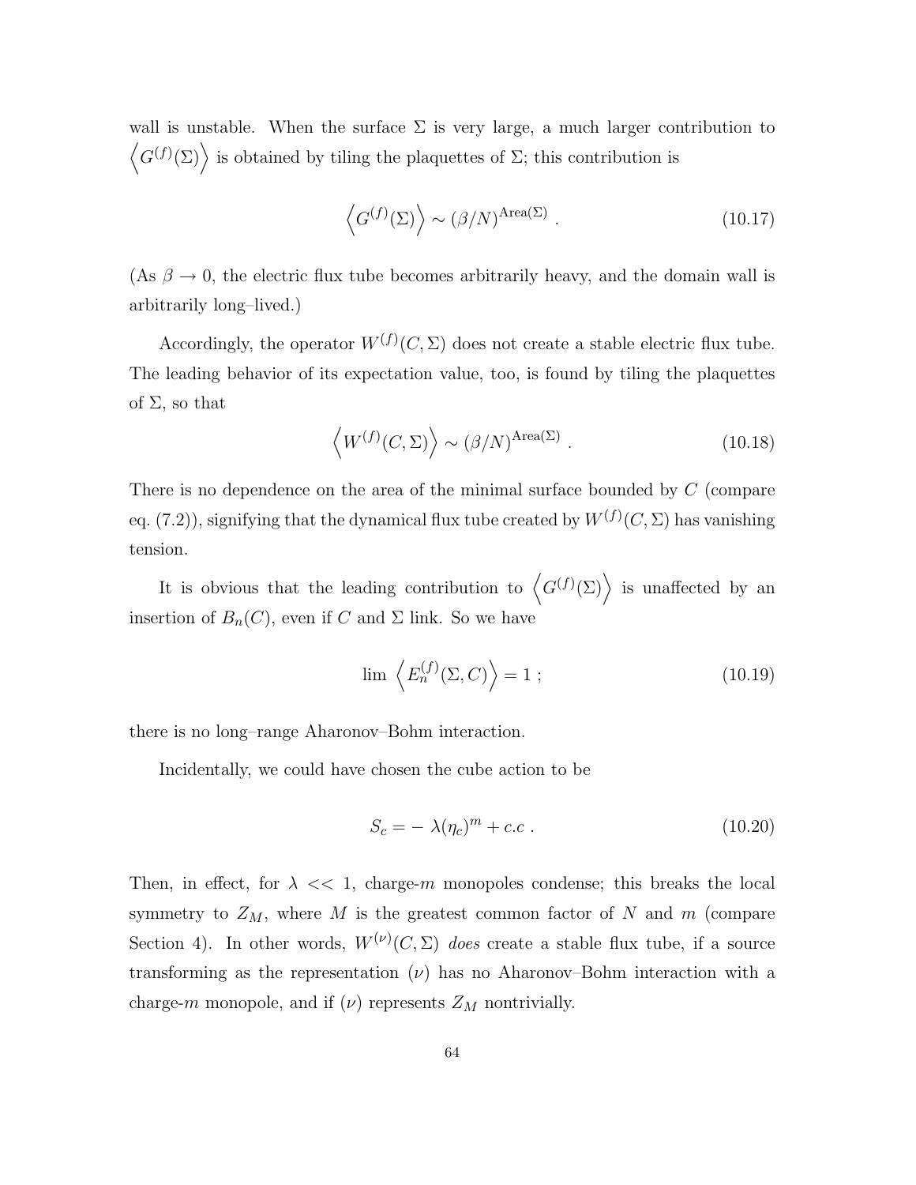wall is unstable. When the surface $\Sigma$ is very large, a much larger contribution to $\left\langle G^{(f)}(\Sigma)\right\rangle$ is obtained by tiling the plaquettes of $\Sigma$; this contribution is

$$\left\langle G^{(f)}(\Sigma)\right\rangle \sim (\beta/N)^{\mathrm{Area}(\Sigma)} \ . \tag{10.17}$$

(As $\beta \to 0$, the electric flux tube becomes arbitrarily heavy, and the domain wall is arbitrarily long–lived.)

Accordingly, the operator $W^{(f)}(C,\Sigma)$ does not create a stable electric flux tube. The leading behavior of its expectation value, too, is found by tiling the plaquettes of $\Sigma$, so that

$$\left\langle W^{(f)}(C,\Sigma)\right\rangle \sim (\beta/N)^{\mathrm{Area}(\Sigma)} \ . \tag{10.18}$$

There is no dependence on the area of the minimal surface bounded by $C$ (compare eq. (7.2)), signifying that the dynamical flux tube created by $W^{(f)}(C,\Sigma)$ has vanishing tension.

It is obvious that the leading contribution to $\left\langle G^{(f)}(\Sigma)\right\rangle$ is unaffected by an insertion of $B_n(C)$, even if $C$ and $\Sigma$ link. So we have

$$\lim \ \left\langle E_n^{(f)}(\Sigma,C)\right\rangle = 1 \ ; \tag{10.19}$$

there is no long–range Aharonov–Bohm interaction.

Incidentally, we could have chosen the cube action to be

$$S_c = -\ \lambda(\eta_c)^m + c.c \ . \tag{10.20}$$

Then, in effect, for $\lambda << 1$, charge-$m$ monopoles condense; this breaks the local symmetry to $Z_M$, where $M$ is the greatest common factor of $N$ and $m$ (compare Section 4). In other words, $W^{(\nu)}(C,\Sigma)$ *does* create a stable flux tube, if a source transforming as the representation $(\nu)$ has no Aharonov–Bohm interaction with a charge-$m$ monopole, and if $(\nu)$ represents $Z_M$ nontrivially.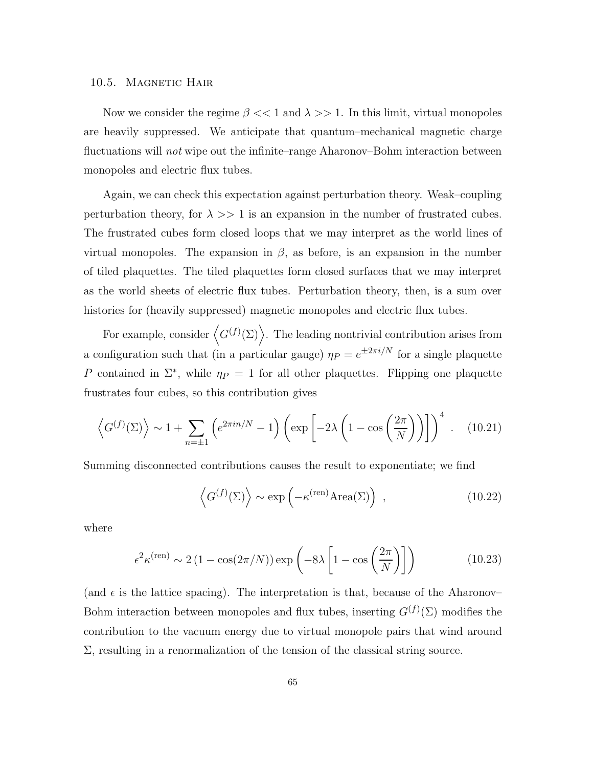### 10.5. Magnetic Hair

Now we consider the regime $\beta << 1$ and $\lambda >> 1$. In this limit, virtual monopoles are heavily suppressed. We anticipate that quantum–mechanical magnetic charge fluctuations will *not* wipe out the infinite–range Aharonov–Bohm interaction between monopoles and electric flux tubes.

Again, we can check this expectation against perturbation theory. Weak–coupling perturbation theory, for $\lambda >> 1$ is an expansion in the number of frustrated cubes. The frustrated cubes form closed loops that we may interpret as the world lines of virtual monopoles. The expansion in $\beta$, as before, is an expansion in the number of tiled plaquettes. The tiled plaquettes form closed surfaces that we may interpret as the world sheets of electric flux tubes. Perturbation theory, then, is a sum over histories for (heavily suppressed) magnetic monopoles and electric flux tubes.

For example, consider $\left\langle G^{(f)}(\Sigma)\right\rangle$. The leading nontrivial contribution arises from a configuration such that (in a particular gauge) $\eta_P = e^{\pm 2\pi i/N}$ for a single plaquette $P$ contained in $\Sigma^*$, while $\eta_P = 1$ for all other plaquettes. Flipping one plaquette frustrates four cubes, so this contribution gives

$$\left\langle G^{(f)}(\Sigma)\right\rangle \sim 1 + \sum_{n=\pm 1}\left(e^{2\pi i n/N} - 1\right)\left(\exp\left[-2\lambda\left(1 - \cos\left(\frac{2\pi}{N}\right)\right)\right]\right)^4 . \quad (10.21)$$

Summing disconnected contributions causes the result to exponentiate; we find

$$\left\langle G^{(f)}(\Sigma)\right\rangle \sim \exp\left(-\kappa^{(\mathrm{ren})}\mathrm{Area}(\Sigma)\right) , \quad (10.22)$$

where

$$\epsilon^2\kappa^{(\mathrm{ren})} \sim 2\left(1 - \cos(2\pi/N)\right)\exp\left(-8\lambda\left[1 - \cos\left(\frac{2\pi}{N}\right)\right]\right) \quad (10.23)$$

(and $\epsilon$ is the lattice spacing). The interpretation is that, because of the Aharonov–Bohm interaction between monopoles and flux tubes, inserting $G^{(f)}(\Sigma)$ modifies the contribution to the vacuum energy due to virtual monopole pairs that wind around $\Sigma$, resulting in a renormalization of the tension of the classical string source.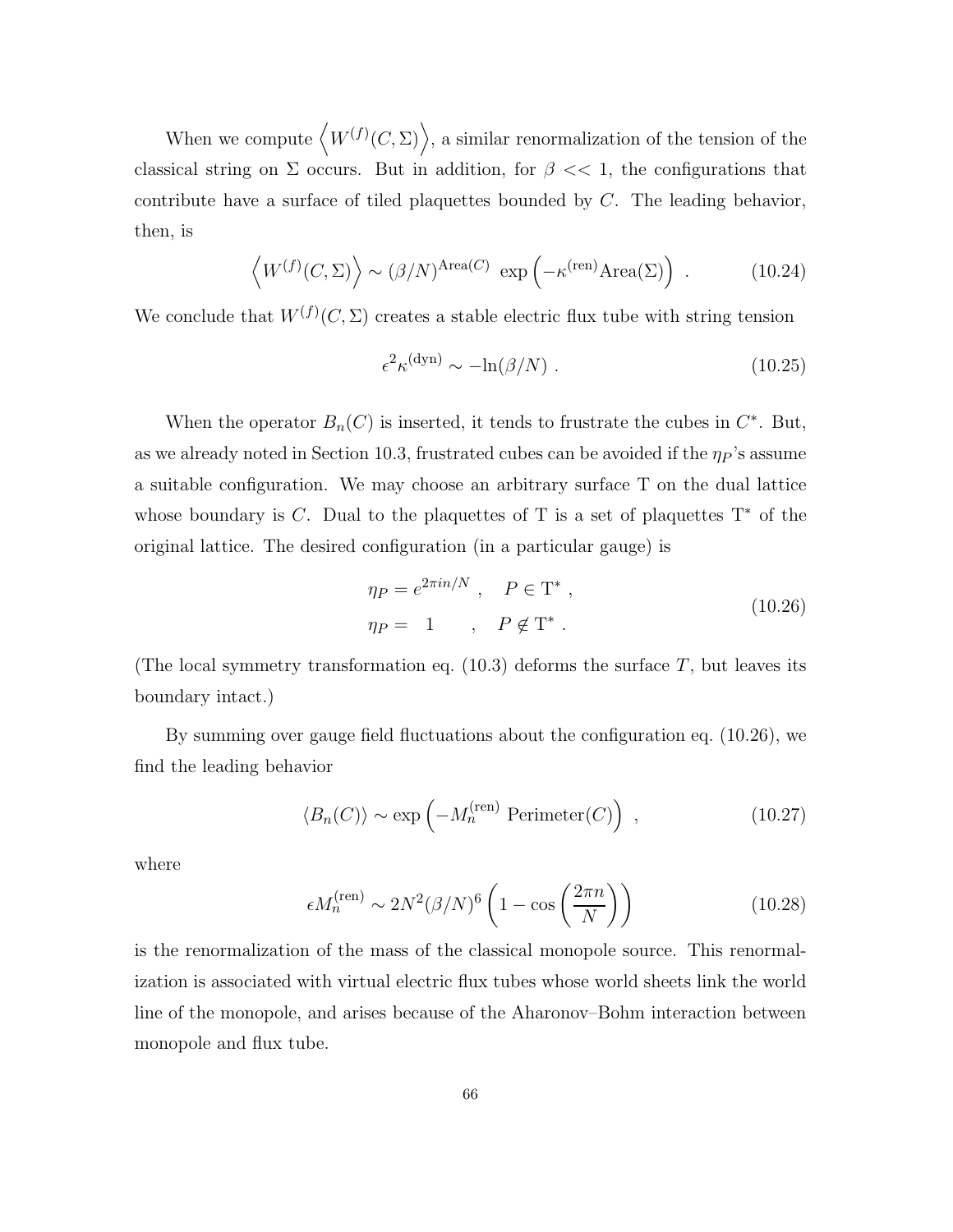When we compute $\left\langle W^{(f)}(C,\Sigma)\right\rangle$, a similar renormalization of the tension of the classical string on $\Sigma$ occurs. But in addition, for $\beta << 1$, the configurations that contribute have a surface of tiled plaquettes bounded by $C$. The leading behavior, then, is

$$\left\langle W^{(f)}(C,\Sigma)\right\rangle \sim (\beta/N)^{\mathrm{Area}(C)} \ \exp\left(-\kappa^{(\mathrm{ren})}\mathrm{Area}(\Sigma)\right) \ . \tag{10.24}$$

We conclude that $W^{(f)}(C,\Sigma)$ creates a stable electric flux tube with string tension

$$\epsilon^2\kappa^{(\mathrm{dyn})} \sim -\ln(\beta/N) \ . \tag{10.25}$$

When the operator $B_n(C)$ is inserted, it tends to frustrate the cubes in $C^*$. But, as we already noted in Section 10.3, frustrated cubes can be avoided if the $\eta_P$'s assume a suitable configuration. We may choose an arbitrary surface T on the dual lattice whose boundary is $C$. Dual to the plaquettes of T is a set of plaquettes T$^*$ of the original lattice. The desired configuration (in a particular gauge) is

$$\begin{aligned} \eta_P &= e^{2\pi i n/N} \ , \quad P \in \mathrm{T}^* \ , \\ \eta_P &= \quad 1 \qquad , \quad P \notin \mathrm{T}^* \ . \end{aligned} \tag{10.26}$$

(The local symmetry transformation eq. (10.3) deforms the surface $T$, but leaves its boundary intact.)

By summing over gauge field fluctuations about the configuration eq. (10.26), we find the leading behavior

$$\langle B_n(C)\rangle \sim \exp\left(-M_n^{(\mathrm{ren})} \ \mathrm{Perimeter}(C)\right) \ , \tag{10.27}$$

where

$$\epsilon M_n^{(\mathrm{ren})} \sim 2N^2(\beta/N)^6\left(1-\cos\left(\frac{2\pi n}{N}\right)\right) \tag{10.28}$$

is the renormalization of the mass of the classical monopole source. This renormalization is associated with virtual electric flux tubes whose world sheets link the world line of the monopole, and arises because of the Aharonov–Bohm interaction between monopole and flux tube.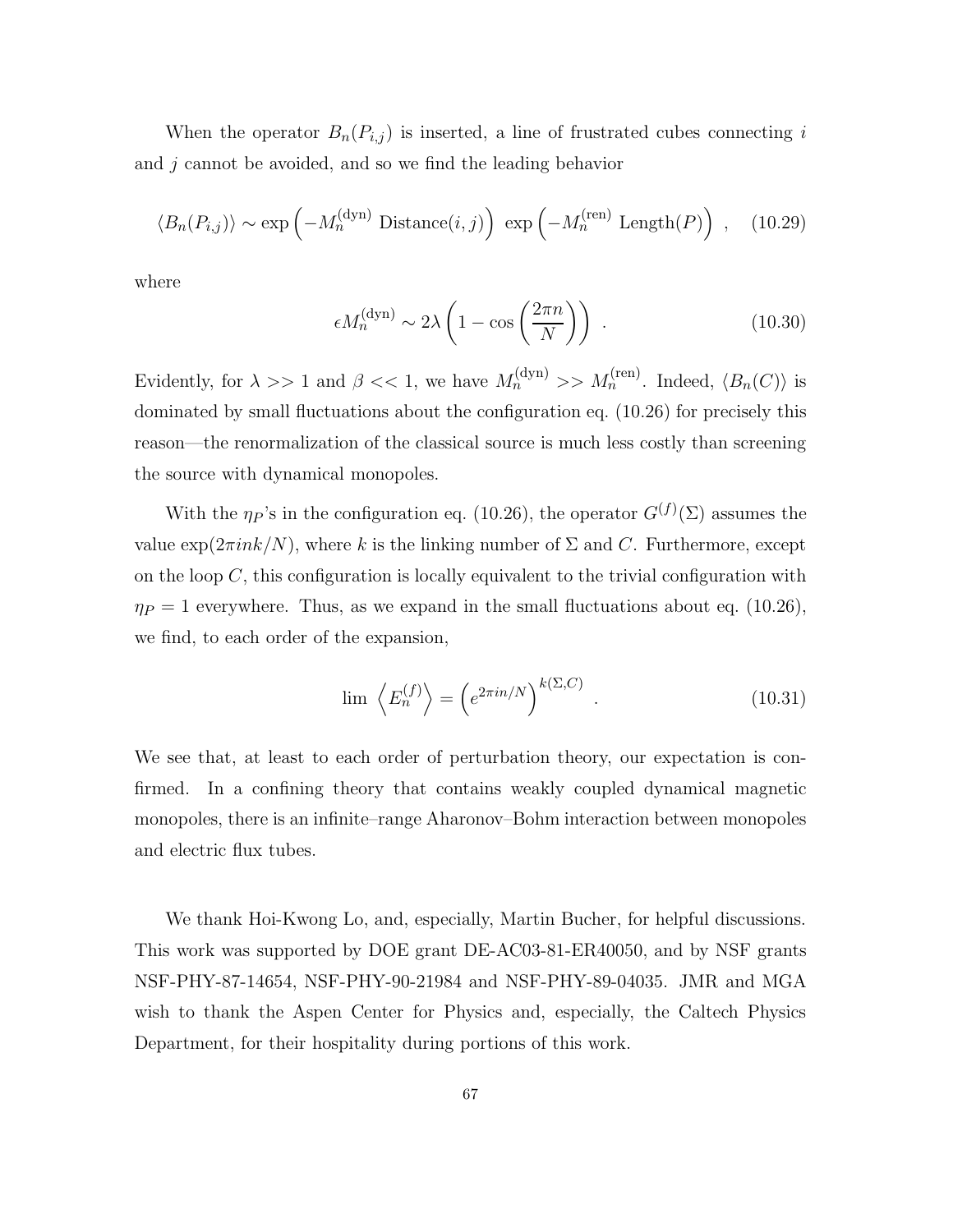When the operator $B_n(P_{i,j})$ is inserted, a line of frustrated cubes connecting $i$ and $j$ cannot be avoided, and so we find the leading behavior

$$\langle B_n(P_{i,j})\rangle \sim \exp\left(-M_n^{(\mathrm{dyn})}\ \mathrm{Distance}(i,j)\right)\ \exp\left(-M_n^{(\mathrm{ren})}\ \mathrm{Length}(P)\right)\ , \tag{10.29}$$

where

$$\epsilon M_n^{(\mathrm{dyn})} \sim 2\lambda\left(1-\cos\left(\frac{2\pi n}{N}\right)\right)\ . \tag{10.30}$$

Evidently, for $\lambda >> 1$ and $\beta << 1$, we have $M_n^{(\mathrm{dyn})} >> M_n^{(\mathrm{ren})}$. Indeed, $\langle B_n(C)\rangle$ is dominated by small fluctuations about the configuration eq. (10.26) for precisely this reason—the renormalization of the classical source is much less costly than screening the source with dynamical monopoles.

With the $\eta_P$'s in the configuration eq. (10.26), the operator $G^{(f)}(\Sigma)$ assumes the value $\exp(2\pi i n k/N)$, where $k$ is the linking number of $\Sigma$ and $C$. Furthermore, except on the loop $C$, this configuration is locally equivalent to the trivial configuration with $\eta_P = 1$ everywhere. Thus, as we expand in the small fluctuations about eq. (10.26), we find, to each order of the expansion,

$$\lim\ \left\langle E_n^{(f)}\right\rangle = \left(e^{2\pi i n/N}\right)^{k(\Sigma,C)}\ . \tag{10.31}$$

We see that, at least to each order of perturbation theory, our expectation is confirmed. In a confining theory that contains weakly coupled dynamical magnetic monopoles, there is an infinite–range Aharonov–Bohm interaction between monopoles and electric flux tubes.

We thank Hoi-Kwong Lo, and, especially, Martin Bucher, for helpful discussions. This work was supported by DOE grant DE-AC03-81-ER40050, and by NSF grants NSF-PHY-87-14654, NSF-PHY-90-21984 and NSF-PHY-89-04035. JMR and MGA wish to thank the Aspen Center for Physics and, especially, the Caltech Physics Department, for their hospitality during portions of this work.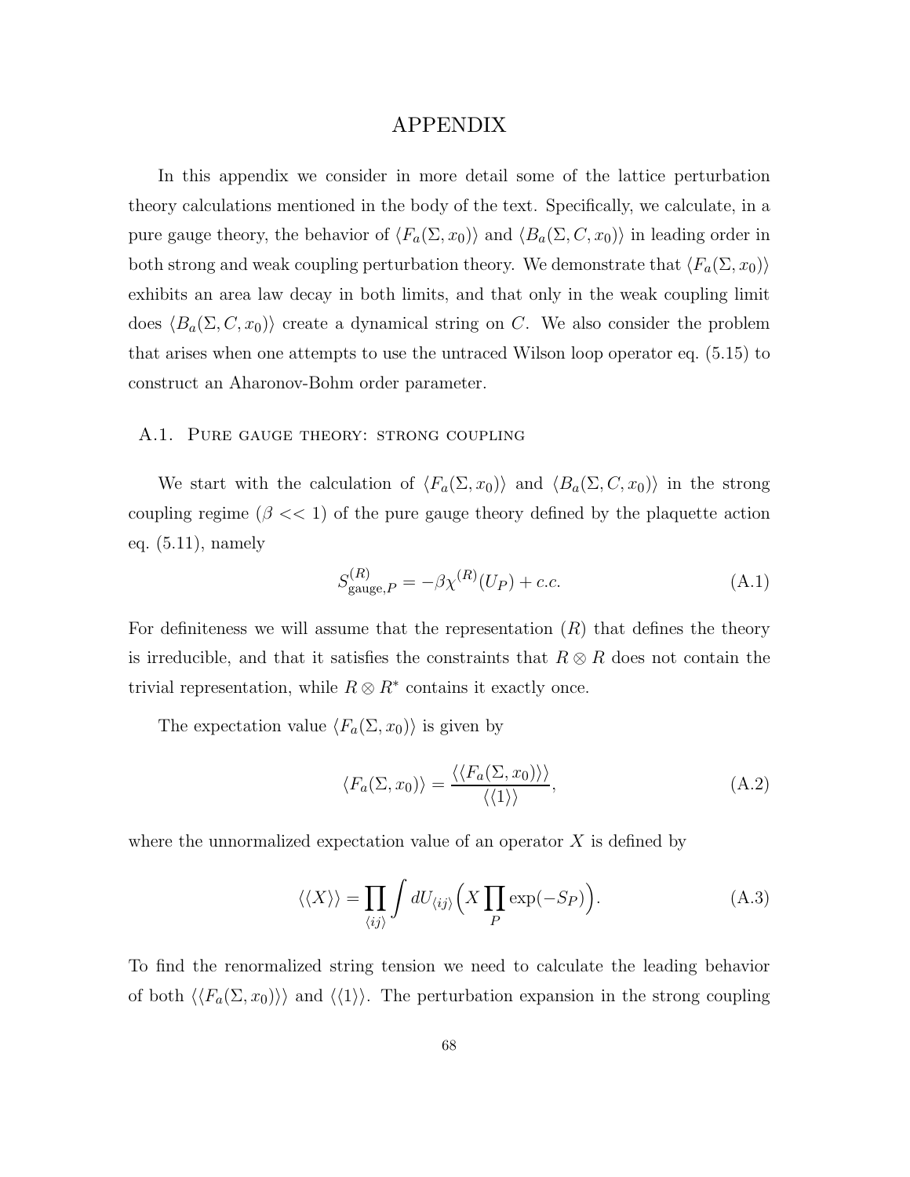# APPENDIX

In this appendix we consider in more detail some of the lattice perturbation theory calculations mentioned in the body of the text. Specifically, we calculate, in a pure gauge theory, the behavior of $\langle F_a(\Sigma, x_0)\rangle$ and $\langle B_a(\Sigma, C, x_0)\rangle$ in leading order in both strong and weak coupling perturbation theory. We demonstrate that $\langle F_a(\Sigma, x_0)\rangle$ exhibits an area law decay in both limits, and that only in the weak coupling limit does $\langle B_a(\Sigma, C, x_0)\rangle$ create a dynamical string on $C$. We also consider the problem that arises when one attempts to use the untraced Wilson loop operator eq. (5.15) to construct an Aharonov-Bohm order parameter.

## A.1. Pure gauge theory: strong coupling

We start with the calculation of $\langle F_a(\Sigma, x_0)\rangle$ and $\langle B_a(\Sigma, C, x_0)\rangle$ in the strong coupling regime ($\beta << 1$) of the pure gauge theory defined by the plaquette action eq. (5.11), namely

$$S^{(R)}_{\text{gauge},P} = -\beta \chi^{(R)}(U_P) + c.c. \tag{A.1}$$

For definiteness we will assume that the representation $(R)$ that defines the theory is irreducible, and that it satisfies the constraints that $R \otimes R$ does not contain the trivial representation, while $R \otimes R^*$ contains it exactly once.

The expectation value $\langle F_a(\Sigma, x_0)\rangle$ is given by

$$\langle F_a(\Sigma, x_0)\rangle = \frac{\langle\langle F_a(\Sigma, x_0)\rangle\rangle}{\langle\langle 1\rangle\rangle}, \tag{A.2}$$

where the unnormalized expectation value of an operator $X$ is defined by

$$\langle\langle X\rangle\rangle = \prod_{\langle ij\rangle} \int dU_{\langle ij\rangle} \Big( X \prod_P \exp(-S_P) \Big). \tag{A.3}$$

To find the renormalized string tension we need to calculate the leading behavior of both $\langle\langle F_a(\Sigma, x_0)\rangle\rangle$ and $\langle\langle 1\rangle\rangle$. The perturbation expansion in the strong coupling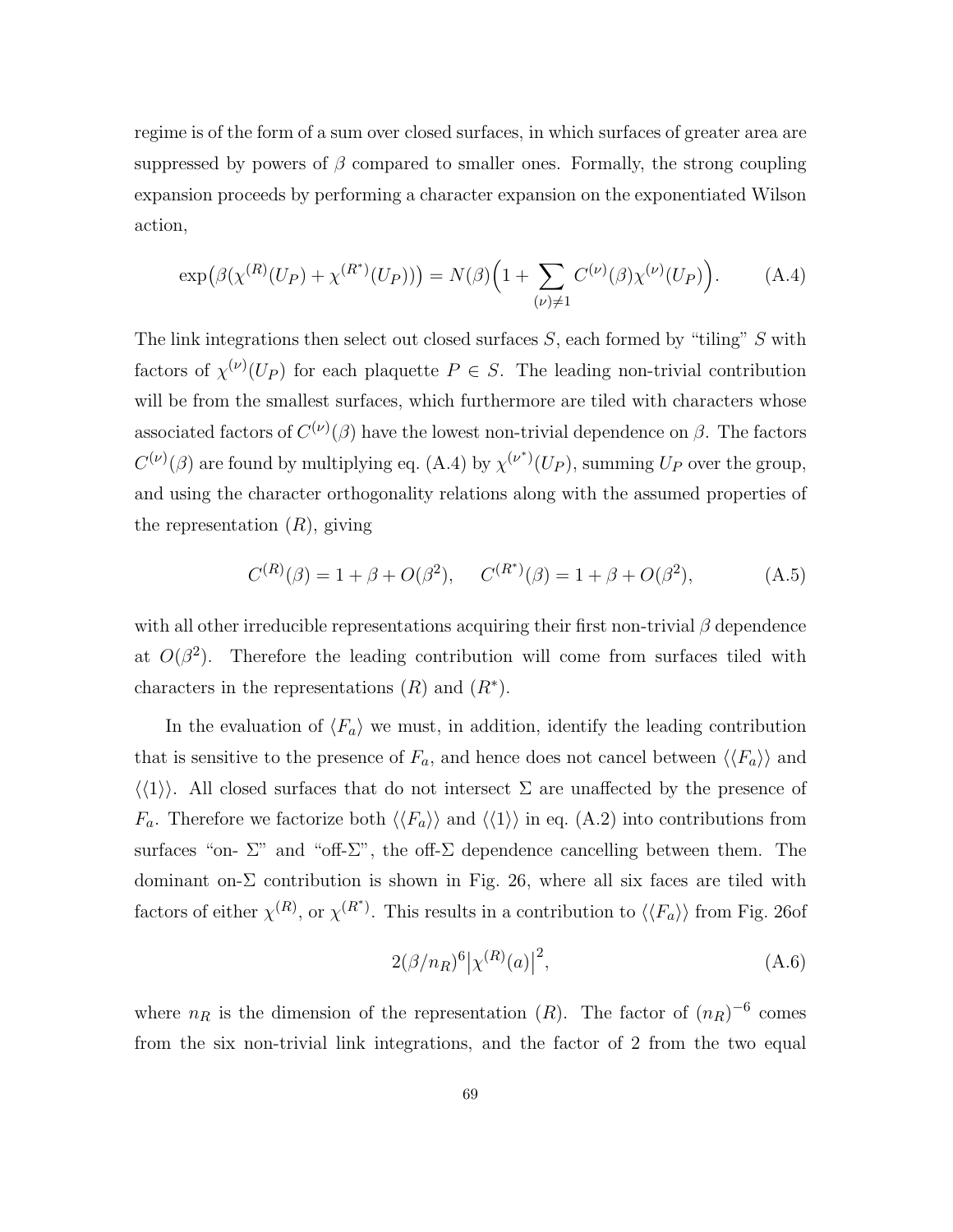regime is of the form of a sum over closed surfaces, in which surfaces of greater area are suppressed by powers of $\beta$ compared to smaller ones. Formally, the strong coupling expansion proceeds by performing a character expansion on the exponentiated Wilson action,

$$\exp\bigl(\beta(\chi^{(R)}(U_P) + \chi^{(R^*)}(U_P))\bigr) = N(\beta)\Bigl(1 + \sum_{(\nu)\neq 1} C^{(\nu)}(\beta)\chi^{(\nu)}(U_P)\Bigr). \tag{A.4}$$

The link integrations then select out closed surfaces $S$, each formed by "tiling" $S$ with factors of $\chi^{(\nu)}(U_P)$ for each plaquette $P \in S$. The leading non-trivial contribution will be from the smallest surfaces, which furthermore are tiled with characters whose associated factors of $C^{(\nu)}(\beta)$ have the lowest non-trivial dependence on $\beta$. The factors $C^{(\nu)}(\beta)$ are found by multiplying eq. (A.4) by $\chi^{(\nu^*)}(U_P)$, summing $U_P$ over the group, and using the character orthogonality relations along with the assumed properties of the representation $(R)$, giving

$$C^{(R)}(\beta) = 1 + \beta + O(\beta^2), \quad C^{(R^*)}(\beta) = 1 + \beta + O(\beta^2), \tag{A.5}$$

with all other irreducible representations acquiring their first non-trivial $\beta$ dependence at $O(\beta^2)$. Therefore the leading contribution will come from surfaces tiled with characters in the representations $(R)$ and $(R^*)$.

In the evaluation of $\langle F_a \rangle$ we must, in addition, identify the leading contribution that is sensitive to the presence of $F_a$, and hence does not cancel between $\langle\langle F_a \rangle\rangle$ and $\langle\langle 1 \rangle\rangle$. All closed surfaces that do not intersect $\Sigma$ are unaffected by the presence of $F_a$. Therefore we factorize both $\langle\langle F_a \rangle\rangle$ and $\langle\langle 1 \rangle\rangle$ in eq. (A.2) into contributions from surfaces "on- $\Sigma$" and "off-$\Sigma$", the off-$\Sigma$ dependence cancelling between them. The dominant on-$\Sigma$ contribution is shown in Fig. 26, where all six faces are tiled with factors of either $\chi^{(R)}$, or $\chi^{(R^*)}$. This results in a contribution to $\langle\langle F_a \rangle\rangle$ from Fig. 26of

$$2(\beta/n_R)^6 \bigl|\chi^{(R)}(a)\bigr|^2, \tag{A.6}$$

where $n_R$ is the dimension of the representation $(R)$. The factor of $(n_R)^{-6}$ comes from the six non-trivial link integrations, and the factor of 2 from the two equal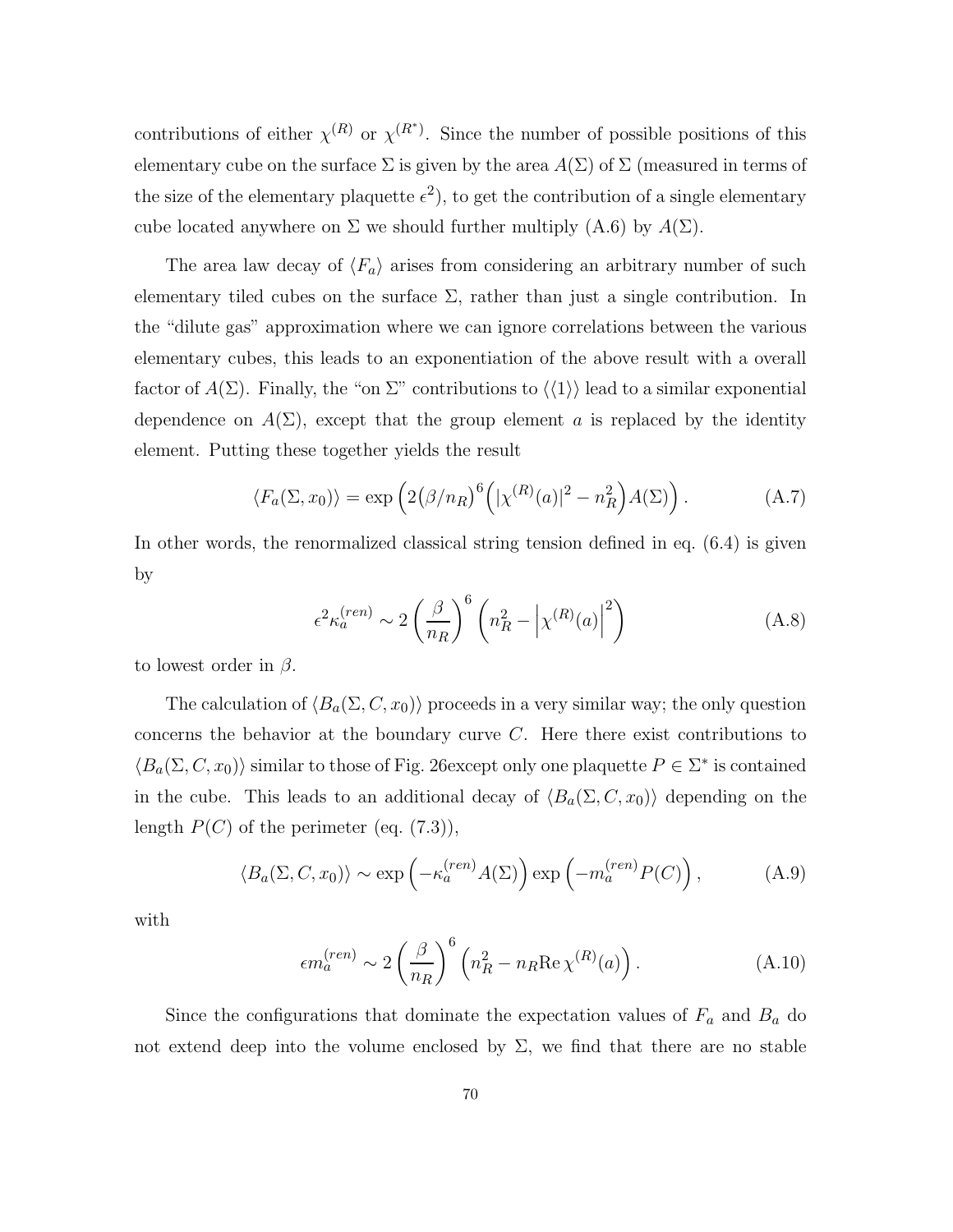contributions of either $\chi^{(R)}$ or $\chi^{(R^*)}$. Since the number of possible positions of this elementary cube on the surface $\Sigma$ is given by the area $A(\Sigma)$ of $\Sigma$ (measured in terms of the size of the elementary plaquette $\epsilon^2$), to get the contribution of a single elementary cube located anywhere on $\Sigma$ we should further multiply (A.6) by $A(\Sigma)$.

The area law decay of $\langle F_a \rangle$ arises from considering an arbitrary number of such elementary tiled cubes on the surface $\Sigma$, rather than just a single contribution. In the "dilute gas" approximation where we can ignore correlations between the various elementary cubes, this leads to an exponentiation of the above result with a overall factor of $A(\Sigma)$. Finally, the "on $\Sigma$" contributions to $\langle\langle 1 \rangle\rangle$ lead to a similar exponential dependence on $A(\Sigma)$, except that the group element $a$ is replaced by the identity element. Putting these together yields the result

$$\langle F_a(\Sigma, x_0) \rangle = \exp\Big( 2\big(\beta/n_R\big)^6 \Big( |\chi^{(R)}(a)|^2 - n_R^2 \Big) A(\Sigma) \Big) . \tag{A.7}$$

In other words, the renormalized classical string tension defined in eq. (6.4) is given by

$$\epsilon^2 \kappa_a^{(ren)} \sim 2 \left( \frac{\beta}{n_R} \right)^6 \left( n_R^2 - \left| \chi^{(R)}(a) \right|^2 \right) \tag{A.8}$$

to lowest order in $\beta$.

The calculation of $\langle B_a(\Sigma, C, x_0) \rangle$ proceeds in a very similar way; the only question concerns the behavior at the boundary curve $C$. Here there exist contributions to $\langle B_a(\Sigma, C, x_0) \rangle$ similar to those of Fig. 26except only one plaquette $P \in \Sigma^*$ is contained in the cube. This leads to an additional decay of $\langle B_a(\Sigma, C, x_0) \rangle$ depending on the length $P(C)$ of the perimeter (eq. (7.3)),

$$\langle B_a(\Sigma, C, x_0) \rangle \sim \exp\Big( -\kappa_a^{(ren)} A(\Sigma) \Big) \exp\Big( -m_a^{(ren)} P(C) \Big) , \tag{A.9}$$

with

$$\epsilon m_a^{(ren)} \sim 2 \left( \frac{\beta}{n_R} \right)^6 \left( n_R^2 - n_R \mathrm{Re}\, \chi^{(R)}(a) \right) . \tag{A.10}$$

Since the configurations that dominate the expectation values of $F_a$ and $B_a$ do not extend deep into the volume enclosed by $\Sigma$, we find that there are no stable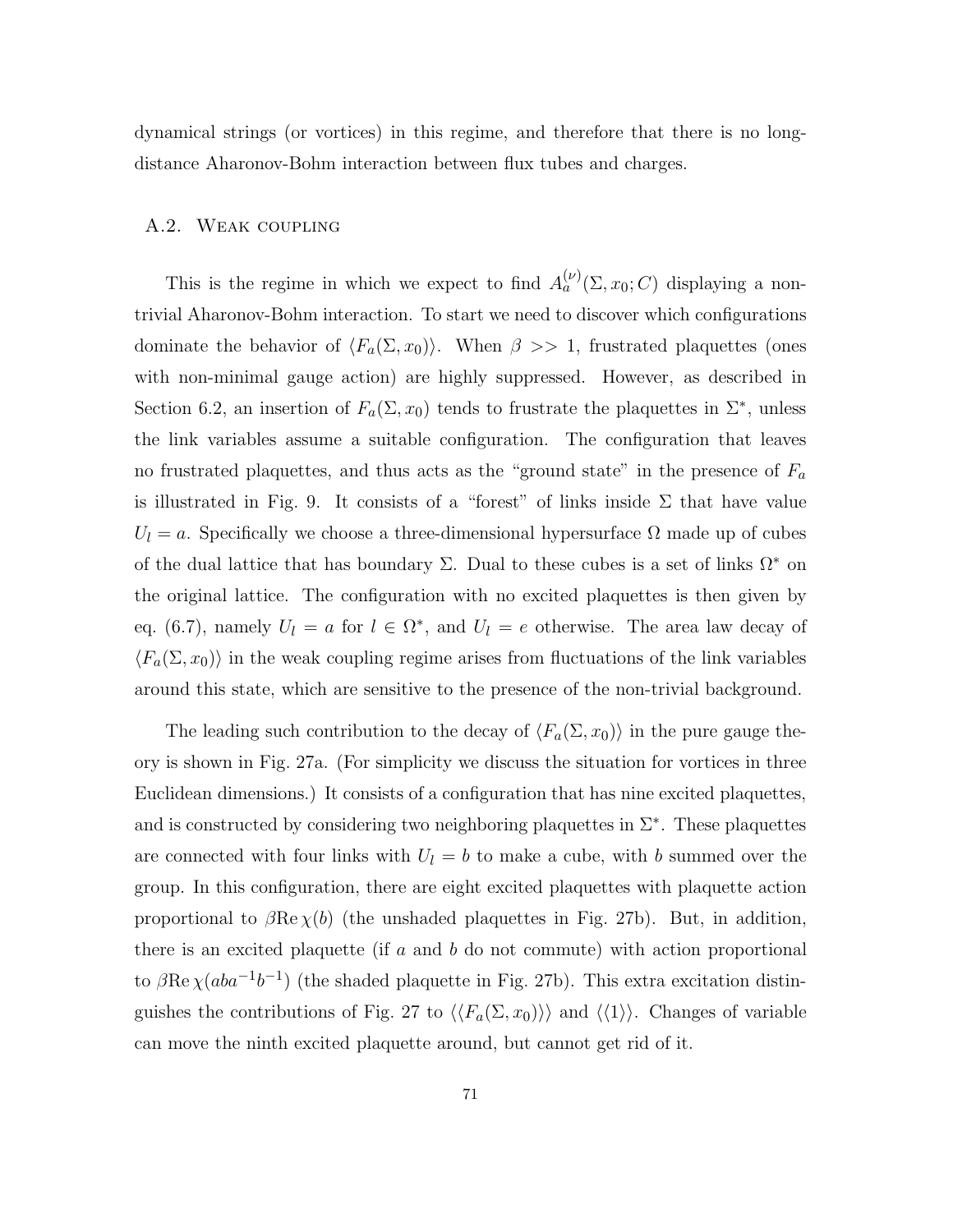dynamical strings (or vortices) in this regime, and therefore that there is no long-distance Aharonov-Bohm interaction between flux tubes and charges.

### A.2. Weak coupling

This is the regime in which we expect to find $A_a^{(\nu)}(\Sigma, x_0; C)$ displaying a non-trivial Aharonov-Bohm interaction. To start we need to discover which configurations dominate the behavior of $\langle F_a(\Sigma, x_0)\rangle$. When $\beta >> 1$, frustrated plaquettes (ones with non-minimal gauge action) are highly suppressed. However, as described in Section 6.2, an insertion of $F_a(\Sigma, x_0)$ tends to frustrate the plaquettes in $\Sigma^*$, unless the link variables assume a suitable configuration. The configuration that leaves no frustrated plaquettes, and thus acts as the "ground state" in the presence of $F_a$ is illustrated in Fig. 9. It consists of a "forest" of links inside $\Sigma$ that have value $U_l = a$. Specifically we choose a three-dimensional hypersurface $\Omega$ made up of cubes of the dual lattice that has boundary $\Sigma$. Dual to these cubes is a set of links $\Omega^*$ on the original lattice. The configuration with no excited plaquettes is then given by eq. (6.7), namely $U_l = a$ for $l \in \Omega^*$, and $U_l = e$ otherwise. The area law decay of $\langle F_a(\Sigma, x_0)\rangle$ in the weak coupling regime arises from fluctuations of the link variables around this state, which are sensitive to the presence of the non-trivial background.

The leading such contribution to the decay of $\langle F_a(\Sigma, x_0)\rangle$ in the pure gauge theory is shown in Fig. 27a. (For simplicity we discuss the situation for vortices in three Euclidean dimensions.) It consists of a configuration that has nine excited plaquettes, and is constructed by considering two neighboring plaquettes in $\Sigma^*$. These plaquettes are connected with four links with $U_l = b$ to make a cube, with $b$ summed over the group. In this configuration, there are eight excited plaquettes with plaquette action proportional to $\beta \mathrm{Re}\, \chi(b)$ (the unshaded plaquettes in Fig. 27b). But, in addition, there is an excited plaquette (if $a$ and $b$ do not commute) with action proportional to $\beta \mathrm{Re}\, \chi(aba^{-1}b^{-1})$ (the shaded plaquette in Fig. 27b). This extra excitation distinguishes the contributions of Fig. 27 to $\langle\langle F_a(\Sigma, x_0)\rangle\rangle$ and $\langle\langle 1\rangle\rangle$. Changes of variable can move the ninth excited plaquette around, but cannot get rid of it.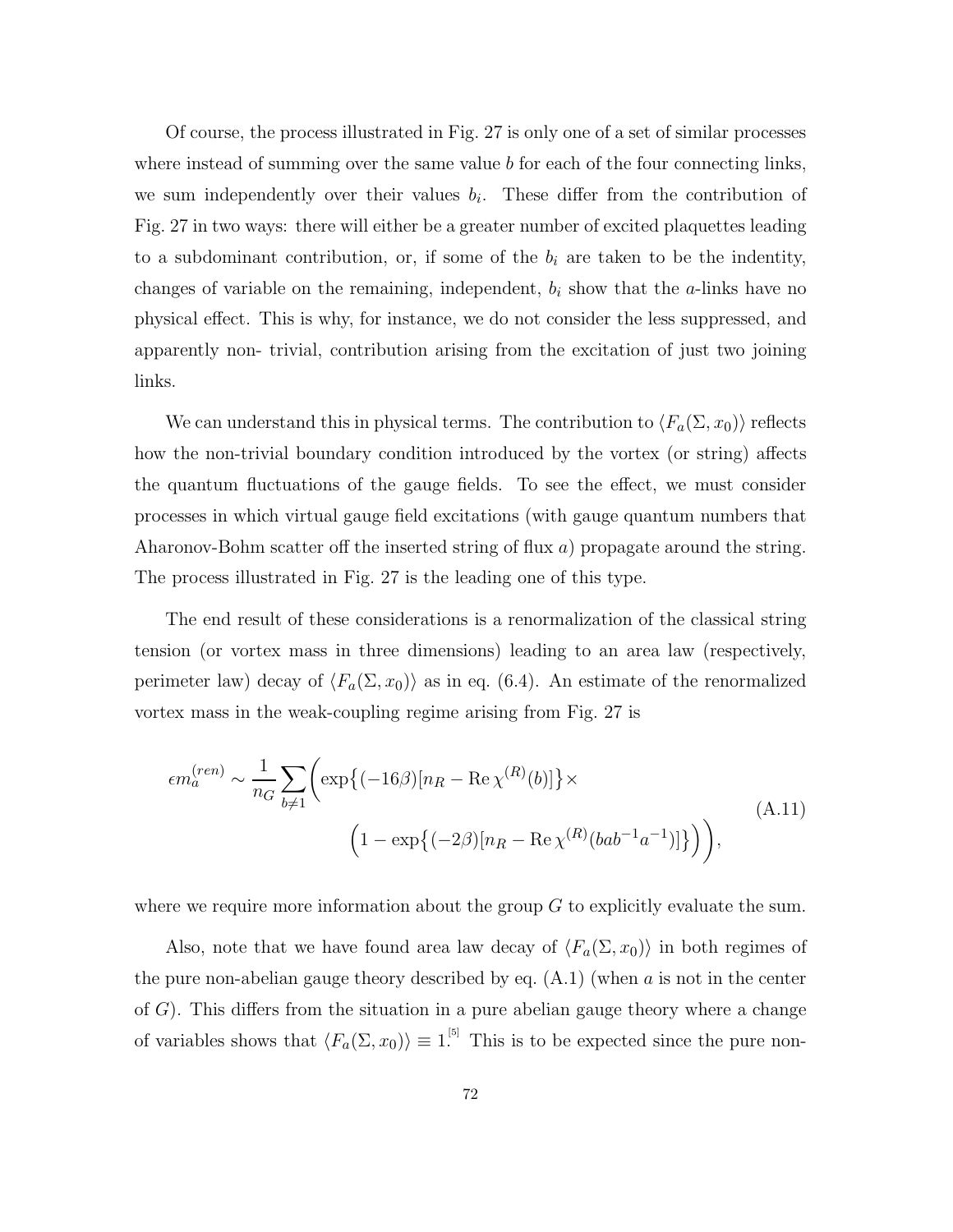Of course, the process illustrated in Fig. 27 is only one of a set of similar processes where instead of summing over the same value $b$ for each of the four connecting links, we sum independently over their values $b_i$. These differ from the contribution of Fig. 27 in two ways: there will either be a greater number of excited plaquettes leading to a subdominant contribution, or, if some of the $b_i$ are taken to be the indentity, changes of variable on the remaining, independent, $b_i$ show that the $a$-links have no physical effect. This is why, for instance, we do not consider the less suppressed, and apparently non- trivial, contribution arising from the excitation of just two joining links.

We can understand this in physical terms. The contribution to $\langle F_a(\Sigma, x_0)\rangle$ reflects how the non-trivial boundary condition introduced by the vortex (or string) affects the quantum fluctuations of the gauge fields. To see the effect, we must consider processes in which virtual gauge field excitations (with gauge quantum numbers that Aharonov-Bohm scatter off the inserted string of flux $a$) propagate around the string. The process illustrated in Fig. 27 is the leading one of this type.

The end result of these considerations is a renormalization of the classical string tension (or vortex mass in three dimensions) leading to an area law (respectively, perimeter law) decay of $\langle F_a(\Sigma, x_0)\rangle$ as in eq. (6.4). An estimate of the renormalized vortex mass in the weak-coupling regime arising from Fig. 27 is

$$\epsilon m_a^{(ren)} \sim \frac{1}{n_G} \sum_{b \neq 1} \Bigg( \exp\big\{(-16\beta)[n_R - \operatorname{Re}\chi^{(R)}(b)]\big\} \times \Big(1 - \exp\big\{(-2\beta)[n_R - \operatorname{Re}\chi^{(R)}(bab^{-1}a^{-1})]\big\}\Big)\Bigg), \tag{A.11}$$

where we require more information about the group $G$ to explicitly evaluate the sum.

Also, note that we have found area law decay of $\langle F_a(\Sigma, x_0)\rangle$ in both regimes of the pure non-abelian gauge theory described by eq. (A.1) (when $a$ is not in the center of $G$). This differs from the situation in a pure abelian gauge theory where a change of variables shows that $\langle F_a(\Sigma, x_0)\rangle \equiv 1$.[5] This is to be expected since the pure non-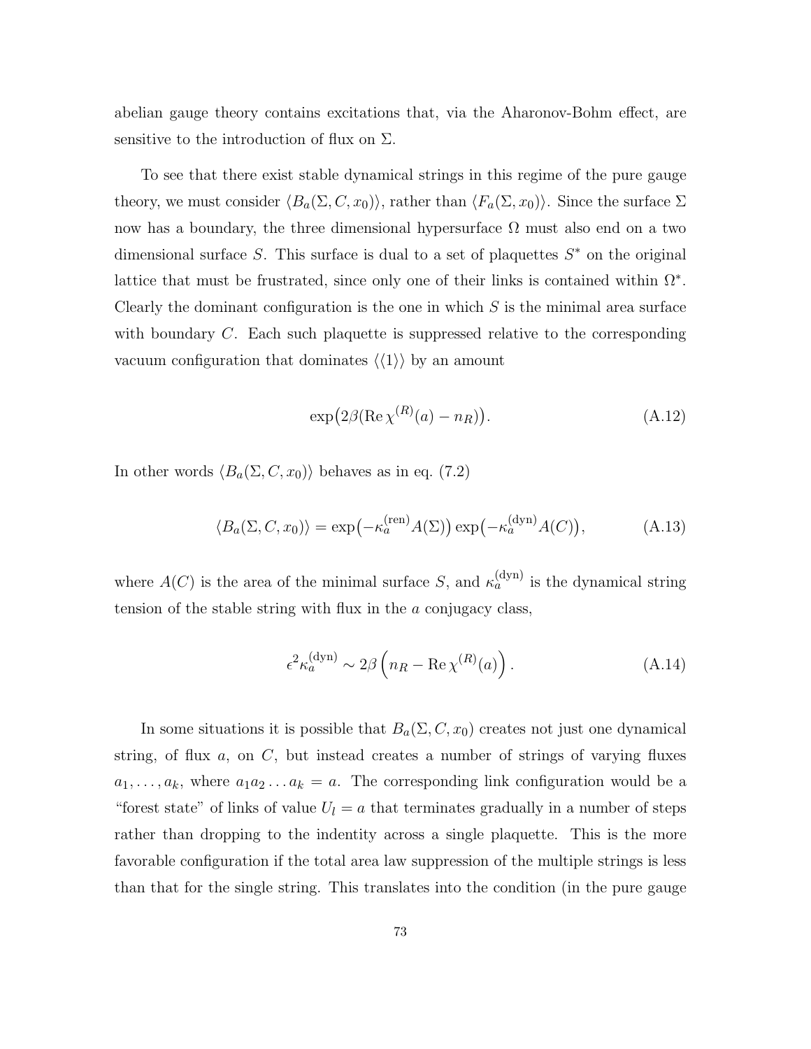abelian gauge theory contains excitations that, via the Aharonov-Bohm effect, are sensitive to the introduction of flux on $\Sigma$.

To see that there exist stable dynamical strings in this regime of the pure gauge theory, we must consider $\langle B_a(\Sigma, C, x_0)\rangle$, rather than $\langle F_a(\Sigma, x_0)\rangle$. Since the surface $\Sigma$ now has a boundary, the three dimensional hypersurface $\Omega$ must also end on a two dimensional surface $S$. This surface is dual to a set of plaquettes $S^*$ on the original lattice that must be frustrated, since only one of their links is contained within $\Omega^*$. Clearly the dominant configuration is the one in which $S$ is the minimal area surface with boundary $C$. Each such plaquette is suppressed relative to the corresponding vacuum configuration that dominates $\langle\langle 1\rangle\rangle$ by an amount

$$\exp\bigl(2\beta(\operatorname{Re}\chi^{(R)}(a) - n_R)\bigr). \tag{A.12}$$

In other words $\langle B_a(\Sigma, C, x_0)\rangle$ behaves as in eq. (7.2)

$$\langle B_a(\Sigma, C, x_0)\rangle = \exp\bigl(-\kappa_a^{(\mathrm{ren})} A(\Sigma)\bigr) \exp\bigl(-\kappa_a^{(\mathrm{dyn})} A(C)\bigr), \tag{A.13}$$

where $A(C)$ is the area of the minimal surface $S$, and $\kappa_a^{(\mathrm{dyn})}$ is the dynamical string tension of the stable string with flux in the $a$ conjugacy class,

$$\epsilon^2 \kappa_a^{(\mathrm{dyn})} \sim 2\beta \left( n_R - \operatorname{Re}\chi^{(R)}(a) \right). \tag{A.14}$$

In some situations it is possible that $B_a(\Sigma, C, x_0)$ creates not just one dynamical string, of flux $a$, on $C$, but instead creates a number of strings of varying fluxes $a_1, \ldots, a_k$, where $a_1 a_2 \ldots a_k = a$. The corresponding link configuration would be a "forest state" of links of value $U_l = a$ that terminates gradually in a number of steps rather than dropping to the indentity across a single plaquette. This is the more favorable configuration if the total area law suppression of the multiple strings is less than that for the single string. This translates into the condition (in the pure gauge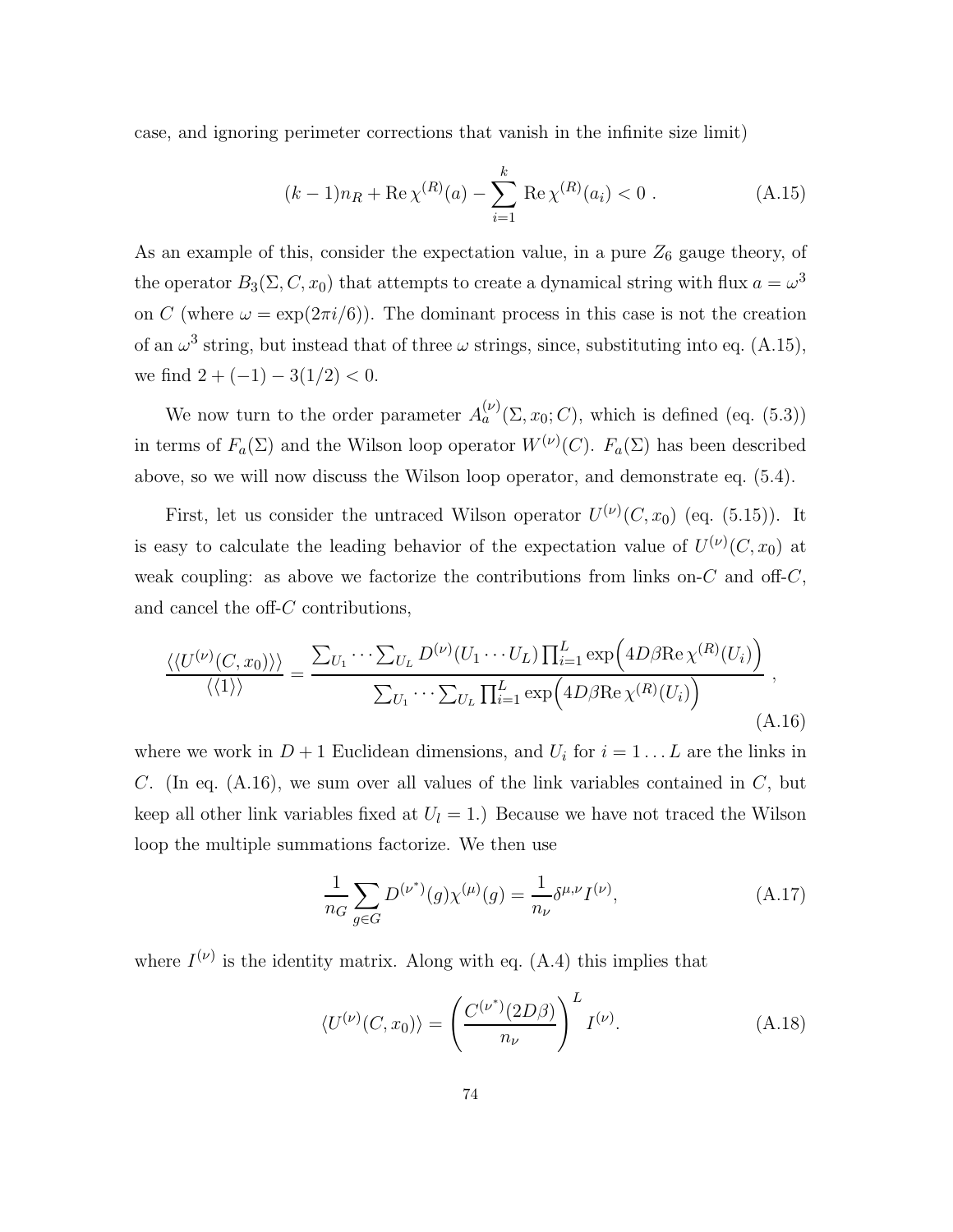case, and ignoring perimeter corrections that vanish in the infinite size limit)

$$(k-1)n_R + \mathrm{Re}\,\chi^{(R)}(a) - \sum_{i=1}^{k} \mathrm{Re}\,\chi^{(R)}(a_i) < 0 \; . \tag{A.15}$$

As an example of this, consider the expectation value, in a pure $Z_6$ gauge theory, of the operator $B_3(\Sigma, C, x_0)$ that attempts to create a dynamical string with flux $a = \omega^3$ on $C$ (where $\omega = \exp(2\pi i/6)$). The dominant process in this case is not the creation of an $\omega^3$ string, but instead that of three $\omega$ strings, since, substituting into eq. (A.15), we find $2 + (-1) - 3(1/2) < 0$.

We now turn to the order parameter $A_a^{(\nu)}(\Sigma, x_0; C)$, which is defined (eq. (5.3)) in terms of $F_a(\Sigma)$ and the Wilson loop operator $W^{(\nu)}(C)$. $F_a(\Sigma)$ has been described above, so we will now discuss the Wilson loop operator, and demonstrate eq. (5.4).

First, let us consider the untraced Wilson operator $U^{(\nu)}(C, x_0)$ (eq. (5.15)). It is easy to calculate the leading behavior of the expectation value of $U^{(\nu)}(C, x_0)$ at weak coupling: as above we factorize the contributions from links on-$C$ and off-$C$, and cancel the off-$C$ contributions,

$$\frac{\langle\langle U^{(\nu)}(C, x_0)\rangle\rangle}{\langle\langle 1\rangle\rangle} = \frac{\sum_{U_1}\cdots\sum_{U_L} D^{(\nu)}(U_1\cdots U_L)\prod_{i=1}^{L}\exp\Big(4D\beta \mathrm{Re}\,\chi^{(R)}(U_i)\Big)}{\sum_{U_1}\cdots\sum_{U_L}\prod_{i=1}^{L}\exp\Big(4D\beta \mathrm{Re}\,\chi^{(R)}(U_i)\Big)} \; , \tag{A.16}$$

where we work in $D+1$ Euclidean dimensions, and $U_i$ for $i = 1\ldots L$ are the links in $C$. (In eq. (A.16), we sum over all values of the link variables contained in $C$, but keep all other link variables fixed at $U_l = 1$.) Because we have not traced the Wilson loop the multiple summations factorize. We then use

$$\frac{1}{n_G}\sum_{g\in G} D^{(\nu^*)}(g)\chi^{(\mu)}(g) = \frac{1}{n_\nu}\delta^{\mu,\nu} I^{(\nu)}, \tag{A.17}$$

where $I^{(\nu)}$ is the identity matrix. Along with eq. (A.4) this implies that

$$\langle U^{(\nu)}(C, x_0)\rangle = \left(\frac{C^{(\nu^*)}(2D\beta)}{n_\nu}\right)^L I^{(\nu)}. \tag{A.18}$$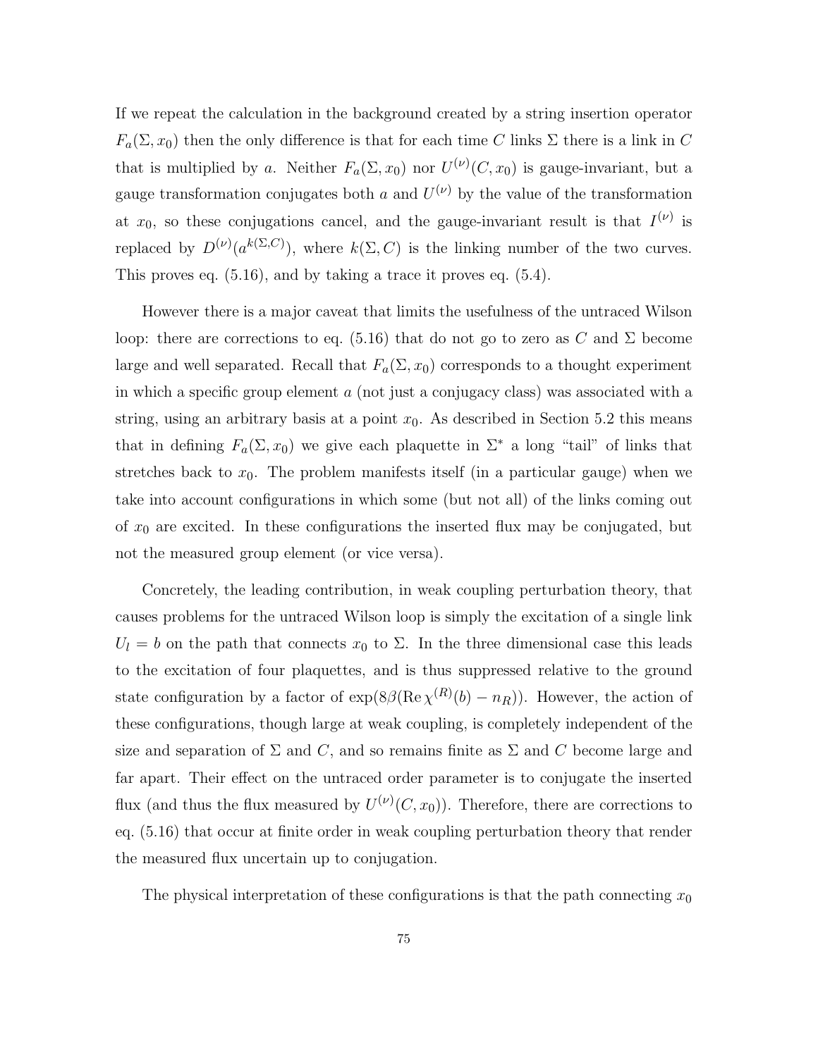If we repeat the calculation in the background created by a string insertion operator $F_a(\Sigma, x_0)$ then the only difference is that for each time $C$ links $\Sigma$ there is a link in $C$ that is multiplied by $a$. Neither $F_a(\Sigma, x_0)$ nor $U^{(\nu)}(C, x_0)$ is gauge-invariant, but a gauge transformation conjugates both $a$ and $U^{(\nu)}$ by the value of the transformation at $x_0$, so these conjugations cancel, and the gauge-invariant result is that $I^{(\nu)}$ is replaced by $D^{(\nu)}(a^{k(\Sigma,C)})$, where $k(\Sigma, C)$ is the linking number of the two curves. This proves eq. (5.16), and by taking a trace it proves eq. (5.4).

However there is a major caveat that limits the usefulness of the untraced Wilson loop: there are corrections to eq. (5.16) that do not go to zero as $C$ and $\Sigma$ become large and well separated. Recall that $F_a(\Sigma, x_0)$ corresponds to a thought experiment in which a specific group element $a$ (not just a conjugacy class) was associated with a string, using an arbitrary basis at a point $x_0$. As described in Section 5.2 this means that in defining $F_a(\Sigma, x_0)$ we give each plaquette in $\Sigma^*$ a long "tail" of links that stretches back to $x_0$. The problem manifests itself (in a particular gauge) when we take into account configurations in which some (but not all) of the links coming out of $x_0$ are excited. In these configurations the inserted flux may be conjugated, but not the measured group element (or vice versa).

Concretely, the leading contribution, in weak coupling perturbation theory, that causes problems for the untraced Wilson loop is simply the excitation of a single link $U_l = b$ on the path that connects $x_0$ to $\Sigma$. In the three dimensional case this leads to the excitation of four plaquettes, and is thus suppressed relative to the ground state configuration by a factor of $\exp(8\beta(\operatorname{Re}\chi^{(R)}(b) - n_R))$. However, the action of these configurations, though large at weak coupling, is completely independent of the size and separation of $\Sigma$ and $C$, and so remains finite as $\Sigma$ and $C$ become large and far apart. Their effect on the untraced order parameter is to conjugate the inserted flux (and thus the flux measured by $U^{(\nu)}(C, x_0)$). Therefore, there are corrections to eq. (5.16) that occur at finite order in weak coupling perturbation theory that render the measured flux uncertain up to conjugation.

The physical interpretation of these configurations is that the path connecting $x_0$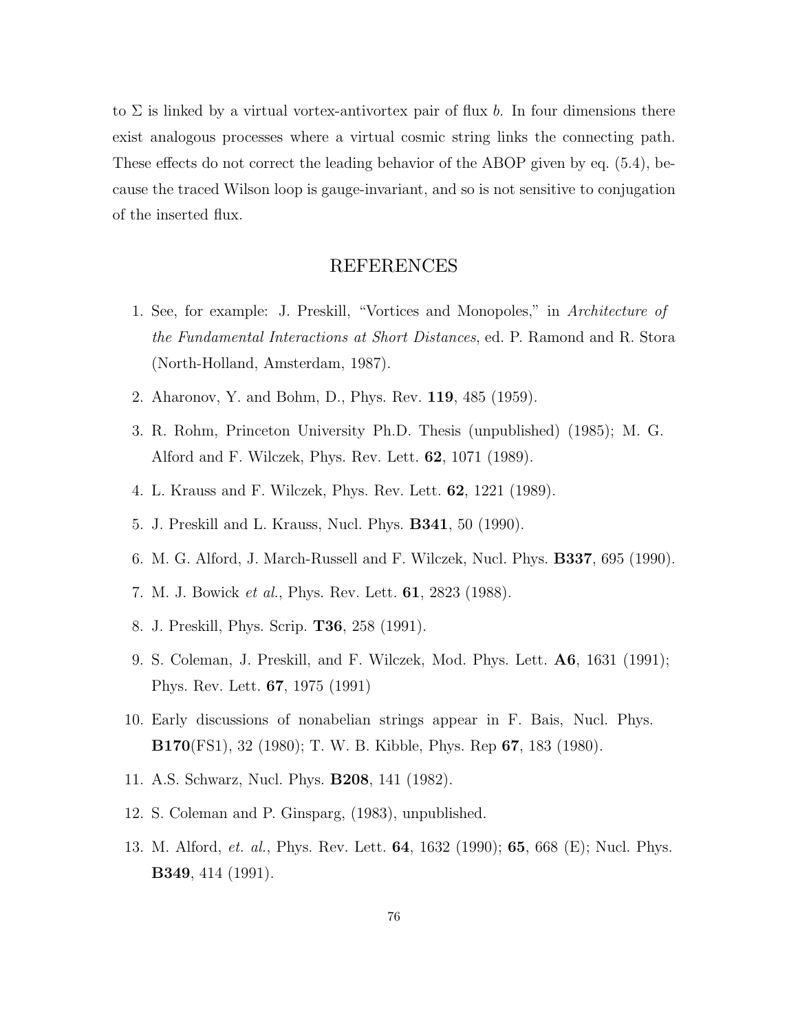to $\Sigma$ is linked by a virtual vortex-antivortex pair of flux $b$. In four dimensions there exist analogous processes where a virtual cosmic string links the connecting path. These effects do not correct the leading behavior of the ABOP given by eq. (5.4), because the traced Wilson loop is gauge-invariant, and so is not sensitive to conjugation of the inserted flux.

## REFERENCES

1. See, for example: J. Preskill, "Vortices and Monopoles," in *Architecture of the Fundamental Interactions at Short Distances*, ed. P. Ramond and R. Stora (North-Holland, Amsterdam, 1987).
2. Aharonov, Y. and Bohm, D., Phys. Rev. **119**, 485 (1959).
3. R. Rohm, Princeton University Ph.D. Thesis (unpublished) (1985); M. G. Alford and F. Wilczek, Phys. Rev. Lett. **62**, 1071 (1989).
4. L. Krauss and F. Wilczek, Phys. Rev. Lett. **62**, 1221 (1989).
5. J. Preskill and L. Krauss, Nucl. Phys. **B341**, 50 (1990).
6. M. G. Alford, J. March-Russell and F. Wilczek, Nucl. Phys. **B337**, 695 (1990).
7. M. J. Bowick *et al.*, Phys. Rev. Lett. **61**, 2823 (1988).
8. J. Preskill, Phys. Scrip. **T36**, 258 (1991).
9. S. Coleman, J. Preskill, and F. Wilczek, Mod. Phys. Lett. **A6**, 1631 (1991); Phys. Rev. Lett. **67**, 1975 (1991)
10. Early discussions of nonabelian strings appear in F. Bais, Nucl. Phys. **B170**(FS1), 32 (1980); T. W. B. Kibble, Phys. Rep **67**, 183 (1980).
11. A.S. Schwarz, Nucl. Phys. **B208**, 141 (1982).
12. S. Coleman and P. Ginsparg, (1983), unpublished.
13. M. Alford, *et. al.*, Phys. Rev. Lett. **64**, 1632 (1990); **65**, 668 (E); Nucl. Phys. **B349**, 414 (1991).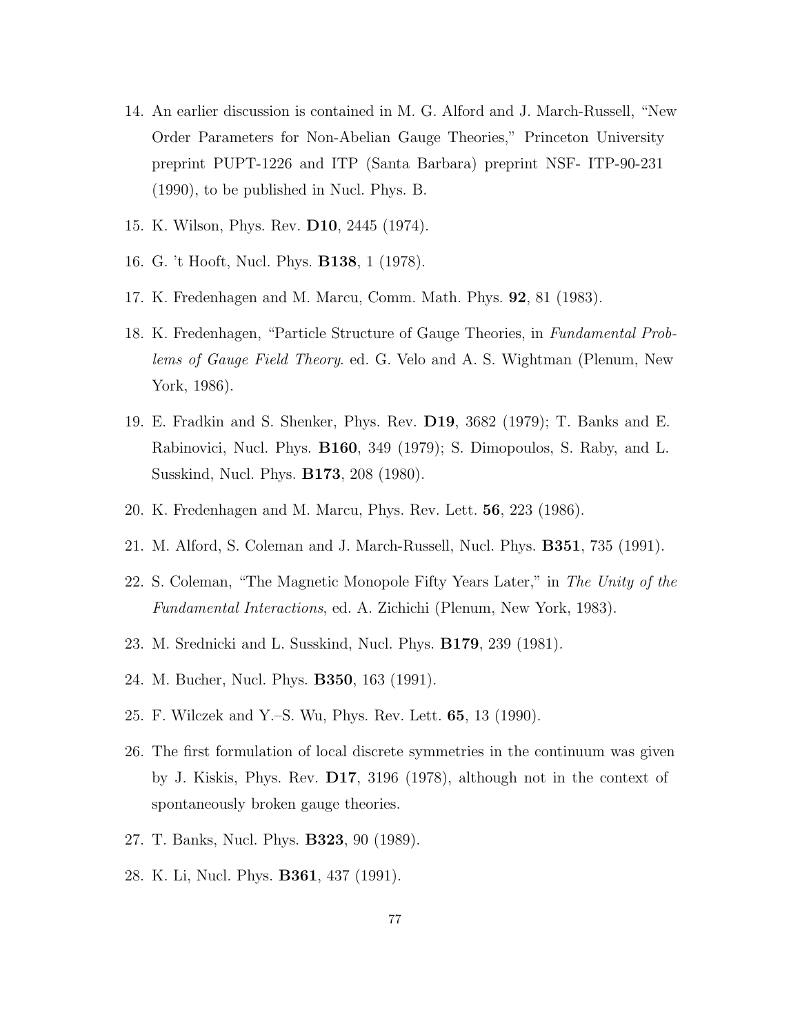14. An earlier discussion is contained in M. G. Alford and J. March-Russell, "New Order Parameters for Non-Abelian Gauge Theories," Princeton University preprint PUPT-1226 and ITP (Santa Barbara) preprint NSF- ITP-90-231 (1990), to be published in Nucl. Phys. B.

15. K. Wilson, Phys. Rev. **D10**, 2445 (1974).

16. G. 't Hooft, Nucl. Phys. **B138**, 1 (1978).

17. K. Fredenhagen and M. Marcu, Comm. Math. Phys. **92**, 81 (1983).

18. K. Fredenhagen, "Particle Structure of Gauge Theories, in *Fundamental Problems of Gauge Field Theory*. ed. G. Velo and A. S. Wightman (Plenum, New York, 1986).

19. E. Fradkin and S. Shenker, Phys. Rev. **D19**, 3682 (1979); T. Banks and E. Rabinovici, Nucl. Phys. **B160**, 349 (1979); S. Dimopoulos, S. Raby, and L. Susskind, Nucl. Phys. **B173**, 208 (1980).

20. K. Fredenhagen and M. Marcu, Phys. Rev. Lett. **56**, 223 (1986).

21. M. Alford, S. Coleman and J. March-Russell, Nucl. Phys. **B351**, 735 (1991).

22. S. Coleman, "The Magnetic Monopole Fifty Years Later," in *The Unity of the Fundamental Interactions*, ed. A. Zichichi (Plenum, New York, 1983).

23. M. Srednicki and L. Susskind, Nucl. Phys. **B179**, 239 (1981).

24. M. Bucher, Nucl. Phys. **B350**, 163 (1991).

25. F. Wilczek and Y.–S. Wu, Phys. Rev. Lett. **65**, 13 (1990).

26. The first formulation of local discrete symmetries in the continuum was given by J. Kiskis, Phys. Rev. **D17**, 3196 (1978), although not in the context of spontaneously broken gauge theories.

27. T. Banks, Nucl. Phys. **B323**, 90 (1989).

28. K. Li, Nucl. Phys. **B361**, 437 (1991).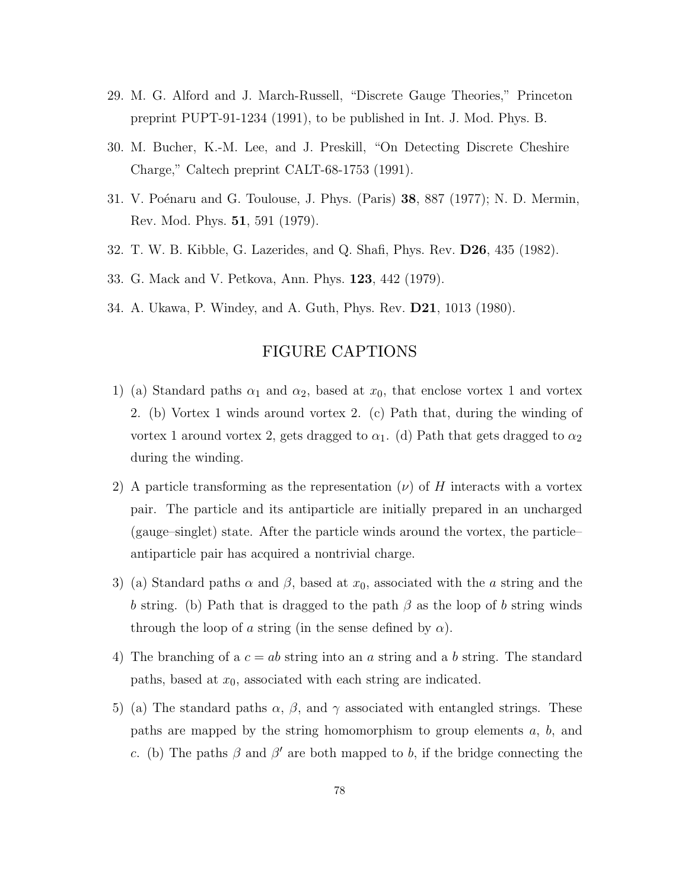29. M. G. Alford and J. March-Russell, "Discrete Gauge Theories," Princeton preprint PUPT-91-1234 (1991), to be published in Int. J. Mod. Phys. B.

30. M. Bucher, K.-M. Lee, and J. Preskill, "On Detecting Discrete Cheshire Charge," Caltech preprint CALT-68-1753 (1991).

31. V. Poénaru and G. Toulouse, J. Phys. (Paris) **38**, 887 (1977); N. D. Mermin, Rev. Mod. Phys. **51**, 591 (1979).

32. T. W. B. Kibble, G. Lazerides, and Q. Shafi, Phys. Rev. **D26**, 435 (1982).

33. G. Mack and V. Petkova, Ann. Phys. **123**, 442 (1979).

34. A. Ukawa, P. Windey, and A. Guth, Phys. Rev. **D21**, 1013 (1980).

## FIGURE CAPTIONS

1) (a) Standard paths $\alpha_1$ and $\alpha_2$, based at $x_0$, that enclose vortex 1 and vortex 2. (b) Vortex 1 winds around vortex 2. (c) Path that, during the winding of vortex 1 around vortex 2, gets dragged to $\alpha_1$. (d) Path that gets dragged to $\alpha_2$ during the winding.

2) A particle transforming as the representation $(\nu)$ of $H$ interacts with a vortex pair. The particle and its antiparticle are initially prepared in an uncharged (gauge–singlet) state. After the particle winds around the vortex, the particle–antiparticle pair has acquired a nontrivial charge.

3) (a) Standard paths $\alpha$ and $\beta$, based at $x_0$, associated with the $a$ string and the $b$ string. (b) Path that is dragged to the path $\beta$ as the loop of $b$ string winds through the loop of $a$ string (in the sense defined by $\alpha$).

4) The branching of a $c = ab$ string into an $a$ string and a $b$ string. The standard paths, based at $x_0$, associated with each string are indicated.

5) (a) The standard paths $\alpha$, $\beta$, and $\gamma$ associated with entangled strings. These paths are mapped by the string homomorphism to group elements $a$, $b$, and $c$. (b) The paths $\beta$ and $\beta'$ are both mapped to $b$, if the bridge connecting the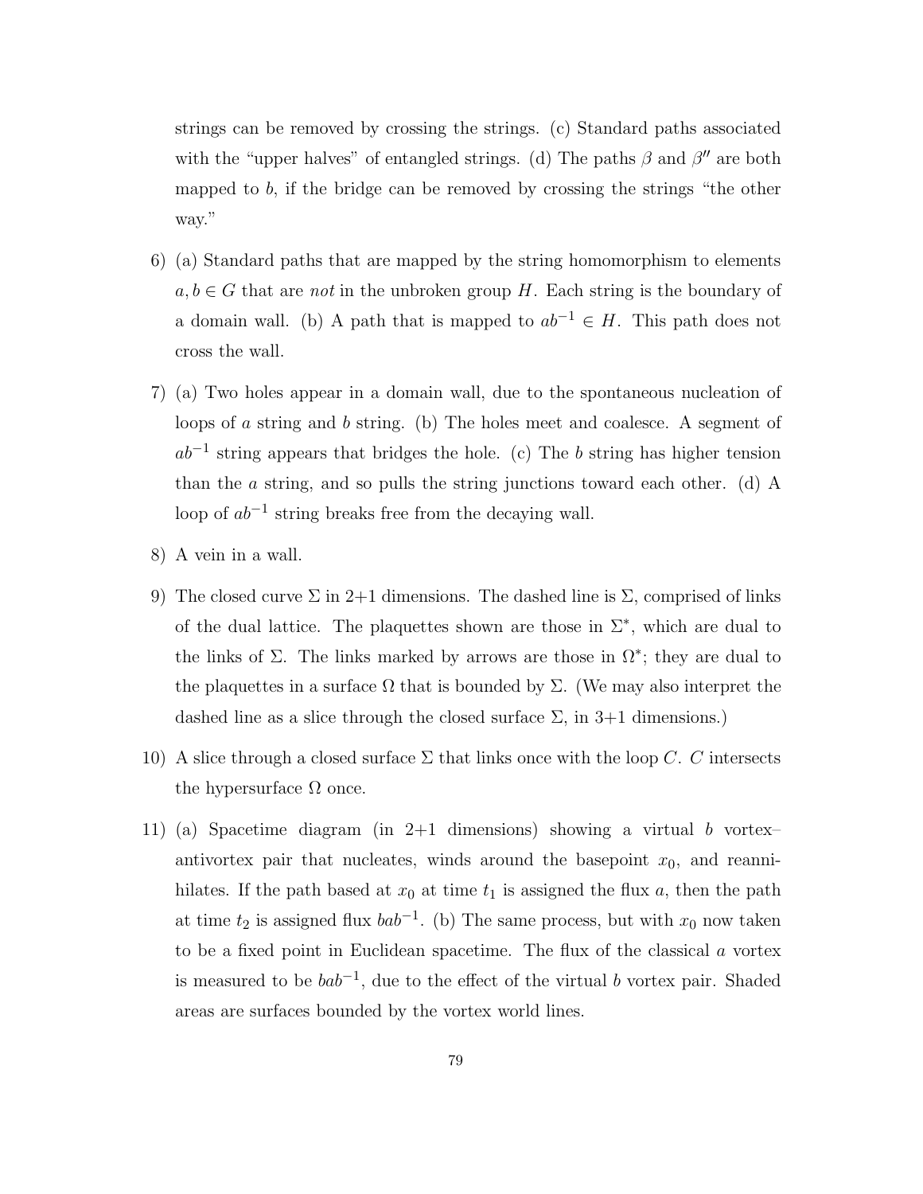strings can be removed by crossing the strings. (c) Standard paths associated with the "upper halves" of entangled strings. (d) The paths $\beta$ and $\beta''$ are both mapped to $b$, if the bridge can be removed by crossing the strings "the other way."

6) (a) Standard paths that are mapped by the string homomorphism to elements $a, b \in G$ that are *not* in the unbroken group $H$. Each string is the boundary of a domain wall. (b) A path that is mapped to $ab^{-1} \in H$. This path does not cross the wall.

7) (a) Two holes appear in a domain wall, due to the spontaneous nucleation of loops of $a$ string and $b$ string. (b) The holes meet and coalesce. A segment of $ab^{-1}$ string appears that bridges the hole. (c) The $b$ string has higher tension than the $a$ string, and so pulls the string junctions toward each other. (d) A loop of $ab^{-1}$ string breaks free from the decaying wall.

8) A vein in a wall.

9) The closed curve $\Sigma$ in 2+1 dimensions. The dashed line is $\Sigma$, comprised of links of the dual lattice. The plaquettes shown are those in $\Sigma^*$, which are dual to the links of $\Sigma$. The links marked by arrows are those in $\Omega^*$; they are dual to the plaquettes in a surface $\Omega$ that is bounded by $\Sigma$. (We may also interpret the dashed line as a slice through the closed surface $\Sigma$, in 3+1 dimensions.)

10) A slice through a closed surface $\Sigma$ that links once with the loop $C$. $C$ intersects the hypersurface $\Omega$ once.

11) (a) Spacetime diagram (in 2+1 dimensions) showing a virtual $b$ vortex–antivortex pair that nucleates, winds around the basepoint $x_0$, and reannihilates. If the path based at $x_0$ at time $t_1$ is assigned the flux $a$, then the path at time $t_2$ is assigned flux $bab^{-1}$. (b) The same process, but with $x_0$ now taken to be a fixed point in Euclidean spacetime. The flux of the classical $a$ vortex is measured to be $bab^{-1}$, due to the effect of the virtual $b$ vortex pair. Shaded areas are surfaces bounded by the vortex world lines.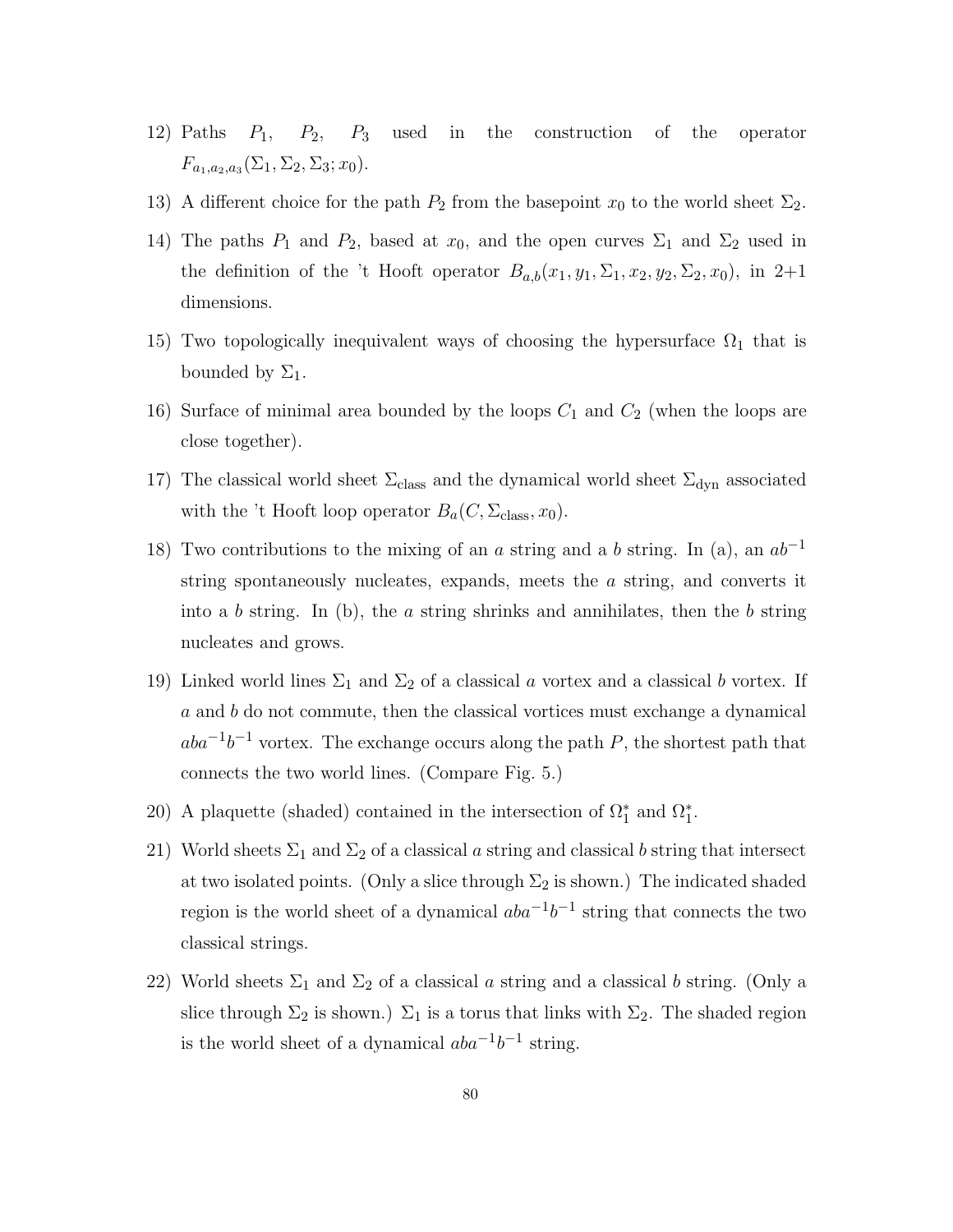12) Paths $P_1$, $P_2$, $P_3$ used in the construction of the operator $F_{a_1,a_2,a_3}(\Sigma_1, \Sigma_2, \Sigma_3; x_0)$.

13) A different choice for the path $P_2$ from the basepoint $x_0$ to the world sheet $\Sigma_2$.

14) The paths $P_1$ and $P_2$, based at $x_0$, and the open curves $\Sigma_1$ and $\Sigma_2$ used in the definition of the 't Hooft operator $B_{a,b}(x_1, y_1, \Sigma_1, x_2, y_2, \Sigma_2, x_0)$, in 2+1 dimensions.

15) Two topologically inequivalent ways of choosing the hypersurface $\Omega_1$ that is bounded by $\Sigma_1$.

16) Surface of minimal area bounded by the loops $C_1$ and $C_2$ (when the loops are close together).

17) The classical world sheet $\Sigma_{\text{class}}$ and the dynamical world sheet $\Sigma_{\text{dyn}}$ associated with the 't Hooft loop operator $B_a(C, \Sigma_{\text{class}}, x_0)$.

18) Two contributions to the mixing of an $a$ string and a $b$ string. In (a), an $ab^{-1}$ string spontaneously nucleates, expands, meets the $a$ string, and converts it into a $b$ string. In (b), the $a$ string shrinks and annihilates, then the $b$ string nucleates and grows.

19) Linked world lines $\Sigma_1$ and $\Sigma_2$ of a classical $a$ vortex and a classical $b$ vortex. If $a$ and $b$ do not commute, then the classical vortices must exchange a dynamical $aba^{-1}b^{-1}$ vortex. The exchange occurs along the path $P$, the shortest path that connects the two world lines. (Compare Fig. 5.)

20) A plaquette (shaded) contained in the intersection of $\Omega_1^*$ and $\Omega_1^*$.

21) World sheets $\Sigma_1$ and $\Sigma_2$ of a classical $a$ string and classical $b$ string that intersect at two isolated points. (Only a slice through $\Sigma_2$ is shown.) The indicated shaded region is the world sheet of a dynamical $aba^{-1}b^{-1}$ string that connects the two classical strings.

22) World sheets $\Sigma_1$ and $\Sigma_2$ of a classical $a$ string and a classical $b$ string. (Only a slice through $\Sigma_2$ is shown.) $\Sigma_1$ is a torus that links with $\Sigma_2$. The shaded region is the world sheet of a dynamical $aba^{-1}b^{-1}$ string.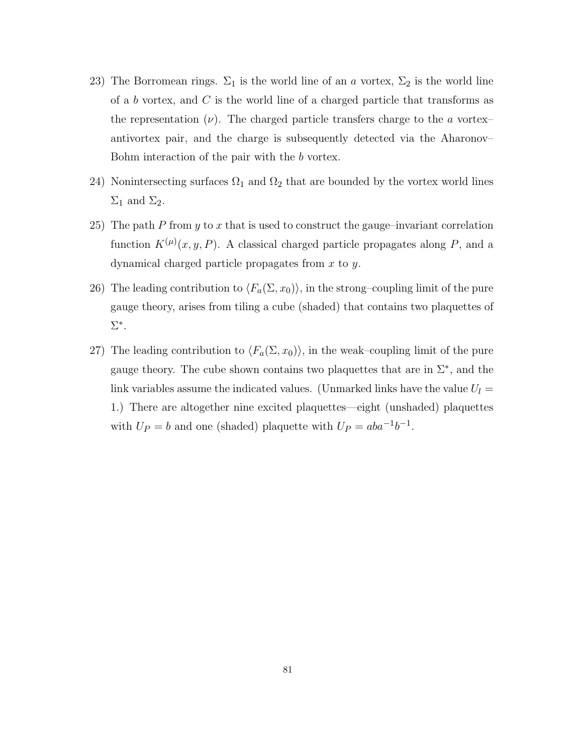23) The Borromean rings. $\Sigma_1$ is the world line of an $a$ vortex, $\Sigma_2$ is the world line of a $b$ vortex, and $C$ is the world line of a charged particle that transforms as the representation $(\nu)$. The charged particle transfers charge to the $a$ vortex–antivortex pair, and the charge is subsequently detected via the Aharonov–Bohm interaction of the pair with the $b$ vortex.

24) Nonintersecting surfaces $\Omega_1$ and $\Omega_2$ that are bounded by the vortex world lines $\Sigma_1$ and $\Sigma_2$.

25) The path $P$ from $y$ to $x$ that is used to construct the gauge–invariant correlation function $K^{(\mu)}(x, y, P)$. A classical charged particle propagates along $P$, and a dynamical charged particle propagates from $x$ to $y$.

26) The leading contribution to $\langle F_a(\Sigma, x_0)\rangle$, in the strong–coupling limit of the pure gauge theory, arises from tiling a cube (shaded) that contains two plaquettes of $\Sigma^*$.

27) The leading contribution to $\langle F_a(\Sigma, x_0)\rangle$, in the weak–coupling limit of the pure gauge theory. The cube shown contains two plaquettes that are in $\Sigma^*$, and the link variables assume the indicated values. (Unmarked links have the value $U_l = 1$.) There are altogether nine excited plaquettes—eight (unshaded) plaquettes with $U_P = b$ and one (shaded) plaquette with $U_P = aba^{-1}b^{-1}$.